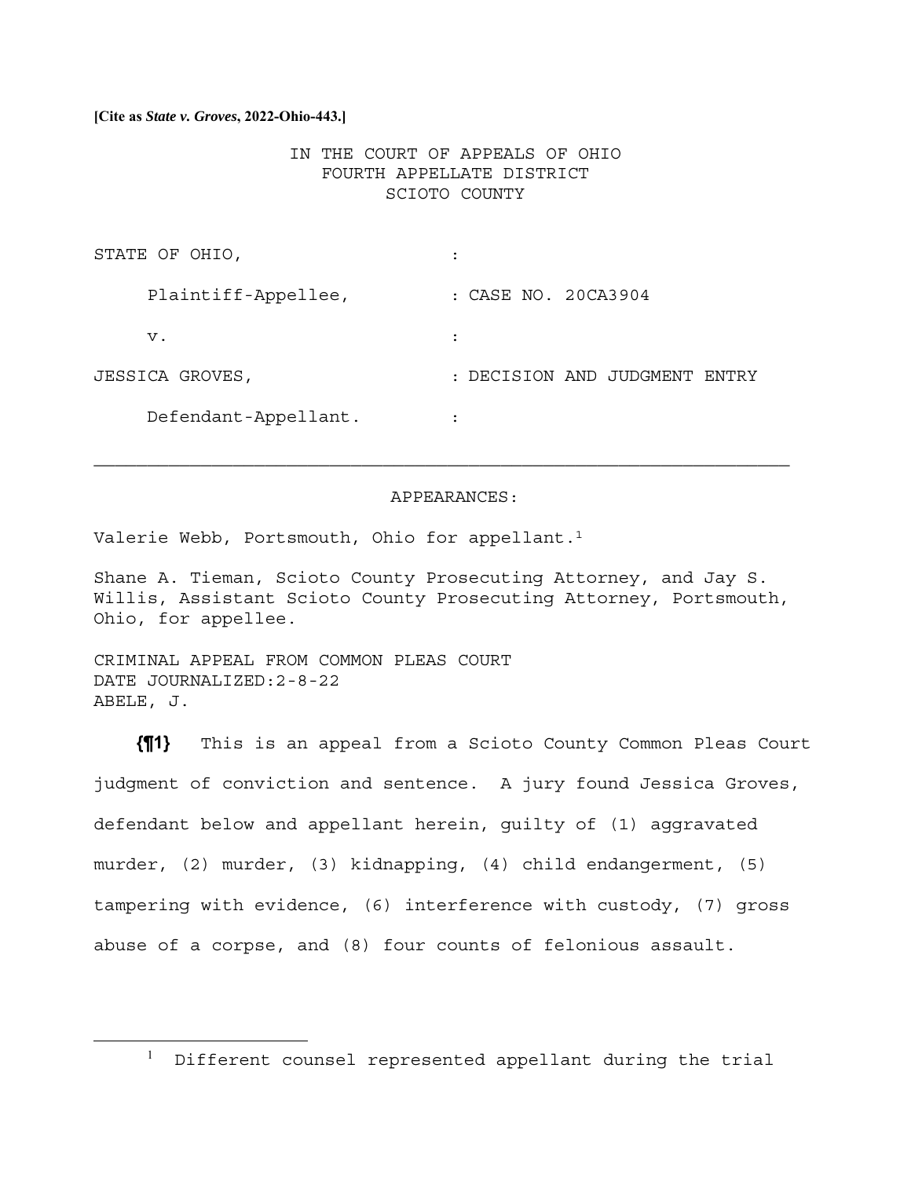**[Cite as *State v. Groves*, 2022-Ohio-443.]**

IN THE COURT OF APPEALS OF OHIO
FOURTH APPELLATE DISTRICT
SCIOTO COUNTY

| | |
|---|---|
| STATE OF OHIO, | : |
| Plaintiff-Appellee, | : CASE NO. 20CA3904 |
| v. | : |
| JESSICA GROVES, | : DECISION AND JUDGMENT ENTRY |
| Defendant-Appellant. | : |

---

APPEARANCES:

Valerie Webb, Portsmouth, Ohio for appellant.[1]

Shane A. Tieman, Scioto County Prosecuting Attorney, and Jay S. Willis, Assistant Scioto County Prosecuting Attorney, Portsmouth, Ohio, for appellee.

CRIMINAL APPEAL FROM COMMON PLEAS COURT
DATE JOURNALIZED:2-8-22
ABELE, J.

**{¶1}** This is an appeal from a Scioto County Common Pleas Court judgment of conviction and sentence. A jury found Jessica Groves, defendant below and appellant herein, guilty of (1) aggravated murder, (2) murder, (3) kidnapping, (4) child endangerment, (5) tampering with evidence, (6) interference with custody, (7) gross abuse of a corpse, and (8) four counts of felonious assault.

---

[1] Different counsel represented appellant during the trial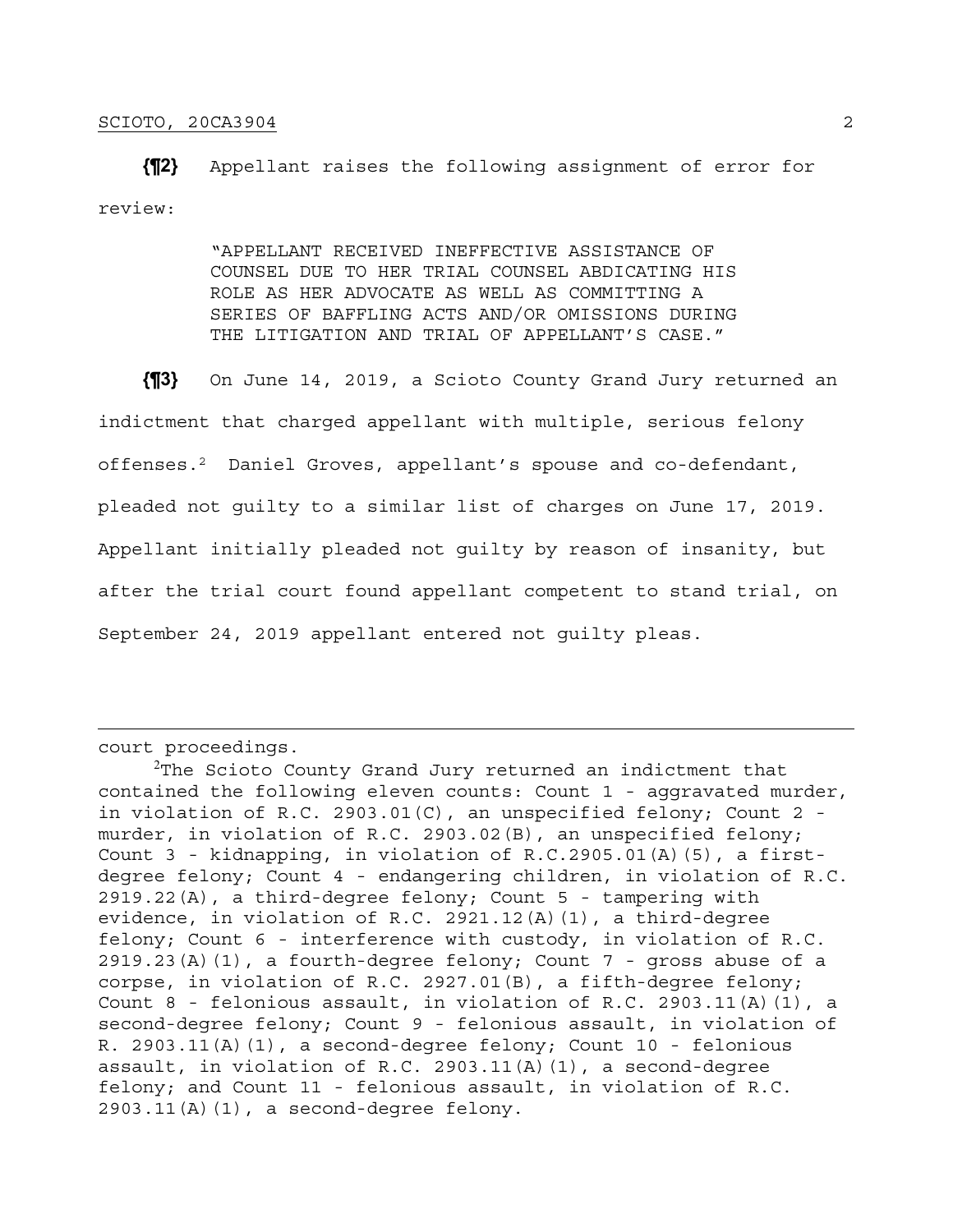**{¶2}** Appellant raises the following assignment of error for review:

> "APPELLANT RECEIVED INEFFECTIVE ASSISTANCE OF COUNSEL DUE TO HER TRIAL COUNSEL ABDICATING HIS ROLE AS HER ADVOCATE AS WELL AS COMMITTING A SERIES OF BAFFLING ACTS AND/OR OMISSIONS DURING THE LITIGATION AND TRIAL OF APPELLANT'S CASE."

**{¶3}** On June 14, 2019, a Scioto County Grand Jury returned an indictment that charged appellant with multiple, serious felony offenses.[2] Daniel Groves, appellant's spouse and co-defendant, pleaded not guilty to a similar list of charges on June 17, 2019. Appellant initially pleaded not guilty by reason of insanity, but after the trial court found appellant competent to stand trial, on September 24, 2019 appellant entered not guilty pleas.

---

court proceedings.

[2]The Scioto County Grand Jury returned an indictment that contained the following eleven counts: Count 1 - aggravated murder, in violation of R.C. 2903.01(C), an unspecified felony; Count 2 - murder, in violation of R.C. 2903.02(B), an unspecified felony; Count 3 - kidnapping, in violation of R.C.2905.01(A)(5), a first-degree felony; Count 4 - endangering children, in violation of R.C. 2919.22(A), a third-degree felony; Count 5 - tampering with evidence, in violation of R.C. 2921.12(A)(1), a third-degree felony; Count 6 - interference with custody, in violation of R.C. 2919.23(A)(1), a fourth-degree felony; Count 7 - gross abuse of a corpse, in violation of R.C. 2927.01(B), a fifth-degree felony; Count 8 - felonious assault, in violation of R.C. 2903.11(A)(1), a second-degree felony; Count 9 - felonious assault, in violation of R. 2903.11(A)(1), a second-degree felony; Count 10 - felonious assault, in violation of R.C. 2903.11(A)(1), a second-degree felony; and Count 11 - felonious assault, in violation of R.C. 2903.11(A)(1), a second-degree felony.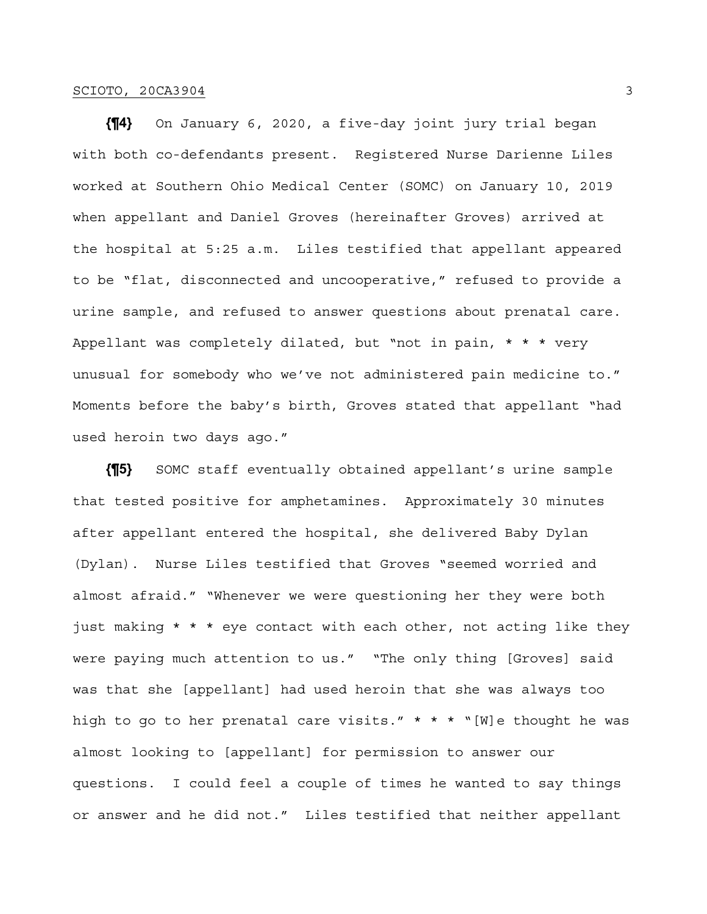**{¶4}** On January 6, 2020, a five-day joint jury trial began with both co-defendants present. Registered Nurse Darienne Liles worked at Southern Ohio Medical Center (SOMC) on January 10, 2019 when appellant and Daniel Groves (hereinafter Groves) arrived at the hospital at 5:25 a.m. Liles testified that appellant appeared to be "flat, disconnected and uncooperative," refused to provide a urine sample, and refused to answer questions about prenatal care. Appellant was completely dilated, but "not in pain, * * * very unusual for somebody who we've not administered pain medicine to." Moments before the baby's birth, Groves stated that appellant "had used heroin two days ago."

**{¶5}** SOMC staff eventually obtained appellant's urine sample that tested positive for amphetamines. Approximately 30 minutes after appellant entered the hospital, she delivered Baby Dylan (Dylan). Nurse Liles testified that Groves "seemed worried and almost afraid." "Whenever we were questioning her they were both just making * * * eye contact with each other, not acting like they were paying much attention to us." "The only thing [Groves] said was that she [appellant] had used heroin that she was always too high to go to her prenatal care visits." * * * "[W]e thought he was almost looking to [appellant] for permission to answer our questions. I could feel a couple of times he wanted to say things or answer and he did not." Liles testified that neither appellant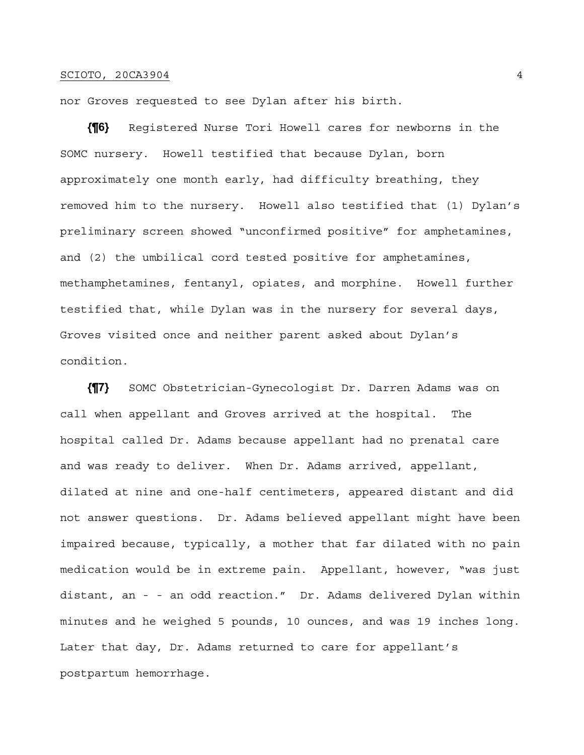nor Groves requested to see Dylan after his birth.

**{¶6}** Registered Nurse Tori Howell cares for newborns in the SOMC nursery. Howell testified that because Dylan, born approximately one month early, had difficulty breathing, they removed him to the nursery. Howell also testified that (1) Dylan's preliminary screen showed "unconfirmed positive" for amphetamines, and (2) the umbilical cord tested positive for amphetamines, methamphetamines, fentanyl, opiates, and morphine. Howell further testified that, while Dylan was in the nursery for several days, Groves visited once and neither parent asked about Dylan's condition.

**{¶7}** SOMC Obstetrician-Gynecologist Dr. Darren Adams was on call when appellant and Groves arrived at the hospital. The hospital called Dr. Adams because appellant had no prenatal care and was ready to deliver. When Dr. Adams arrived, appellant, dilated at nine and one-half centimeters, appeared distant and did not answer questions. Dr. Adams believed appellant might have been impaired because, typically, a mother that far dilated with no pain medication would be in extreme pain. Appellant, however, "was just distant, an - - an odd reaction." Dr. Adams delivered Dylan within minutes and he weighed 5 pounds, 10 ounces, and was 19 inches long. Later that day, Dr. Adams returned to care for appellant's postpartum hemorrhage.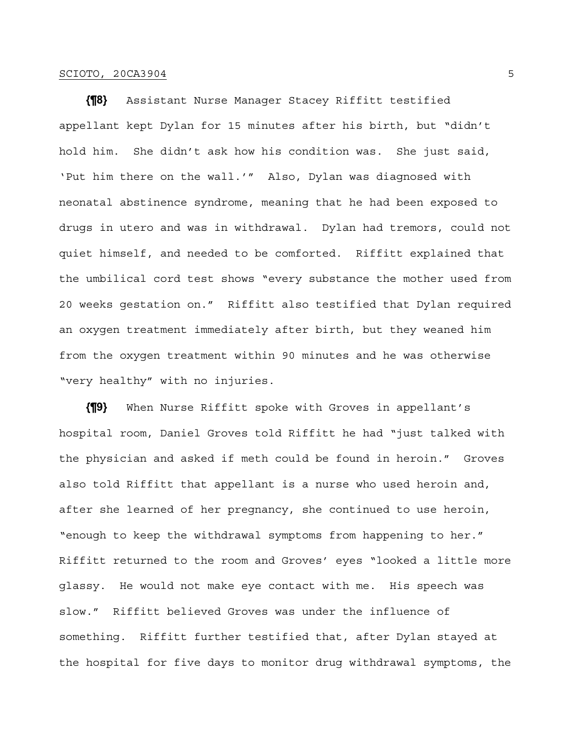**{¶8}** Assistant Nurse Manager Stacey Riffitt testified appellant kept Dylan for 15 minutes after his birth, but "didn't hold him. She didn't ask how his condition was. She just said, 'Put him there on the wall.'" Also, Dylan was diagnosed with neonatal abstinence syndrome, meaning that he had been exposed to drugs in utero and was in withdrawal. Dylan had tremors, could not quiet himself, and needed to be comforted. Riffitt explained that the umbilical cord test shows "every substance the mother used from 20 weeks gestation on." Riffitt also testified that Dylan required an oxygen treatment immediately after birth, but they weaned him from the oxygen treatment within 90 minutes and he was otherwise "very healthy" with no injuries.

**{¶9}** When Nurse Riffitt spoke with Groves in appellant's hospital room, Daniel Groves told Riffitt he had "just talked with the physician and asked if meth could be found in heroin." Groves also told Riffitt that appellant is a nurse who used heroin and, after she learned of her pregnancy, she continued to use heroin, "enough to keep the withdrawal symptoms from happening to her." Riffitt returned to the room and Groves' eyes "looked a little more glassy. He would not make eye contact with me. His speech was slow." Riffitt believed Groves was under the influence of something. Riffitt further testified that, after Dylan stayed at the hospital for five days to monitor drug withdrawal symptoms, the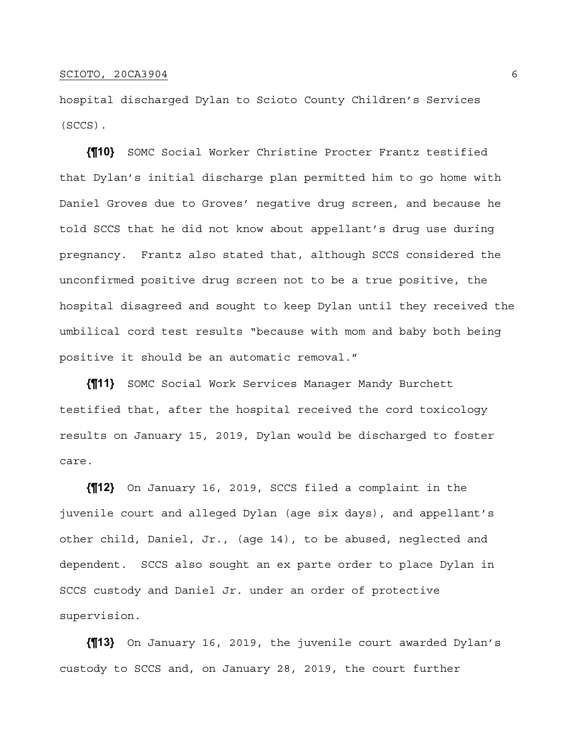hospital discharged Dylan to Scioto County Children's Services (SCCS).

**{¶10}** SOMC Social Worker Christine Procter Frantz testified that Dylan's initial discharge plan permitted him to go home with Daniel Groves due to Groves' negative drug screen, and because he told SCCS that he did not know about appellant's drug use during pregnancy. Frantz also stated that, although SCCS considered the unconfirmed positive drug screen not to be a true positive, the hospital disagreed and sought to keep Dylan until they received the umbilical cord test results "because with mom and baby both being positive it should be an automatic removal."

**{¶11}** SOMC Social Work Services Manager Mandy Burchett testified that, after the hospital received the cord toxicology results on January 15, 2019, Dylan would be discharged to foster care.

**{¶12}** On January 16, 2019, SCCS filed a complaint in the juvenile court and alleged Dylan (age six days), and appellant's other child, Daniel, Jr., (age 14), to be abused, neglected and dependent. SCCS also sought an ex parte order to place Dylan in SCCS custody and Daniel Jr. under an order of protective supervision.

**{¶13}** On January 16, 2019, the juvenile court awarded Dylan's custody to SCCS and, on January 28, 2019, the court further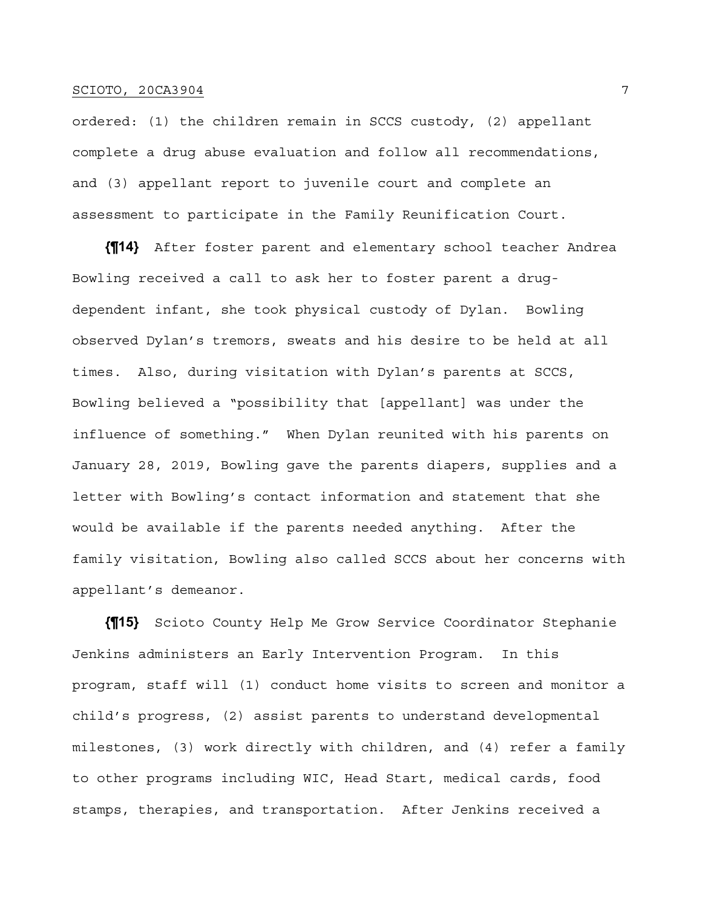ordered: (1) the children remain in SCCS custody, (2) appellant complete a drug abuse evaluation and follow all recommendations, and (3) appellant report to juvenile court and complete an assessment to participate in the Family Reunification Court.

**{¶14}** After foster parent and elementary school teacher Andrea Bowling received a call to ask her to foster parent a drug-dependent infant, she took physical custody of Dylan. Bowling observed Dylan's tremors, sweats and his desire to be held at all times. Also, during visitation with Dylan's parents at SCCS, Bowling believed a "possibility that [appellant] was under the influence of something." When Dylan reunited with his parents on January 28, 2019, Bowling gave the parents diapers, supplies and a letter with Bowling's contact information and statement that she would be available if the parents needed anything. After the family visitation, Bowling also called SCCS about her concerns with appellant's demeanor.

**{¶15}** Scioto County Help Me Grow Service Coordinator Stephanie Jenkins administers an Early Intervention Program. In this program, staff will (1) conduct home visits to screen and monitor a child's progress, (2) assist parents to understand developmental milestones, (3) work directly with children, and (4) refer a family to other programs including WIC, Head Start, medical cards, food stamps, therapies, and transportation. After Jenkins received a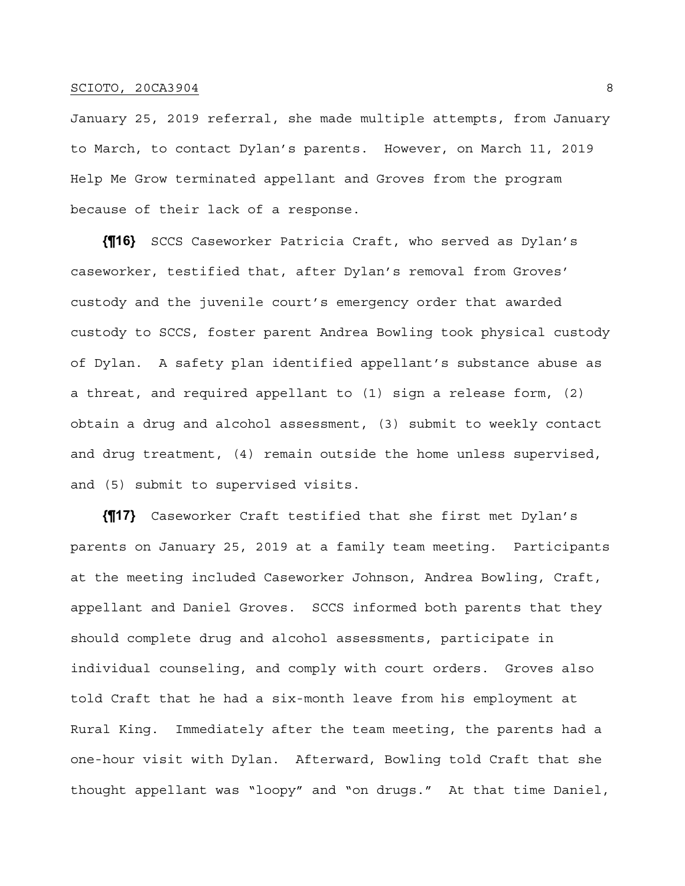January 25, 2019 referral, she made multiple attempts, from January to March, to contact Dylan's parents. However, on March 11, 2019 Help Me Grow terminated appellant and Groves from the program because of their lack of a response.

**{¶16}** SCCS Caseworker Patricia Craft, who served as Dylan's caseworker, testified that, after Dylan's removal from Groves' custody and the juvenile court's emergency order that awarded custody to SCCS, foster parent Andrea Bowling took physical custody of Dylan. A safety plan identified appellant's substance abuse as a threat, and required appellant to (1) sign a release form, (2) obtain a drug and alcohol assessment, (3) submit to weekly contact and drug treatment, (4) remain outside the home unless supervised, and (5) submit to supervised visits.

**{¶17}** Caseworker Craft testified that she first met Dylan's parents on January 25, 2019 at a family team meeting. Participants at the meeting included Caseworker Johnson, Andrea Bowling, Craft, appellant and Daniel Groves. SCCS informed both parents that they should complete drug and alcohol assessments, participate in individual counseling, and comply with court orders. Groves also told Craft that he had a six-month leave from his employment at Rural King. Immediately after the team meeting, the parents had a one-hour visit with Dylan. Afterward, Bowling told Craft that she thought appellant was "loopy" and "on drugs." At that time Daniel,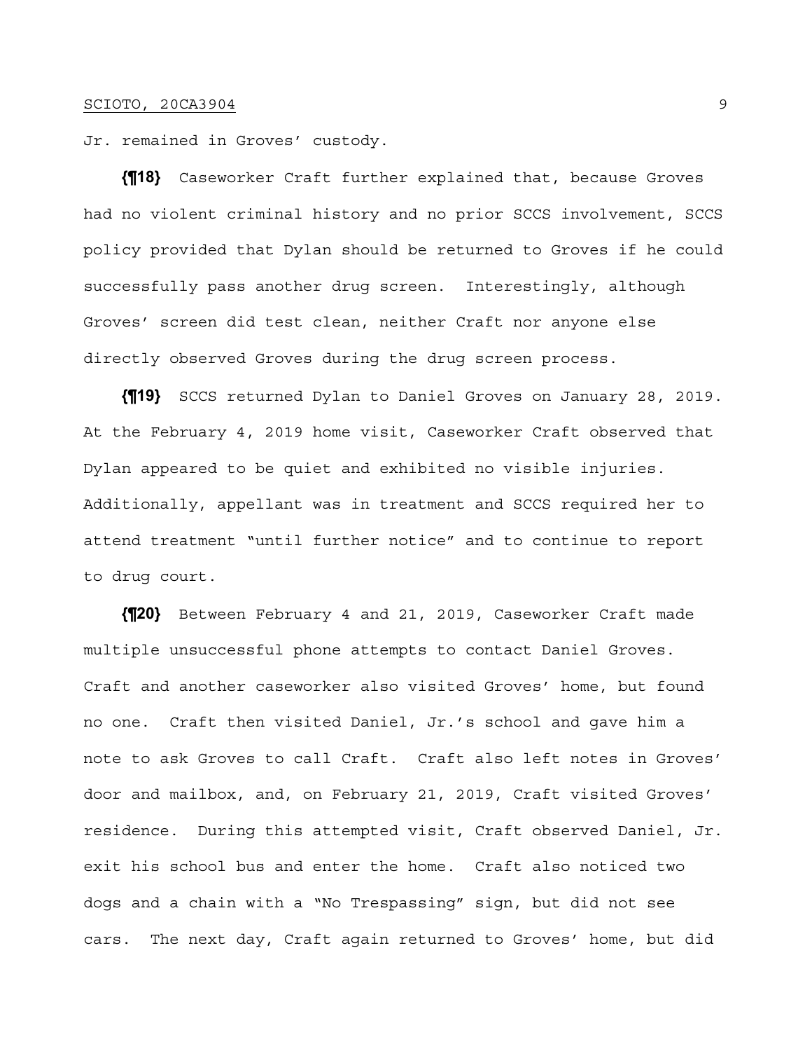Jr. remained in Groves' custody.

**{¶18}** Caseworker Craft further explained that, because Groves had no violent criminal history and no prior SCCS involvement, SCCS policy provided that Dylan should be returned to Groves if he could successfully pass another drug screen. Interestingly, although Groves' screen did test clean, neither Craft nor anyone else directly observed Groves during the drug screen process.

**{¶19}** SCCS returned Dylan to Daniel Groves on January 28, 2019. At the February 4, 2019 home visit, Caseworker Craft observed that Dylan appeared to be quiet and exhibited no visible injuries. Additionally, appellant was in treatment and SCCS required her to attend treatment "until further notice" and to continue to report to drug court.

**{¶20}** Between February 4 and 21, 2019, Caseworker Craft made multiple unsuccessful phone attempts to contact Daniel Groves. Craft and another caseworker also visited Groves' home, but found no one. Craft then visited Daniel, Jr.'s school and gave him a note to ask Groves to call Craft. Craft also left notes in Groves' door and mailbox, and, on February 21, 2019, Craft visited Groves' residence. During this attempted visit, Craft observed Daniel, Jr. exit his school bus and enter the home. Craft also noticed two dogs and a chain with a "No Trespassing" sign, but did not see cars. The next day, Craft again returned to Groves' home, but did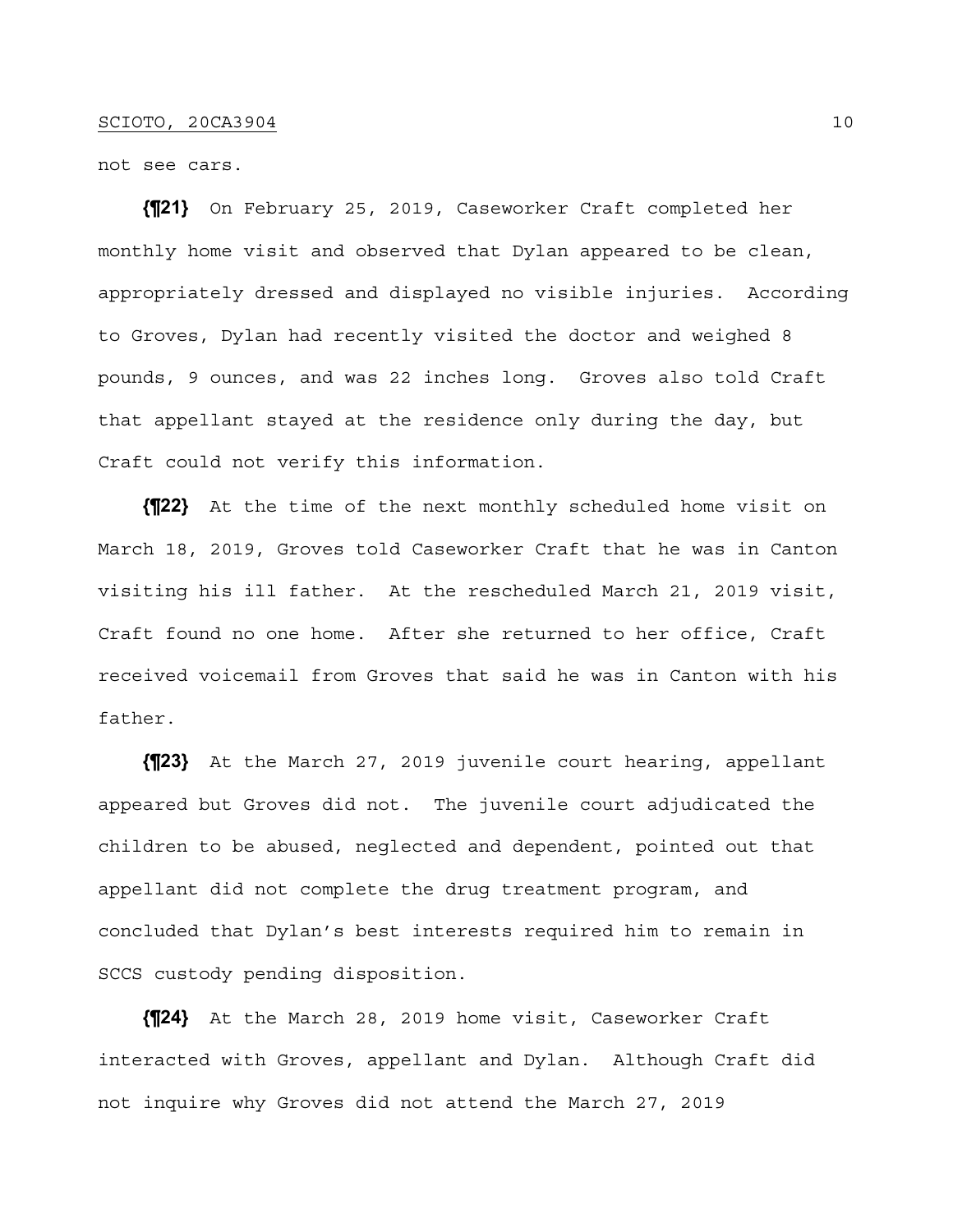not see cars.

**{¶21}** On February 25, 2019, Caseworker Craft completed her monthly home visit and observed that Dylan appeared to be clean, appropriately dressed and displayed no visible injuries. According to Groves, Dylan had recently visited the doctor and weighed 8 pounds, 9 ounces, and was 22 inches long. Groves also told Craft that appellant stayed at the residence only during the day, but Craft could not verify this information.

**{¶22}** At the time of the next monthly scheduled home visit on March 18, 2019, Groves told Caseworker Craft that he was in Canton visiting his ill father. At the rescheduled March 21, 2019 visit, Craft found no one home. After she returned to her office, Craft received voicemail from Groves that said he was in Canton with his father.

**{¶23}** At the March 27, 2019 juvenile court hearing, appellant appeared but Groves did not. The juvenile court adjudicated the children to be abused, neglected and dependent, pointed out that appellant did not complete the drug treatment program, and concluded that Dylan's best interests required him to remain in SCCS custody pending disposition.

**{¶24}** At the March 28, 2019 home visit, Caseworker Craft interacted with Groves, appellant and Dylan. Although Craft did not inquire why Groves did not attend the March 27, 2019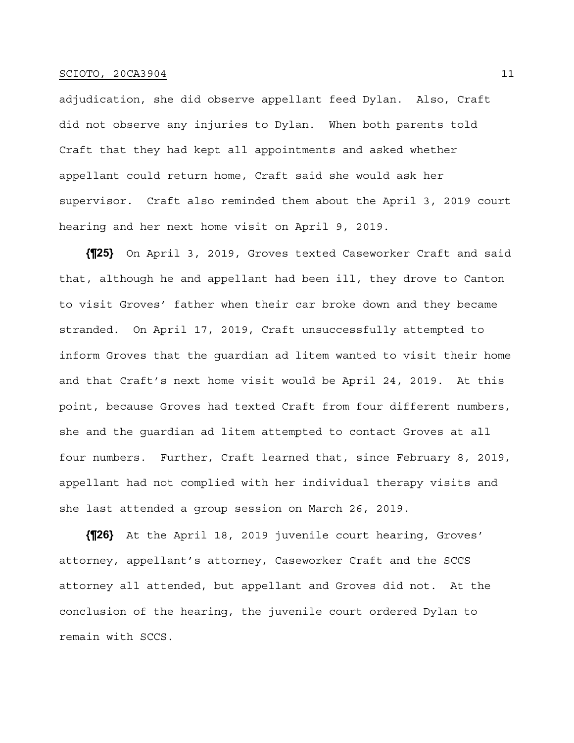adjudication, she did observe appellant feed Dylan. Also, Craft did not observe any injuries to Dylan. When both parents told Craft that they had kept all appointments and asked whether appellant could return home, Craft said she would ask her supervisor. Craft also reminded them about the April 3, 2019 court hearing and her next home visit on April 9, 2019.

**{¶25}** On April 3, 2019, Groves texted Caseworker Craft and said that, although he and appellant had been ill, they drove to Canton to visit Groves' father when their car broke down and they became stranded. On April 17, 2019, Craft unsuccessfully attempted to inform Groves that the guardian ad litem wanted to visit their home and that Craft's next home visit would be April 24, 2019. At this point, because Groves had texted Craft from four different numbers, she and the guardian ad litem attempted to contact Groves at all four numbers. Further, Craft learned that, since February 8, 2019, appellant had not complied with her individual therapy visits and she last attended a group session on March 26, 2019.

**{¶26}** At the April 18, 2019 juvenile court hearing, Groves' attorney, appellant's attorney, Caseworker Craft and the SCCS attorney all attended, but appellant and Groves did not. At the conclusion of the hearing, the juvenile court ordered Dylan to remain with SCCS.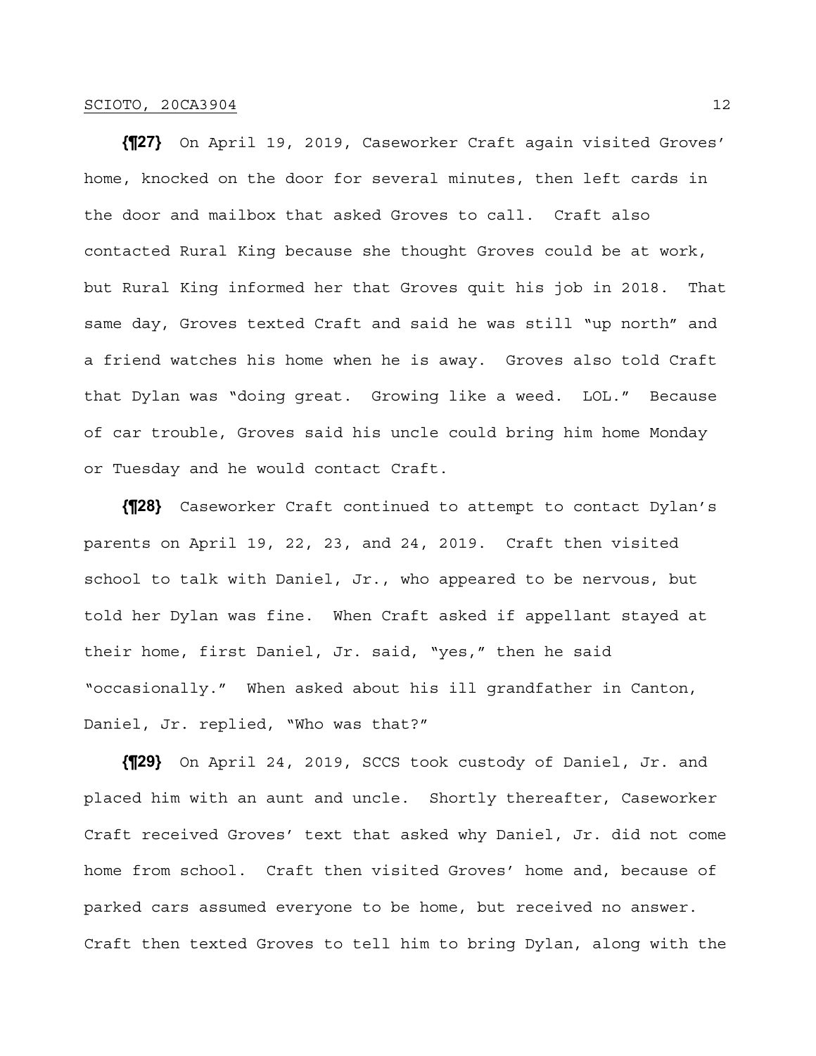**{¶27}** On April 19, 2019, Caseworker Craft again visited Groves' home, knocked on the door for several minutes, then left cards in the door and mailbox that asked Groves to call. Craft also contacted Rural King because she thought Groves could be at work, but Rural King informed her that Groves quit his job in 2018. That same day, Groves texted Craft and said he was still "up north" and a friend watches his home when he is away. Groves also told Craft that Dylan was "doing great. Growing like a weed. LOL." Because of car trouble, Groves said his uncle could bring him home Monday or Tuesday and he would contact Craft.

**{¶28}** Caseworker Craft continued to attempt to contact Dylan's parents on April 19, 22, 23, and 24, 2019. Craft then visited school to talk with Daniel, Jr., who appeared to be nervous, but told her Dylan was fine. When Craft asked if appellant stayed at their home, first Daniel, Jr. said, "yes," then he said "occasionally." When asked about his ill grandfather in Canton, Daniel, Jr. replied, "Who was that?"

**{¶29}** On April 24, 2019, SCCS took custody of Daniel, Jr. and placed him with an aunt and uncle. Shortly thereafter, Caseworker Craft received Groves' text that asked why Daniel, Jr. did not come home from school. Craft then visited Groves' home and, because of parked cars assumed everyone to be home, but received no answer. Craft then texted Groves to tell him to bring Dylan, along with the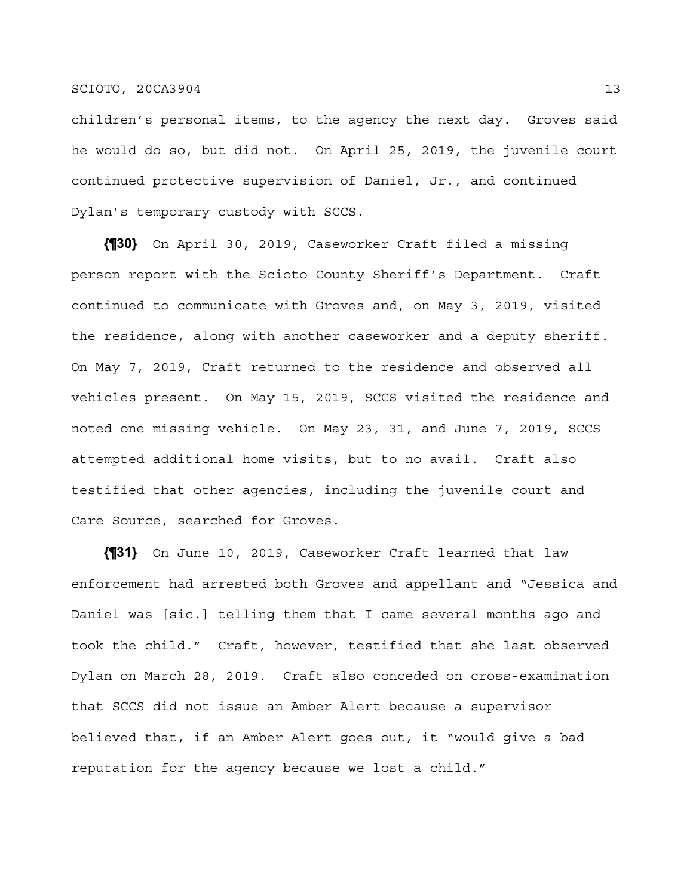children's personal items, to the agency the next day. Groves said he would do so, but did not. On April 25, 2019, the juvenile court continued protective supervision of Daniel, Jr., and continued Dylan's temporary custody with SCCS.

**{¶30}** On April 30, 2019, Caseworker Craft filed a missing person report with the Scioto County Sheriff's Department. Craft continued to communicate with Groves and, on May 3, 2019, visited the residence, along with another caseworker and a deputy sheriff. On May 7, 2019, Craft returned to the residence and observed all vehicles present. On May 15, 2019, SCCS visited the residence and noted one missing vehicle. On May 23, 31, and June 7, 2019, SCCS attempted additional home visits, but to no avail. Craft also testified that other agencies, including the juvenile court and Care Source, searched for Groves.

**{¶31}** On June 10, 2019, Caseworker Craft learned that law enforcement had arrested both Groves and appellant and "Jessica and Daniel was [sic.] telling them that I came several months ago and took the child." Craft, however, testified that she last observed Dylan on March 28, 2019. Craft also conceded on cross-examination that SCCS did not issue an Amber Alert because a supervisor believed that, if an Amber Alert goes out, it "would give a bad reputation for the agency because we lost a child."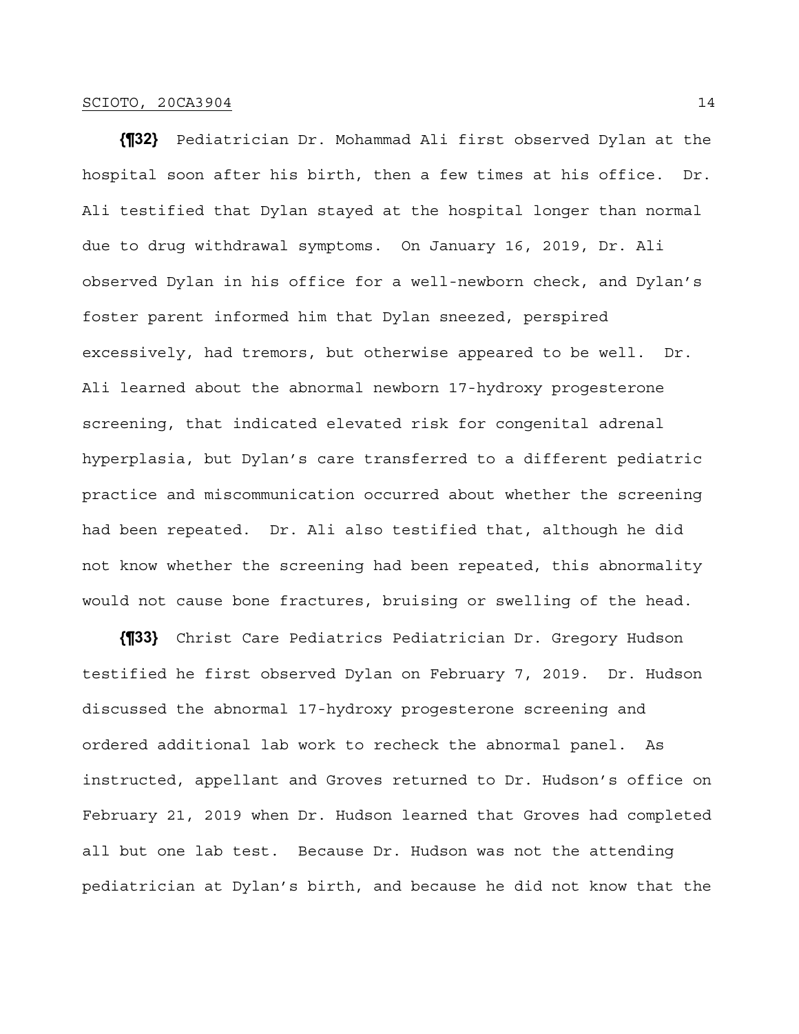**{¶32}** Pediatrician Dr. Mohammad Ali first observed Dylan at the hospital soon after his birth, then a few times at his office. Dr. Ali testified that Dylan stayed at the hospital longer than normal due to drug withdrawal symptoms. On January 16, 2019, Dr. Ali observed Dylan in his office for a well-newborn check, and Dylan's foster parent informed him that Dylan sneezed, perspired excessively, had tremors, but otherwise appeared to be well. Dr. Ali learned about the abnormal newborn 17-hydroxy progesterone screening, that indicated elevated risk for congenital adrenal hyperplasia, but Dylan's care transferred to a different pediatric practice and miscommunication occurred about whether the screening had been repeated. Dr. Ali also testified that, although he did not know whether the screening had been repeated, this abnormality would not cause bone fractures, bruising or swelling of the head.

**{¶33}** Christ Care Pediatrics Pediatrician Dr. Gregory Hudson testified he first observed Dylan on February 7, 2019. Dr. Hudson discussed the abnormal 17-hydroxy progesterone screening and ordered additional lab work to recheck the abnormal panel. As instructed, appellant and Groves returned to Dr. Hudson's office on February 21, 2019 when Dr. Hudson learned that Groves had completed all but one lab test. Because Dr. Hudson was not the attending pediatrician at Dylan's birth, and because he did not know that the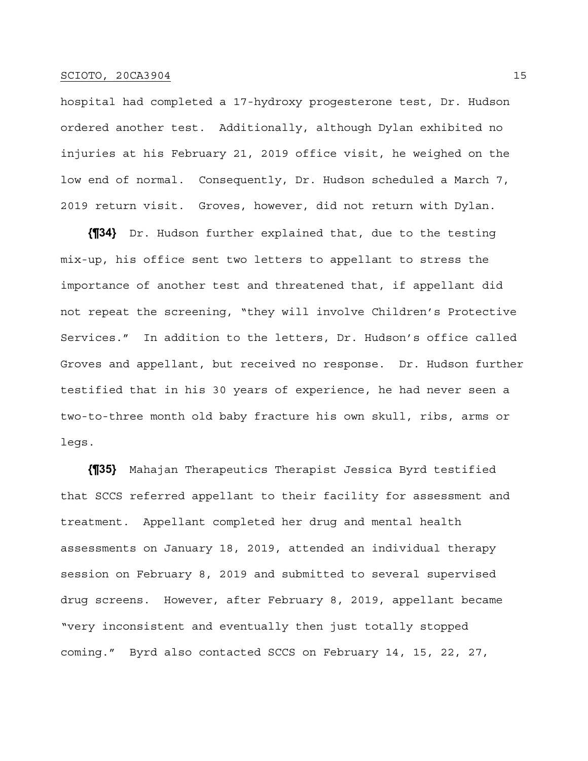hospital had completed a 17-hydroxy progesterone test, Dr. Hudson ordered another test. Additionally, although Dylan exhibited no injuries at his February 21, 2019 office visit, he weighed on the low end of normal. Consequently, Dr. Hudson scheduled a March 7, 2019 return visit. Groves, however, did not return with Dylan.

**{¶34}** Dr. Hudson further explained that, due to the testing mix-up, his office sent two letters to appellant to stress the importance of another test and threatened that, if appellant did not repeat the screening, "they will involve Children's Protective Services." In addition to the letters, Dr. Hudson's office called Groves and appellant, but received no response. Dr. Hudson further testified that in his 30 years of experience, he had never seen a two-to-three month old baby fracture his own skull, ribs, arms or legs.

**{¶35}** Mahajan Therapeutics Therapist Jessica Byrd testified that SCCS referred appellant to their facility for assessment and treatment. Appellant completed her drug and mental health assessments on January 18, 2019, attended an individual therapy session on February 8, 2019 and submitted to several supervised drug screens. However, after February 8, 2019, appellant became "very inconsistent and eventually then just totally stopped coming." Byrd also contacted SCCS on February 14, 15, 22, 27,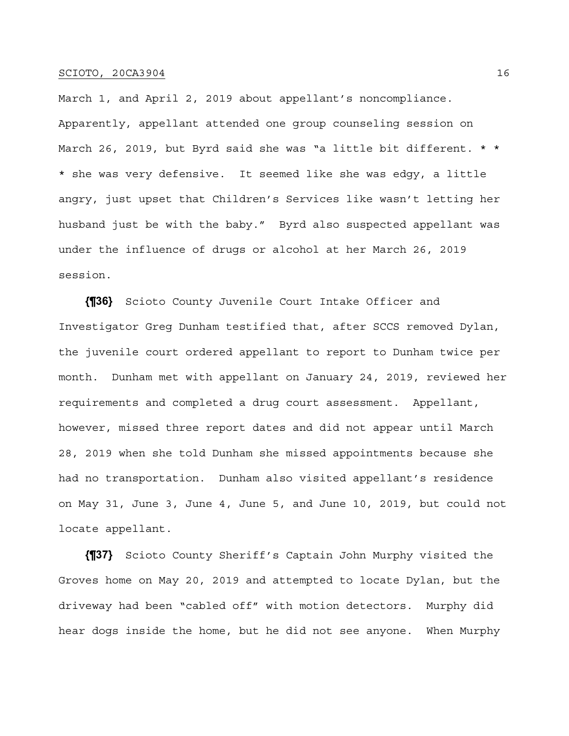March 1, and April 2, 2019 about appellant's noncompliance. Apparently, appellant attended one group counseling session on March 26, 2019, but Byrd said she was "a little bit different. * * * she was very defensive. It seemed like she was edgy, a little angry, just upset that Children's Services like wasn't letting her husband just be with the baby." Byrd also suspected appellant was under the influence of drugs or alcohol at her March 26, 2019 session.

**{¶36}** Scioto County Juvenile Court Intake Officer and Investigator Greg Dunham testified that, after SCCS removed Dylan, the juvenile court ordered appellant to report to Dunham twice per month. Dunham met with appellant on January 24, 2019, reviewed her requirements and completed a drug court assessment. Appellant, however, missed three report dates and did not appear until March 28, 2019 when she told Dunham she missed appointments because she had no transportation. Dunham also visited appellant's residence on May 31, June 3, June 4, June 5, and June 10, 2019, but could not locate appellant.

**{¶37}** Scioto County Sheriff's Captain John Murphy visited the Groves home on May 20, 2019 and attempted to locate Dylan, but the driveway had been "cabled off" with motion detectors. Murphy did hear dogs inside the home, but he did not see anyone. When Murphy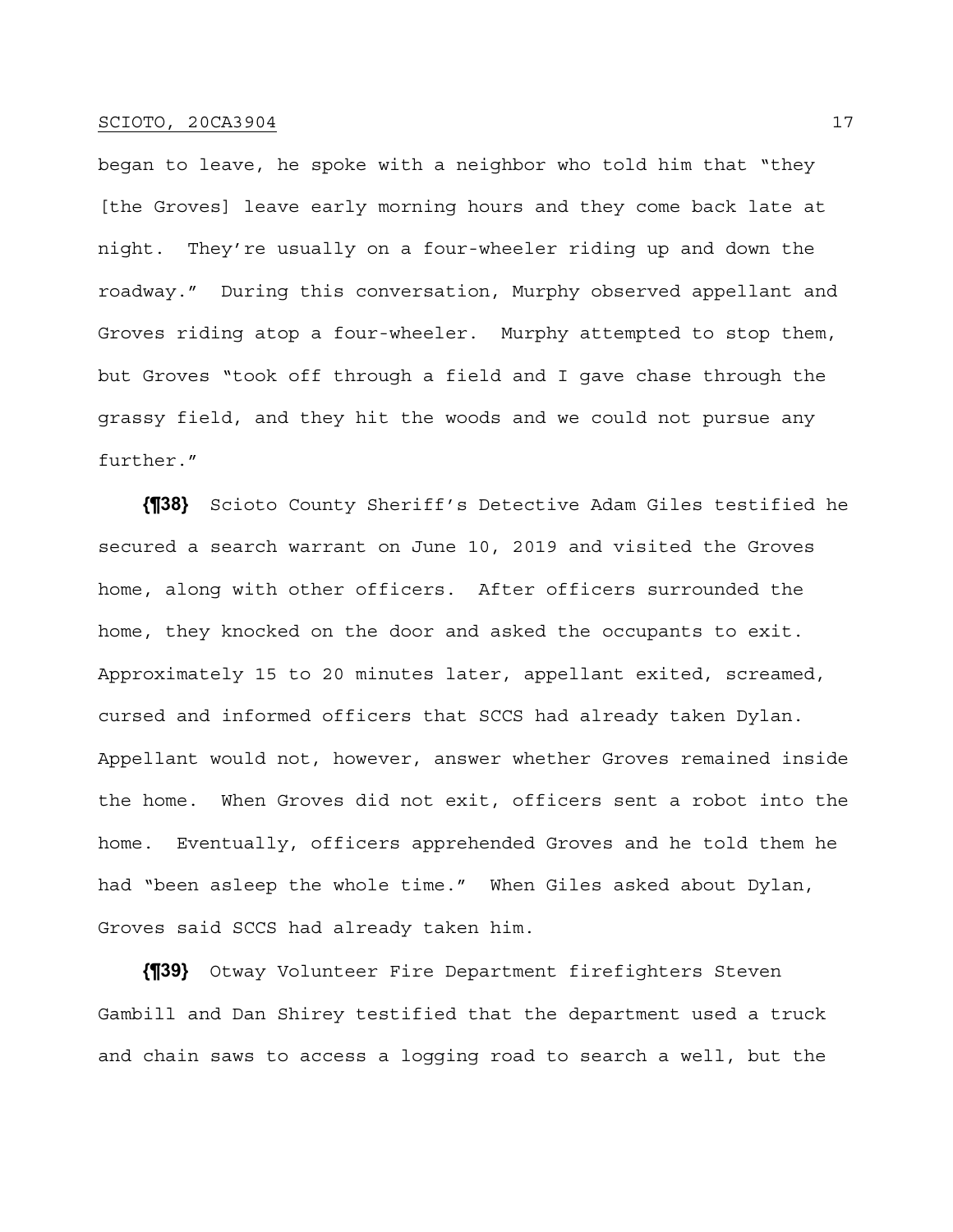began to leave, he spoke with a neighbor who told him that "they [the Groves] leave early morning hours and they come back late at night. They're usually on a four-wheeler riding up and down the roadway." During this conversation, Murphy observed appellant and Groves riding atop a four-wheeler. Murphy attempted to stop them, but Groves "took off through a field and I gave chase through the grassy field, and they hit the woods and we could not pursue any further."

**{¶38}** Scioto County Sheriff's Detective Adam Giles testified he secured a search warrant on June 10, 2019 and visited the Groves home, along with other officers. After officers surrounded the home, they knocked on the door and asked the occupants to exit. Approximately 15 to 20 minutes later, appellant exited, screamed, cursed and informed officers that SCCS had already taken Dylan. Appellant would not, however, answer whether Groves remained inside the home. When Groves did not exit, officers sent a robot into the home. Eventually, officers apprehended Groves and he told them he had "been asleep the whole time." When Giles asked about Dylan, Groves said SCCS had already taken him.

**{¶39}** Otway Volunteer Fire Department firefighters Steven Gambill and Dan Shirey testified that the department used a truck and chain saws to access a logging road to search a well, but the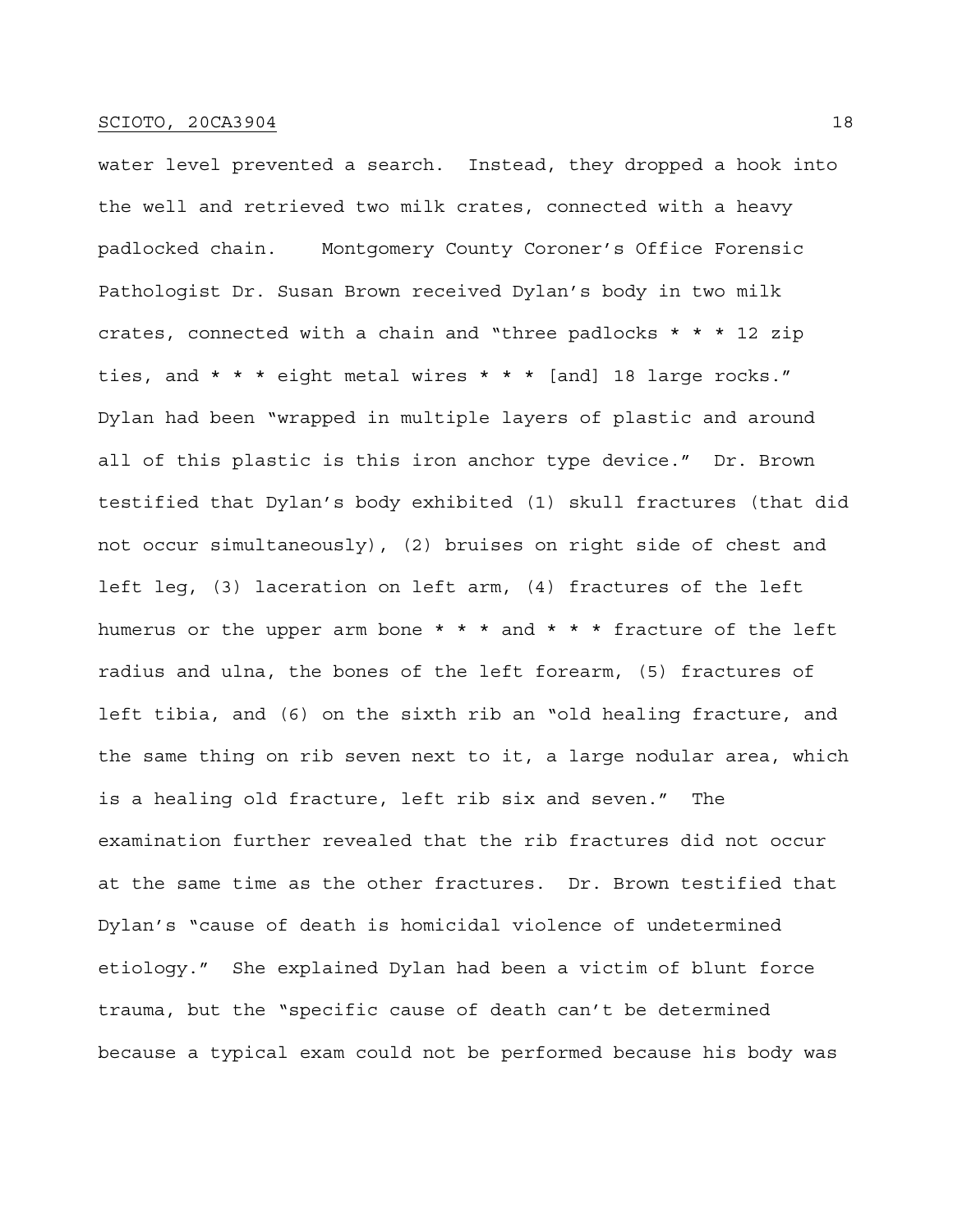water level prevented a search. Instead, they dropped a hook into the well and retrieved two milk crates, connected with a heavy padlocked chain. Montgomery County Coroner's Office Forensic Pathologist Dr. Susan Brown received Dylan's body in two milk crates, connected with a chain and "three padlocks * * * 12 zip ties, and * * * eight metal wires * * * [and] 18 large rocks." Dylan had been "wrapped in multiple layers of plastic and around all of this plastic is this iron anchor type device." Dr. Brown testified that Dylan's body exhibited (1) skull fractures (that did not occur simultaneously), (2) bruises on right side of chest and left leg, (3) laceration on left arm, (4) fractures of the left humerus or the upper arm bone * * * and * * * fracture of the left radius and ulna, the bones of the left forearm, (5) fractures of left tibia, and (6) on the sixth rib an "old healing fracture, and the same thing on rib seven next to it, a large nodular area, which is a healing old fracture, left rib six and seven." The examination further revealed that the rib fractures did not occur at the same time as the other fractures. Dr. Brown testified that Dylan's "cause of death is homicidal violence of undetermined etiology." She explained Dylan had been a victim of blunt force trauma, but the "specific cause of death can't be determined because a typical exam could not be performed because his body was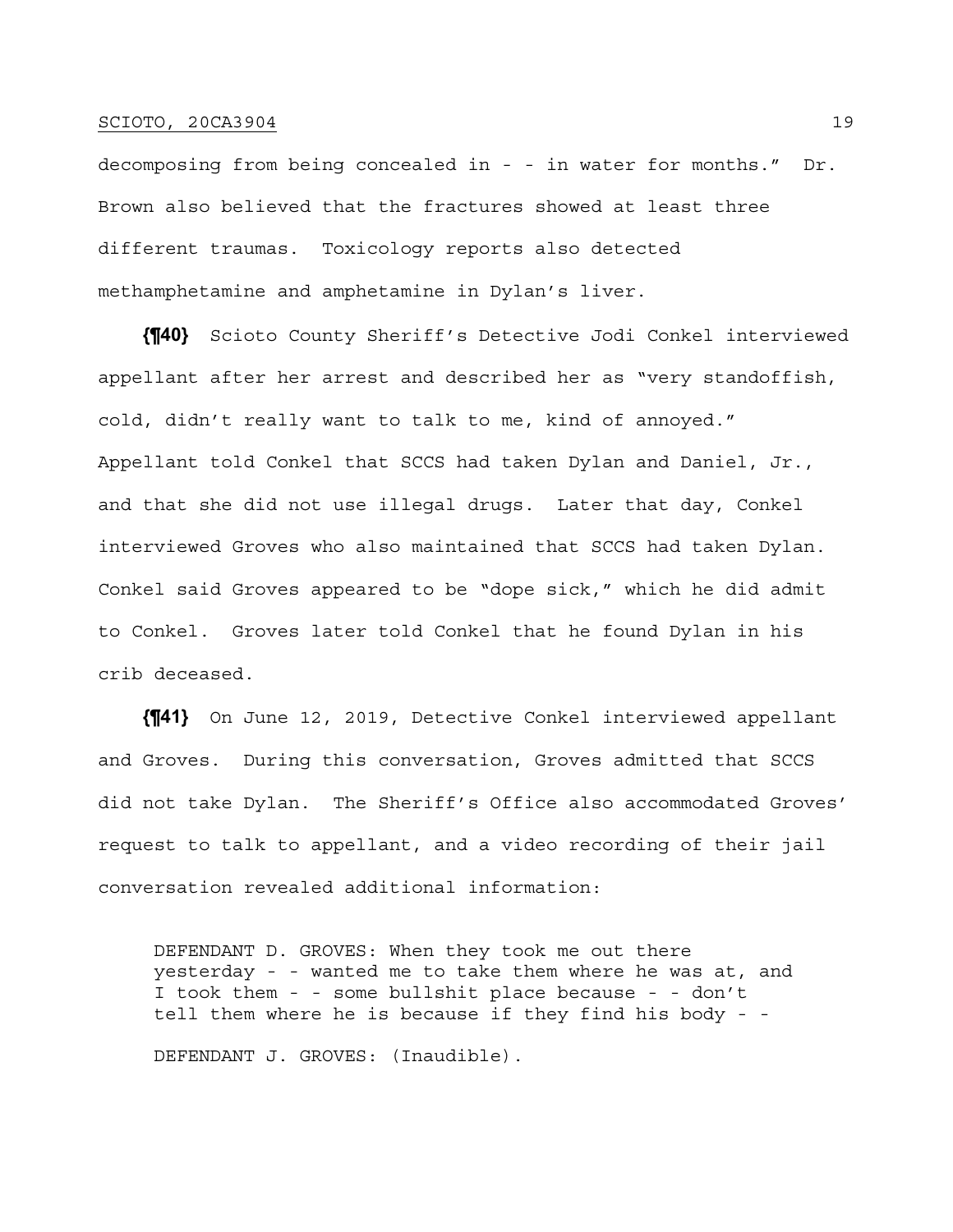decomposing from being concealed in - - in water for months." Dr. Brown also believed that the fractures showed at least three different traumas. Toxicology reports also detected methamphetamine and amphetamine in Dylan's liver.

**{¶40}** Scioto County Sheriff's Detective Jodi Conkel interviewed appellant after her arrest and described her as "very standoffish, cold, didn't really want to talk to me, kind of annoyed." Appellant told Conkel that SCCS had taken Dylan and Daniel, Jr., and that she did not use illegal drugs. Later that day, Conkel interviewed Groves who also maintained that SCCS had taken Dylan. Conkel said Groves appeared to be "dope sick," which he did admit to Conkel. Groves later told Conkel that he found Dylan in his crib deceased.

**{¶41}** On June 12, 2019, Detective Conkel interviewed appellant and Groves. During this conversation, Groves admitted that SCCS did not take Dylan. The Sheriff's Office also accommodated Groves' request to talk to appellant, and a video recording of their jail conversation revealed additional information:

> DEFENDANT D. GROVES: When they took me out there yesterday - - wanted me to take them where he was at, and I took them - - some bullshit place because - - don't tell them where he is because if they find his body - -
>
> DEFENDANT J. GROVES: (Inaudible).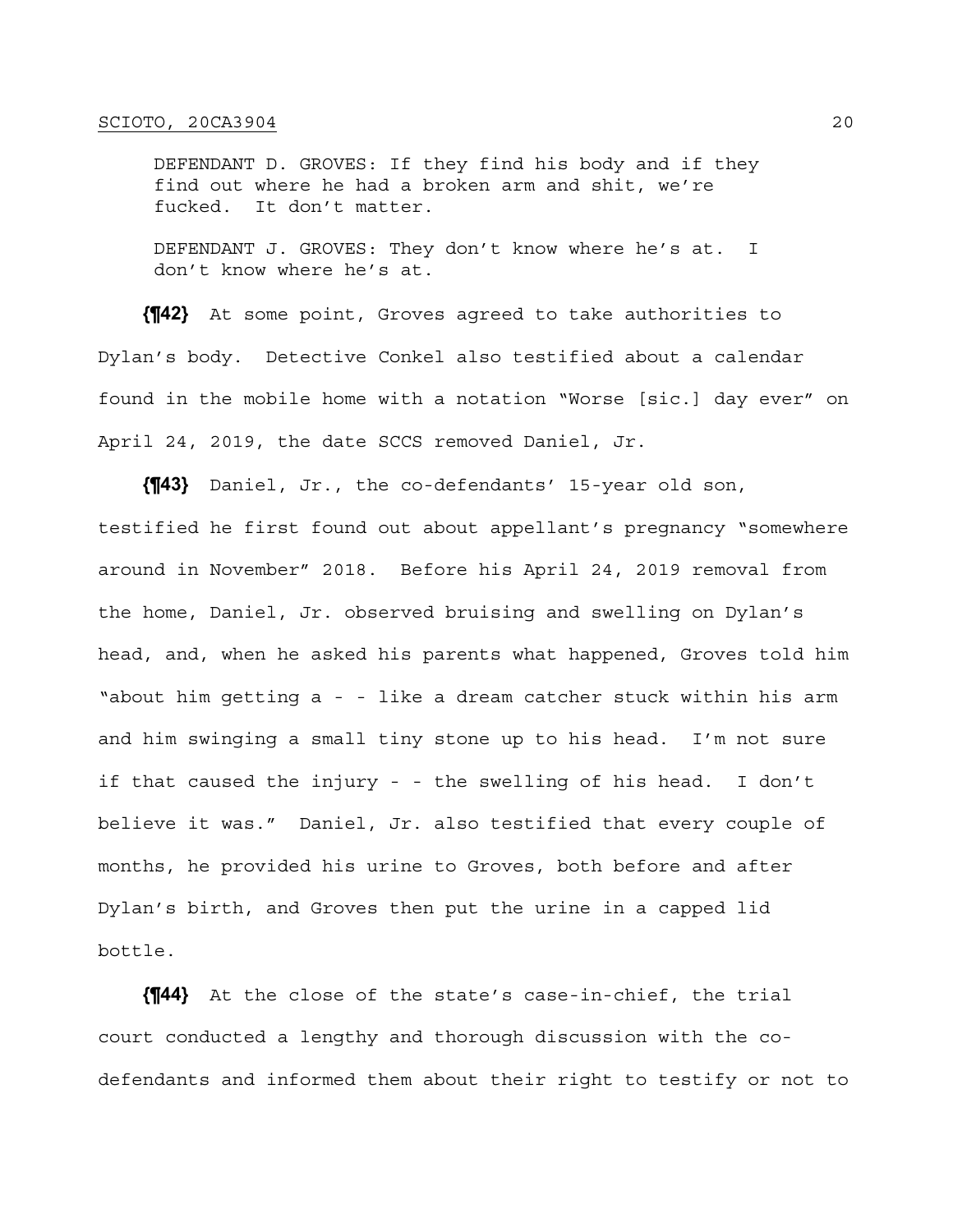DEFENDANT D. GROVES: If they find his body and if they find out where he had a broken arm and shit, we're fucked. It don't matter.

DEFENDANT J. GROVES: They don't know where he's at. I don't know where he's at.

**{¶42}** At some point, Groves agreed to take authorities to Dylan's body. Detective Conkel also testified about a calendar found in the mobile home with a notation "Worse [sic.] day ever" on April 24, 2019, the date SCCS removed Daniel, Jr.

**{¶43}** Daniel, Jr., the co-defendants' 15-year old son, testified he first found out about appellant's pregnancy "somewhere around in November" 2018. Before his April 24, 2019 removal from the home, Daniel, Jr. observed bruising and swelling on Dylan's head, and, when he asked his parents what happened, Groves told him "about him getting a - - like a dream catcher stuck within his arm and him swinging a small tiny stone up to his head. I'm not sure if that caused the injury - - the swelling of his head. I don't believe it was." Daniel, Jr. also testified that every couple of months, he provided his urine to Groves, both before and after Dylan's birth, and Groves then put the urine in a capped lid bottle.

**{¶44}** At the close of the state's case-in-chief, the trial court conducted a lengthy and thorough discussion with the co-defendants and informed them about their right to testify or not to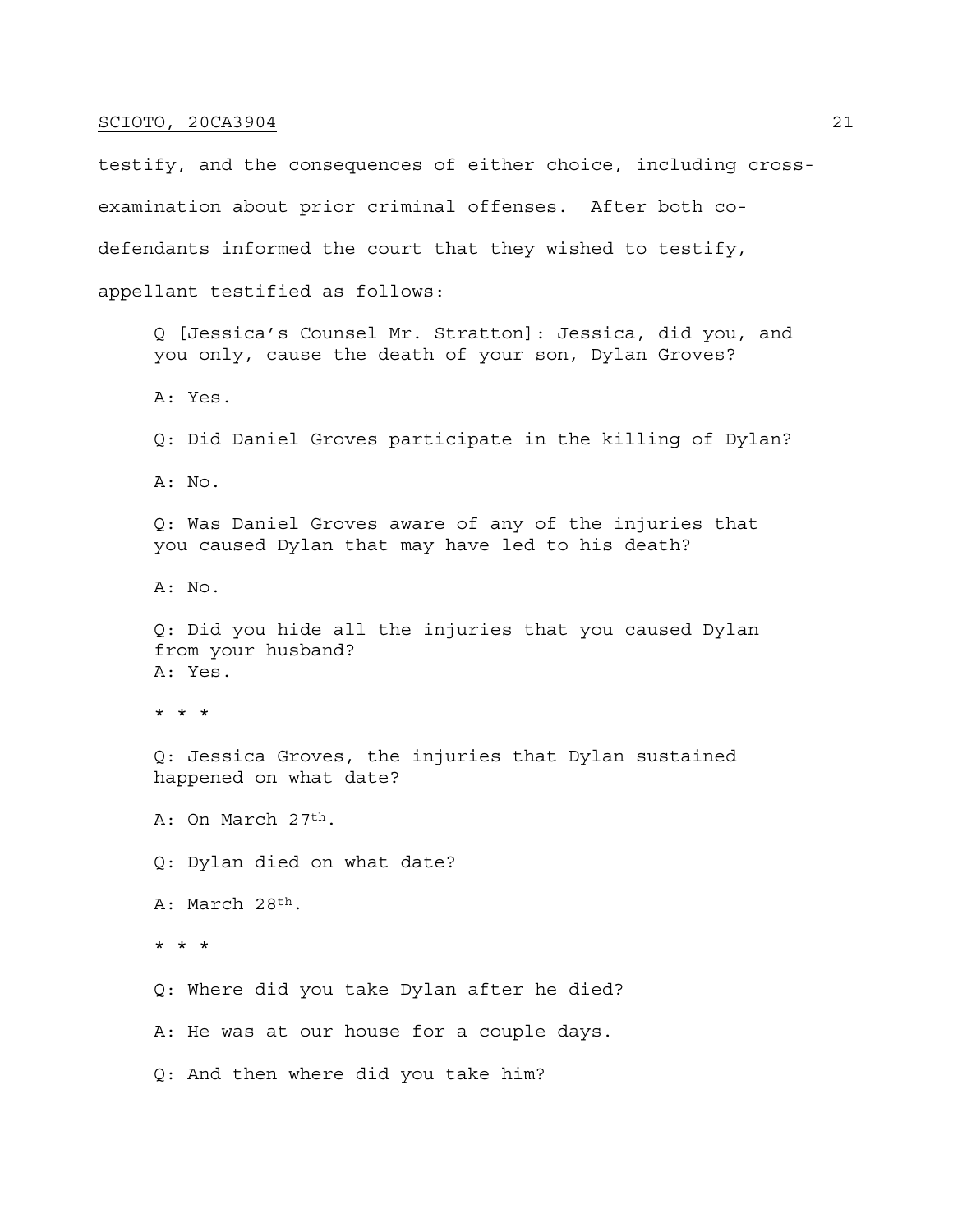testify, and the consequences of either choice, including cross-examination about prior criminal offenses. After both co-defendants informed the court that they wished to testify, appellant testified as follows:

> Q [Jessica's Counsel Mr. Stratton]: Jessica, did you, and you only, cause the death of your son, Dylan Groves?
>
> A: Yes.
>
> Q: Did Daniel Groves participate in the killing of Dylan?
>
> A: No.
>
> Q: Was Daniel Groves aware of any of the injuries that you caused Dylan that may have led to his death?
>
> A: No.
>
> Q: Did you hide all the injuries that you caused Dylan from your husband?
> A: Yes.
>
> * * *
>
> Q: Jessica Groves, the injuries that Dylan sustained happened on what date?
>
> A: On March 27th.
>
> Q: Dylan died on what date?
>
> A: March 28th.
>
> * * *
>
> Q: Where did you take Dylan after he died?
>
> A: He was at our house for a couple days.
>
> Q: And then where did you take him?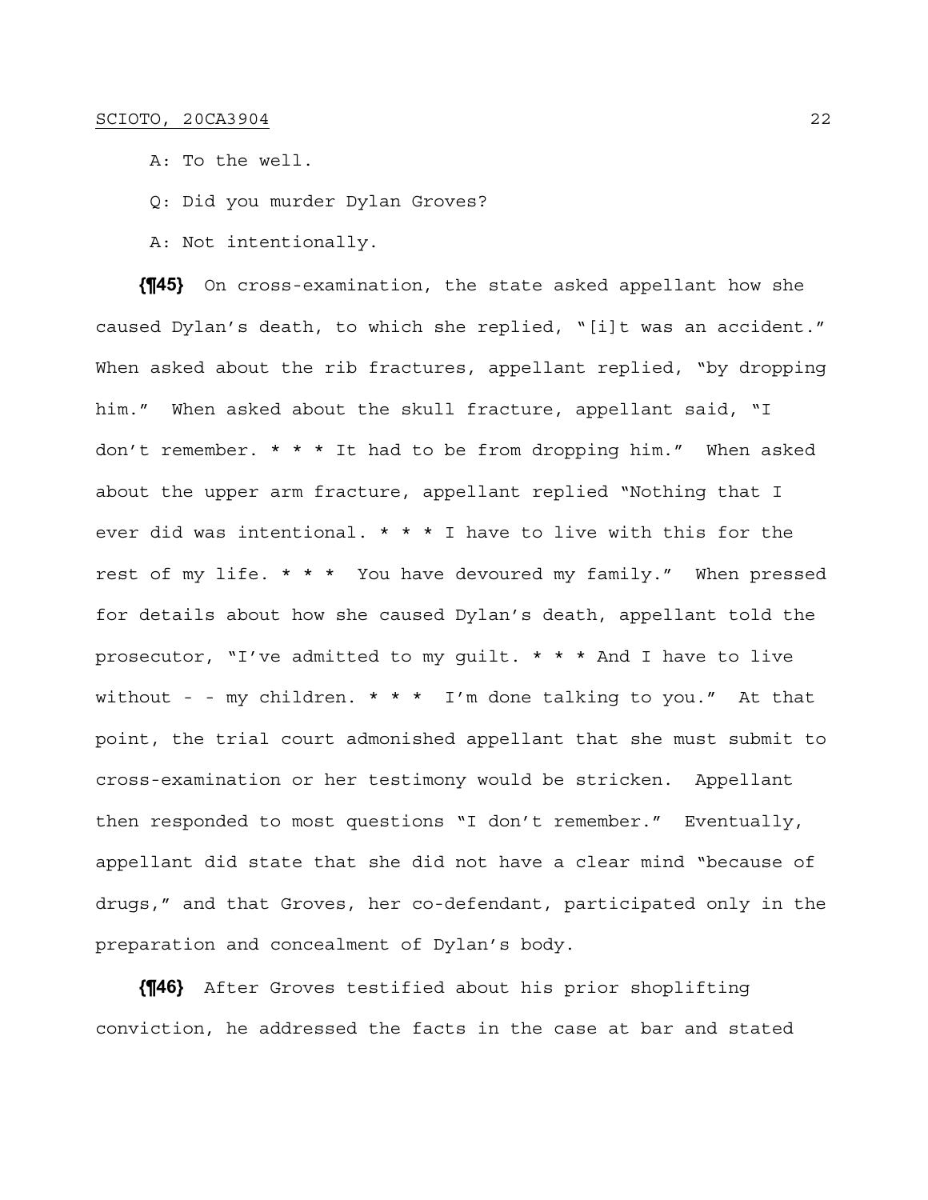A: To the well.

Q: Did you murder Dylan Groves?

A: Not intentionally.

**{¶45}** On cross-examination, the state asked appellant how she caused Dylan's death, to which she replied, "[i]t was an accident." When asked about the rib fractures, appellant replied, "by dropping him." When asked about the skull fracture, appellant said, "I don't remember. * * * It had to be from dropping him." When asked about the upper arm fracture, appellant replied "Nothing that I ever did was intentional. * * * I have to live with this for the rest of my life. * * * You have devoured my family." When pressed for details about how she caused Dylan's death, appellant told the prosecutor, "I've admitted to my guilt. * * * And I have to live without - - my children. * * * I'm done talking to you." At that point, the trial court admonished appellant that she must submit to cross-examination or her testimony would be stricken. Appellant then responded to most questions "I don't remember." Eventually, appellant did state that she did not have a clear mind "because of drugs," and that Groves, her co-defendant, participated only in the preparation and concealment of Dylan's body.

**{¶46}** After Groves testified about his prior shoplifting conviction, he addressed the facts in the case at bar and stated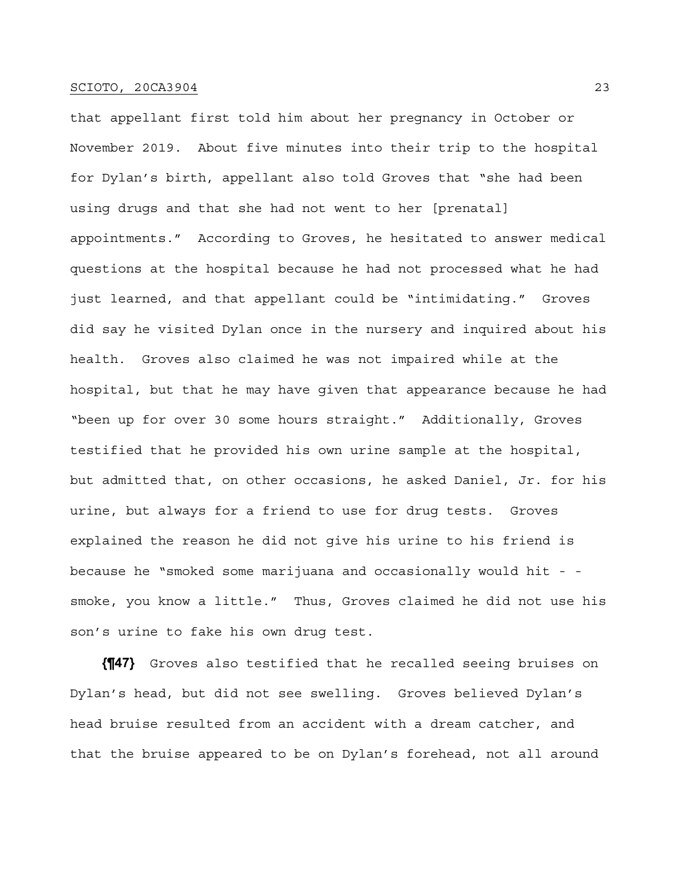that appellant first told him about her pregnancy in October or November 2019. About five minutes into their trip to the hospital for Dylan's birth, appellant also told Groves that "she had been using drugs and that she had not went to her [prenatal] appointments." According to Groves, he hesitated to answer medical questions at the hospital because he had not processed what he had just learned, and that appellant could be "intimidating." Groves did say he visited Dylan once in the nursery and inquired about his health. Groves also claimed he was not impaired while at the hospital, but that he may have given that appearance because he had "been up for over 30 some hours straight." Additionally, Groves testified that he provided his own urine sample at the hospital, but admitted that, on other occasions, he asked Daniel, Jr. for his urine, but always for a friend to use for drug tests. Groves explained the reason he did not give his urine to his friend is because he "smoked some marijuana and occasionally would hit - - smoke, you know a little." Thus, Groves claimed he did not use his son's urine to fake his own drug test.

**{¶47}** Groves also testified that he recalled seeing bruises on Dylan's head, but did not see swelling. Groves believed Dylan's head bruise resulted from an accident with a dream catcher, and that the bruise appeared to be on Dylan's forehead, not all around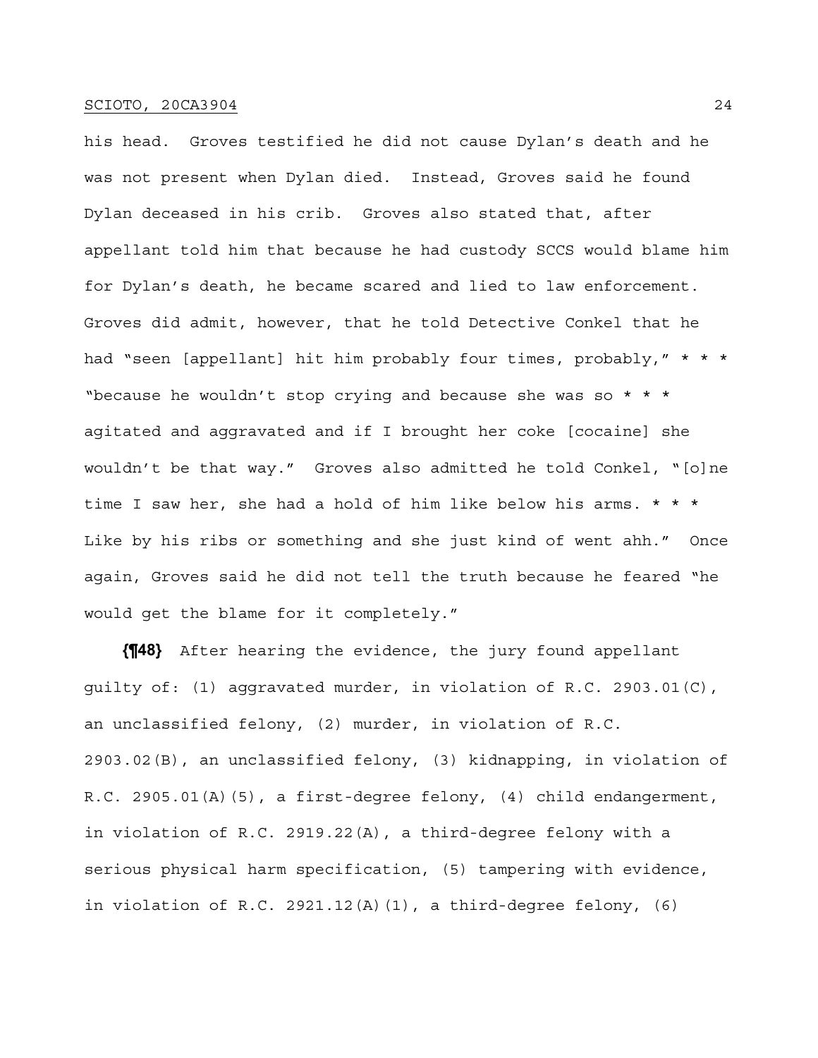his head. Groves testified he did not cause Dylan's death and he was not present when Dylan died. Instead, Groves said he found Dylan deceased in his crib. Groves also stated that, after appellant told him that because he had custody SCCS would blame him for Dylan's death, he became scared and lied to law enforcement. Groves did admit, however, that he told Detective Conkel that he had "seen [appellant] hit him probably four times, probably," * * * "because he wouldn't stop crying and because she was so * * * agitated and aggravated and if I brought her coke [cocaine] she wouldn't be that way." Groves also admitted he told Conkel, "[o]ne time I saw her, she had a hold of him like below his arms. * * * Like by his ribs or something and she just kind of went ahh." Once again, Groves said he did not tell the truth because he feared "he would get the blame for it completely."

**{¶48}** After hearing the evidence, the jury found appellant guilty of: (1) aggravated murder, in violation of R.C. 2903.01(C), an unclassified felony, (2) murder, in violation of R.C. 2903.02(B), an unclassified felony, (3) kidnapping, in violation of R.C. 2905.01(A)(5), a first-degree felony, (4) child endangerment, in violation of R.C. 2919.22(A), a third-degree felony with a serious physical harm specification, (5) tampering with evidence, in violation of R.C. 2921.12(A)(1), a third-degree felony, (6)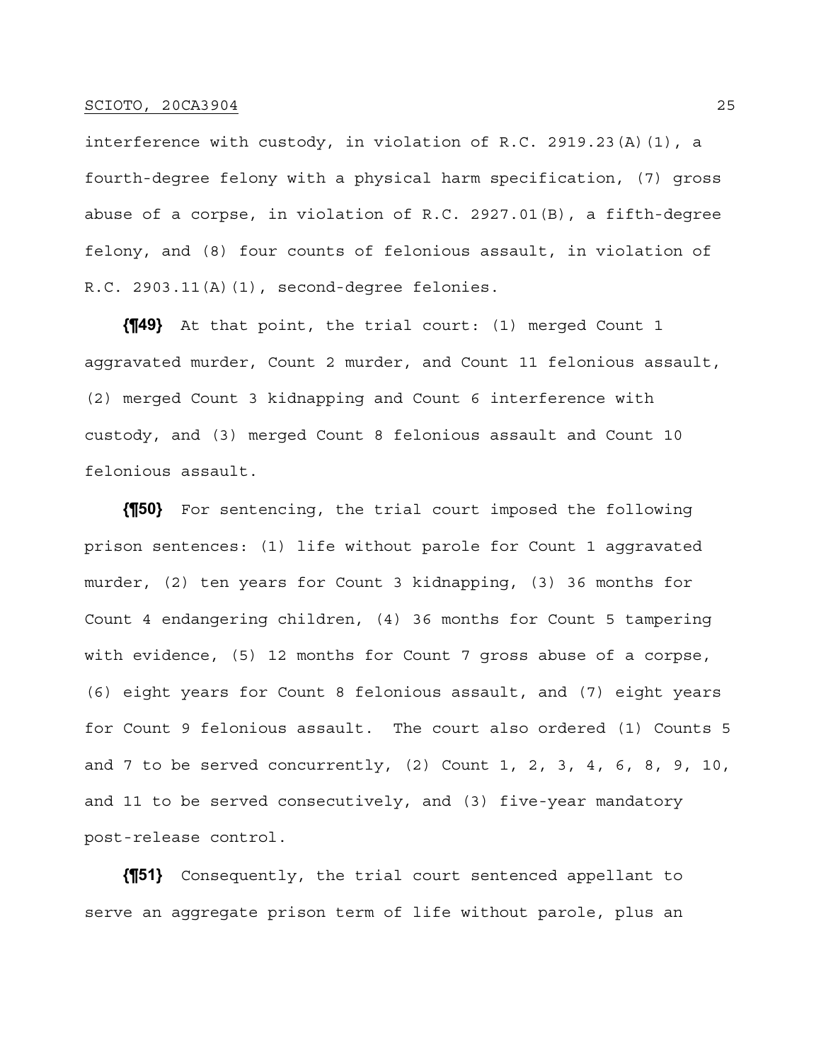interference with custody, in violation of R.C. 2919.23(A)(1), a fourth-degree felony with a physical harm specification, (7) gross abuse of a corpse, in violation of R.C. 2927.01(B), a fifth-degree felony, and (8) four counts of felonious assault, in violation of R.C. 2903.11(A)(1), second-degree felonies.

**{¶49}** At that point, the trial court: (1) merged Count 1 aggravated murder, Count 2 murder, and Count 11 felonious assault, (2) merged Count 3 kidnapping and Count 6 interference with custody, and (3) merged Count 8 felonious assault and Count 10 felonious assault.

**{¶50}** For sentencing, the trial court imposed the following prison sentences: (1) life without parole for Count 1 aggravated murder, (2) ten years for Count 3 kidnapping, (3) 36 months for Count 4 endangering children, (4) 36 months for Count 5 tampering with evidence, (5) 12 months for Count 7 gross abuse of a corpse, (6) eight years for Count 8 felonious assault, and (7) eight years for Count 9 felonious assault. The court also ordered (1) Counts 5 and 7 to be served concurrently, (2) Count 1, 2, 3, 4, 6, 8, 9, 10, and 11 to be served consecutively, and (3) five-year mandatory post-release control.

**{¶51}** Consequently, the trial court sentenced appellant to serve an aggregate prison term of life without parole, plus an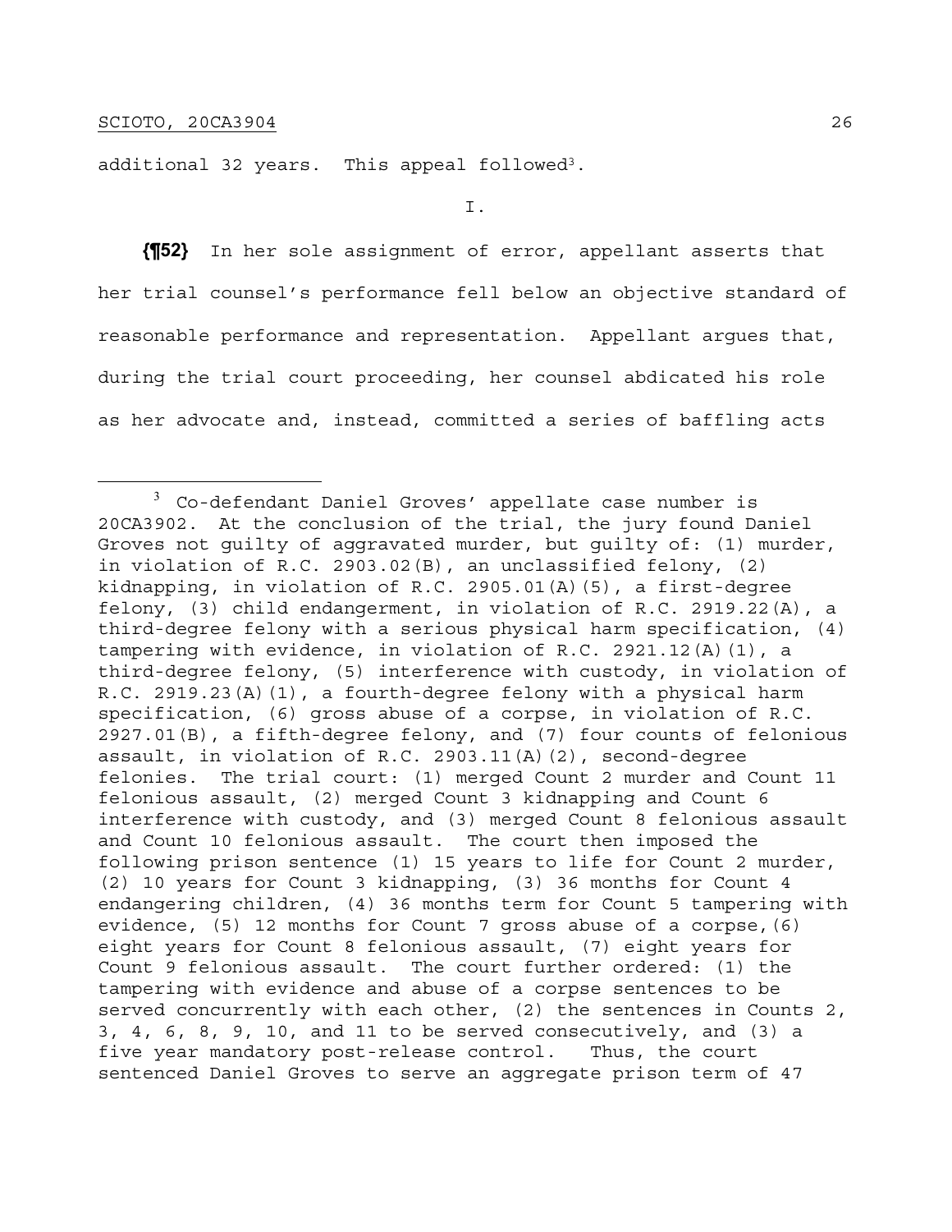additional 32 years. This appeal followed[3].

I.

**{¶52}** In her sole assignment of error, appellant asserts that her trial counsel's performance fell below an objective standard of reasonable performance and representation. Appellant argues that, during the trial court proceeding, her counsel abdicated his role as her advocate and, instead, committed a series of baffling acts

---

[3] Co-defendant Daniel Groves' appellate case number is 20CA3902. At the conclusion of the trial, the jury found Daniel Groves not guilty of aggravated murder, but guilty of: (1) murder, in violation of R.C. 2903.02(B), an unclassified felony, (2) kidnapping, in violation of R.C. 2905.01(A)(5), a first-degree felony, (3) child endangerment, in violation of R.C. 2919.22(A), a third-degree felony with a serious physical harm specification, (4) tampering with evidence, in violation of R.C. 2921.12(A)(1), a third-degree felony, (5) interference with custody, in violation of R.C. 2919.23(A)(1), a fourth-degree felony with a physical harm specification, (6) gross abuse of a corpse, in violation of R.C. 2927.01(B), a fifth-degree felony, and (7) four counts of felonious assault, in violation of R.C. 2903.11(A)(2), second-degree felonies. The trial court: (1) merged Count 2 murder and Count 11 felonious assault, (2) merged Count 3 kidnapping and Count 6 interference with custody, and (3) merged Count 8 felonious assault and Count 10 felonious assault. The court then imposed the following prison sentence (1) 15 years to life for Count 2 murder, (2) 10 years for Count 3 kidnapping, (3) 36 months for Count 4 endangering children, (4) 36 months term for Count 5 tampering with evidence, (5) 12 months for Count 7 gross abuse of a corpse,(6) eight years for Count 8 felonious assault, (7) eight years for Count 9 felonious assault. The court further ordered: (1) the tampering with evidence and abuse of a corpse sentences to be served concurrently with each other, (2) the sentences in Counts 2, 3, 4, 6, 8, 9, 10, and 11 to be served consecutively, and (3) a five year mandatory post-release control. Thus, the court sentenced Daniel Groves to serve an aggregate prison term of 47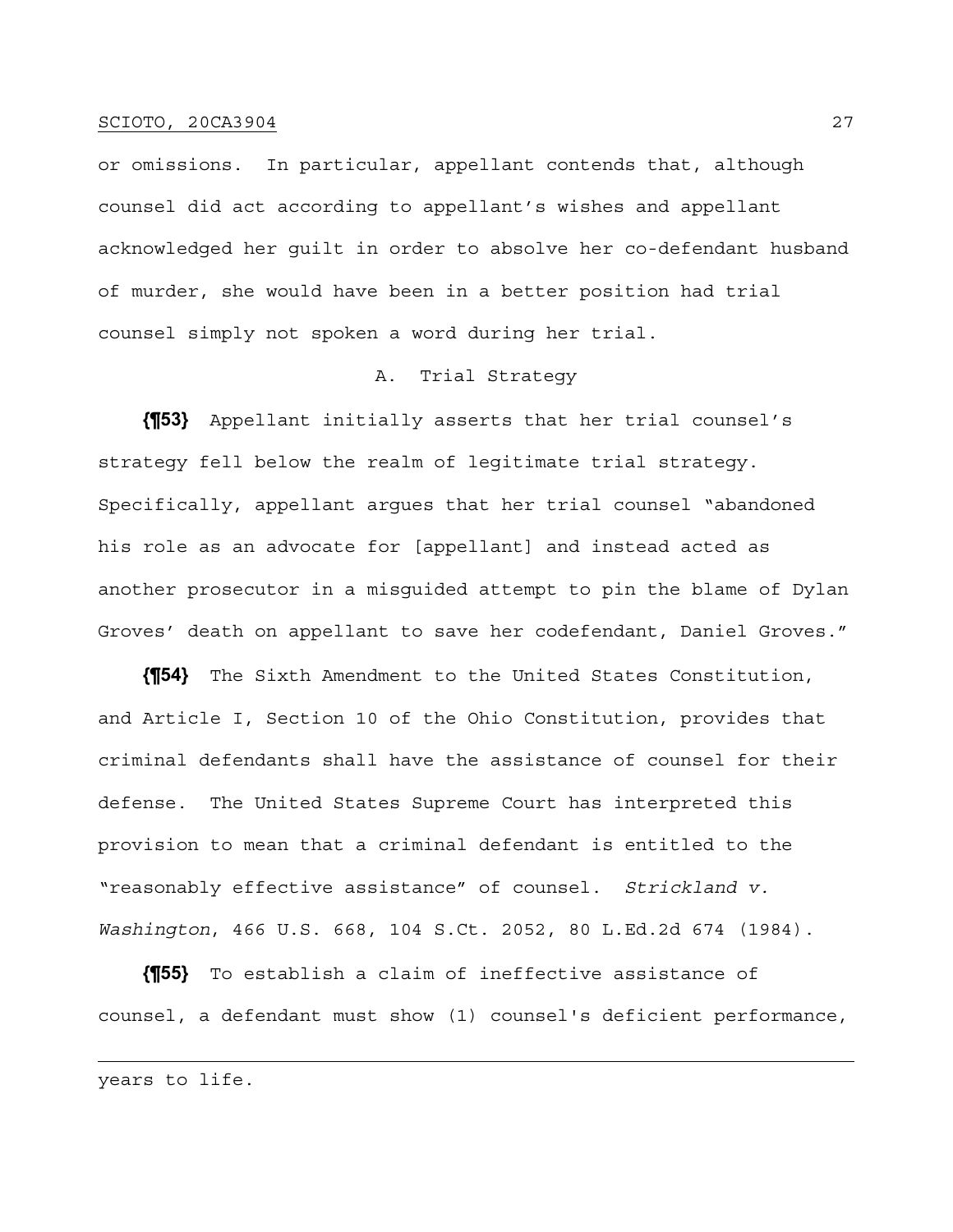or omissions. In particular, appellant contends that, although counsel did act according to appellant's wishes and appellant acknowledged her guilt in order to absolve her co-defendant husband of murder, she would have been in a better position had trial counsel simply not spoken a word during her trial.

### A. Trial Strategy

**{¶53}** Appellant initially asserts that her trial counsel's strategy fell below the realm of legitimate trial strategy. Specifically, appellant argues that her trial counsel "abandoned his role as an advocate for [appellant] and instead acted as another prosecutor in a misguided attempt to pin the blame of Dylan Groves' death on appellant to save her codefendant, Daniel Groves."

**{¶54}** The Sixth Amendment to the United States Constitution, and Article I, Section 10 of the Ohio Constitution, provides that criminal defendants shall have the assistance of counsel for their defense. The United States Supreme Court has interpreted this provision to mean that a criminal defendant is entitled to the "reasonably effective assistance" of counsel. *Strickland v. Washington*, 466 U.S. 668, 104 S.Ct. 2052, 80 L.Ed.2d 674 (1984).

**{¶55}** To establish a claim of ineffective assistance of counsel, a defendant must show (1) counsel's deficient performance,

---

years to life.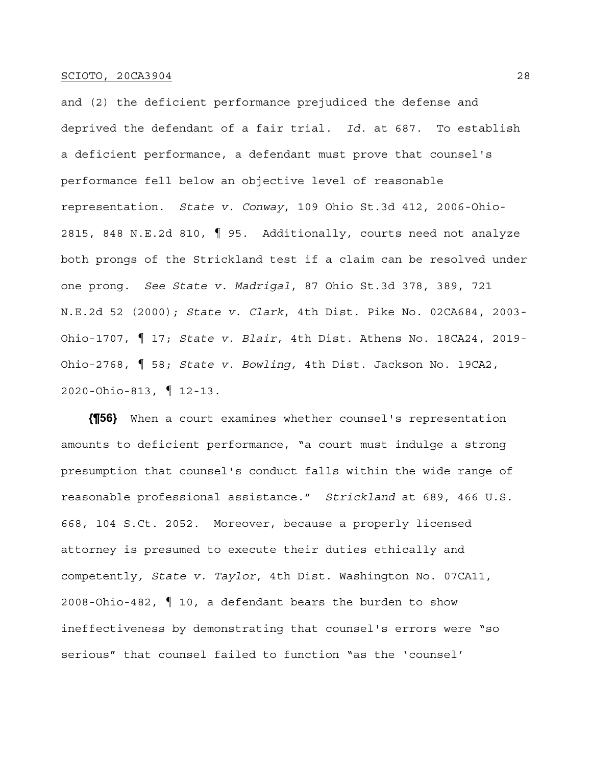and (2) the deficient performance prejudiced the defense and deprived the defendant of a fair trial. *Id.* at 687. To establish a deficient performance, a defendant must prove that counsel's performance fell below an objective level of reasonable representation. *State v. Conway*, 109 Ohio St.3d 412, 2006-Ohio-2815, 848 N.E.2d 810, ¶ 95. Additionally, courts need not analyze both prongs of the Strickland test if a claim can be resolved under one prong. *See State v. Madrigal*, 87 Ohio St.3d 378, 389, 721 N.E.2d 52 (2000); *State v. Clark*, 4th Dist. Pike No. 02CA684, 2003-Ohio-1707, ¶ 17; *State v. Blair*, 4th Dist. Athens No. 18CA24, 2019-Ohio-2768, ¶ 58; *State v. Bowling,* 4th Dist. Jackson No. 19CA2, 2020-Ohio-813, ¶ 12-13.

**{¶56}** When a court examines whether counsel's representation amounts to deficient performance, "a court must indulge a strong presumption that counsel's conduct falls within the wide range of reasonable professional assistance." *Strickland* at 689, 466 U.S. 668, 104 S.Ct. 2052. Moreover, because a properly licensed attorney is presumed to execute their duties ethically and competently, *State v. Taylor*, 4th Dist. Washington No. 07CA11, 2008-Ohio-482, ¶ 10, a defendant bears the burden to show ineffectiveness by demonstrating that counsel's errors were "so serious" that counsel failed to function "as the 'counsel'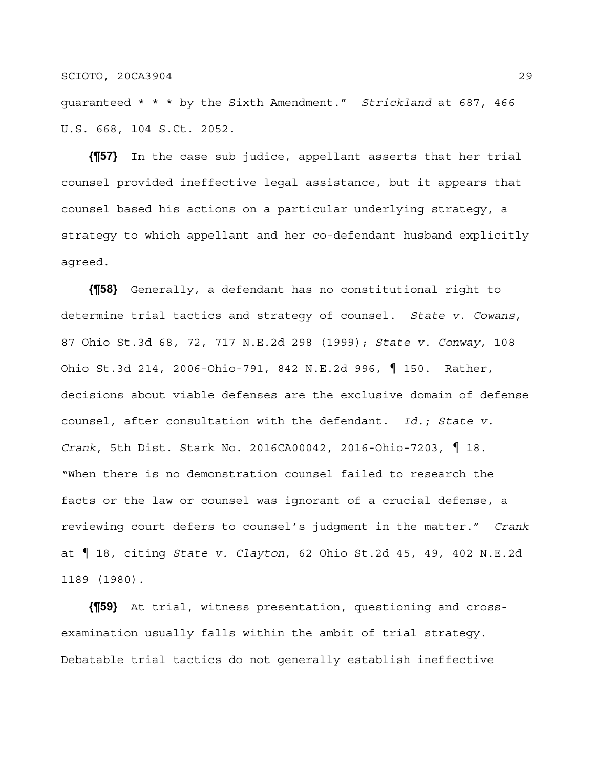guaranteed * * * by the Sixth Amendment." *Strickland* at 687, 466 U.S. 668, 104 S.Ct. 2052.

**{¶57}** In the case sub judice, appellant asserts that her trial counsel provided ineffective legal assistance, but it appears that counsel based his actions on a particular underlying strategy, a strategy to which appellant and her co-defendant husband explicitly agreed.

**{¶58}** Generally, a defendant has no constitutional right to determine trial tactics and strategy of counsel. *State v. Cowans,* 87 Ohio St.3d 68, 72, 717 N.E.2d 298 (1999); *State v. Conway*, 108 Ohio St.3d 214, 2006-Ohio-791, 842 N.E.2d 996, ¶ 150. Rather, decisions about viable defenses are the exclusive domain of defense counsel, after consultation with the defendant. *Id.*; *State v. Crank*, 5th Dist. Stark No. 2016CA00042, 2016-Ohio-7203, ¶ 18. "When there is no demonstration counsel failed to research the facts or the law or counsel was ignorant of a crucial defense, a reviewing court defers to counsel's judgment in the matter." *Crank* at ¶ 18, citing *State v. Clayton*, 62 Ohio St.2d 45, 49, 402 N.E.2d 1189 (1980).

**{¶59}** At trial, witness presentation, questioning and cross-examination usually falls within the ambit of trial strategy. Debatable trial tactics do not generally establish ineffective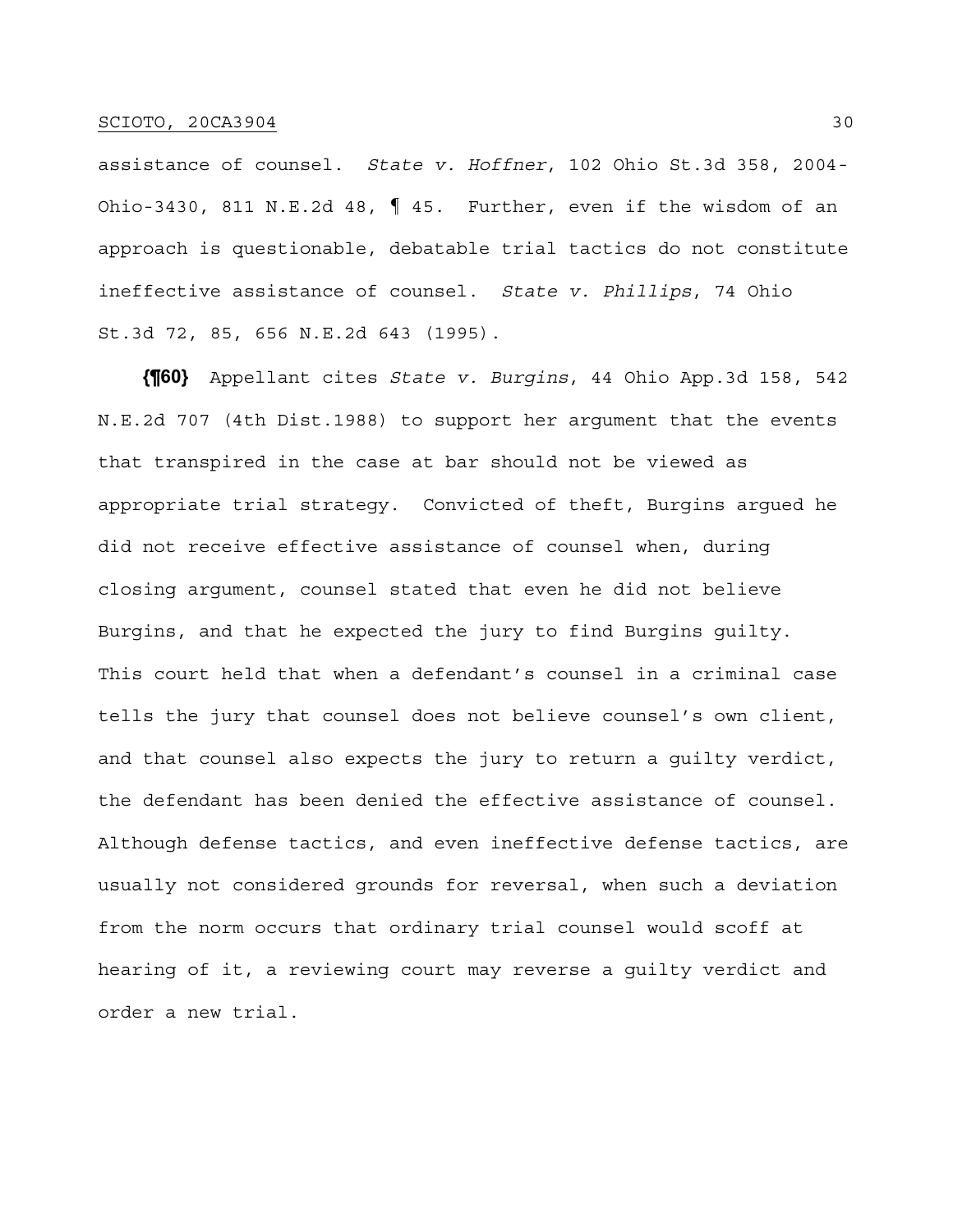assistance of counsel. *State v. Hoffner*, 102 Ohio St.3d 358, 2004-Ohio-3430, 811 N.E.2d 48, ¶ 45. Further, even if the wisdom of an approach is questionable, debatable trial tactics do not constitute ineffective assistance of counsel. *State v. Phillips*, 74 Ohio St.3d 72, 85, 656 N.E.2d 643 (1995).

**{¶60}** Appellant cites *State v. Burgins*, 44 Ohio App.3d 158, 542 N.E.2d 707 (4th Dist.1988) to support her argument that the events that transpired in the case at bar should not be viewed as appropriate trial strategy. Convicted of theft, Burgins argued he did not receive effective assistance of counsel when, during closing argument, counsel stated that even he did not believe Burgins, and that he expected the jury to find Burgins guilty. This court held that when a defendant's counsel in a criminal case tells the jury that counsel does not believe counsel's own client, and that counsel also expects the jury to return a guilty verdict, the defendant has been denied the effective assistance of counsel. Although defense tactics, and even ineffective defense tactics, are usually not considered grounds for reversal, when such a deviation from the norm occurs that ordinary trial counsel would scoff at hearing of it, a reviewing court may reverse a guilty verdict and order a new trial.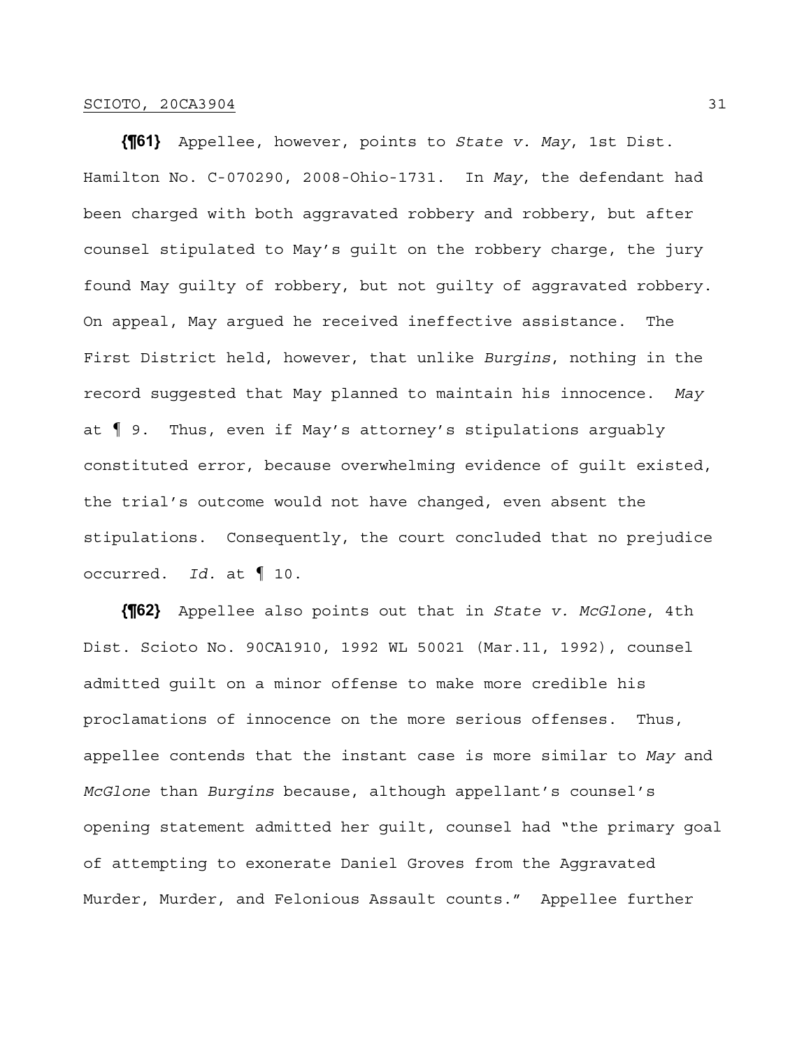**{¶61}** Appellee, however, points to *State v. May*, 1st Dist. Hamilton No. C-070290, 2008-Ohio-1731. In *May*, the defendant had been charged with both aggravated robbery and robbery, but after counsel stipulated to May's guilt on the robbery charge, the jury found May guilty of robbery, but not guilty of aggravated robbery. On appeal, May argued he received ineffective assistance. The First District held, however, that unlike *Burgins*, nothing in the record suggested that May planned to maintain his innocence. *May* at ¶ 9. Thus, even if May's attorney's stipulations arguably constituted error, because overwhelming evidence of guilt existed, the trial's outcome would not have changed, even absent the stipulations. Consequently, the court concluded that no prejudice occurred. *Id.* at ¶ 10.

**{¶62}** Appellee also points out that in *State v. McGlone*, 4th Dist. Scioto No. 90CA1910, 1992 WL 50021 (Mar.11, 1992), counsel admitted guilt on a minor offense to make more credible his proclamations of innocence on the more serious offenses. Thus, appellee contends that the instant case is more similar to *May* and *McGlone* than *Burgins* because, although appellant's counsel's opening statement admitted her guilt, counsel had "the primary goal of attempting to exonerate Daniel Groves from the Aggravated Murder, Murder, and Felonious Assault counts." Appellee further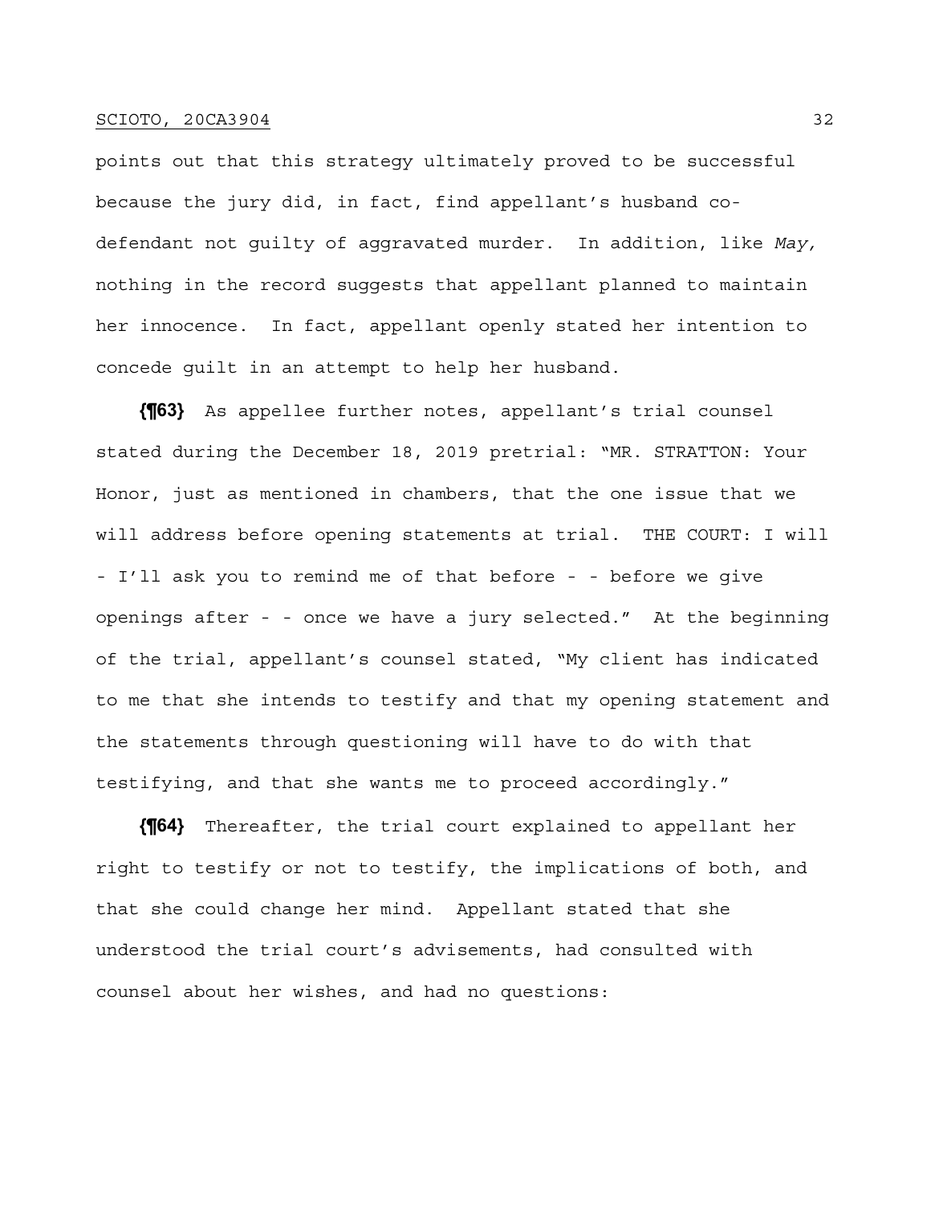points out that this strategy ultimately proved to be successful because the jury did, in fact, find appellant's husband co-defendant not guilty of aggravated murder. In addition, like *May*, nothing in the record suggests that appellant planned to maintain her innocence. In fact, appellant openly stated her intention to concede guilt in an attempt to help her husband.

**{¶63}** As appellee further notes, appellant's trial counsel stated during the December 18, 2019 pretrial: "MR. STRATTON: Your Honor, just as mentioned in chambers, that the one issue that we will address before opening statements at trial. THE COURT: I will - I'll ask you to remind me of that before - - before we give openings after - - once we have a jury selected." At the beginning of the trial, appellant's counsel stated, "My client has indicated to me that she intends to testify and that my opening statement and the statements through questioning will have to do with that testifying, and that she wants me to proceed accordingly."

**{¶64}** Thereafter, the trial court explained to appellant her right to testify or not to testify, the implications of both, and that she could change her mind. Appellant stated that she understood the trial court's advisements, had consulted with counsel about her wishes, and had no questions: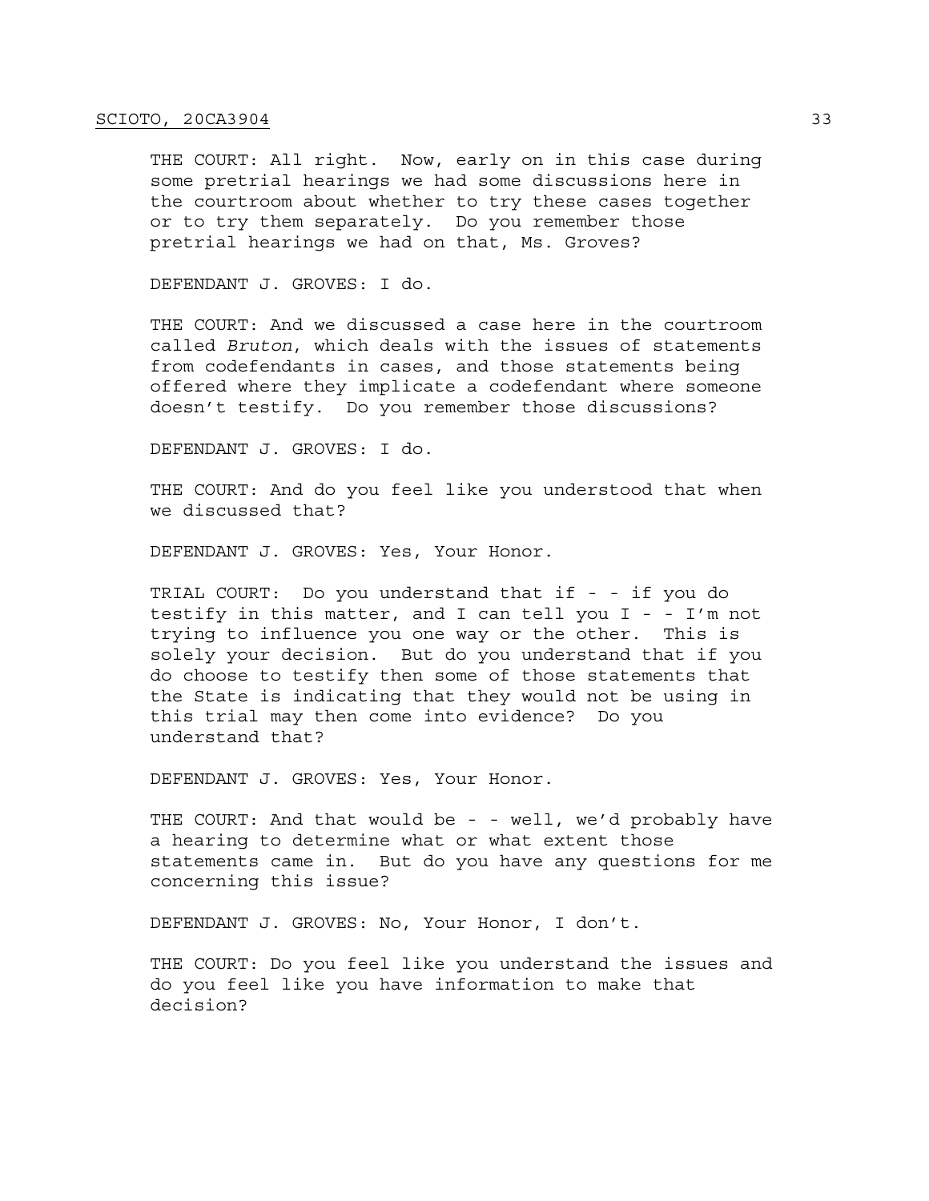THE COURT: All right. Now, early on in this case during some pretrial hearings we had some discussions here in the courtroom about whether to try these cases together or to try them separately. Do you remember those pretrial hearings we had on that, Ms. Groves?

DEFENDANT J. GROVES: I do.

THE COURT: And we discussed a case here in the courtroom called *Bruton*, which deals with the issues of statements from codefendants in cases, and those statements being offered where they implicate a codefendant where someone doesn't testify. Do you remember those discussions?

DEFENDANT J. GROVES: I do.

THE COURT: And do you feel like you understood that when we discussed that?

DEFENDANT J. GROVES: Yes, Your Honor.

TRIAL COURT: Do you understand that if - - if you do testify in this matter, and I can tell you I - - I'm not trying to influence you one way or the other. This is solely your decision. But do you understand that if you do choose to testify then some of those statements that the State is indicating that they would not be using in this trial may then come into evidence? Do you understand that?

DEFENDANT J. GROVES: Yes, Your Honor.

THE COURT: And that would be - - well, we'd probably have a hearing to determine what or what extent those statements came in. But do you have any questions for me concerning this issue?

DEFENDANT J. GROVES: No, Your Honor, I don't.

THE COURT: Do you feel like you understand the issues and do you feel like you have information to make that decision?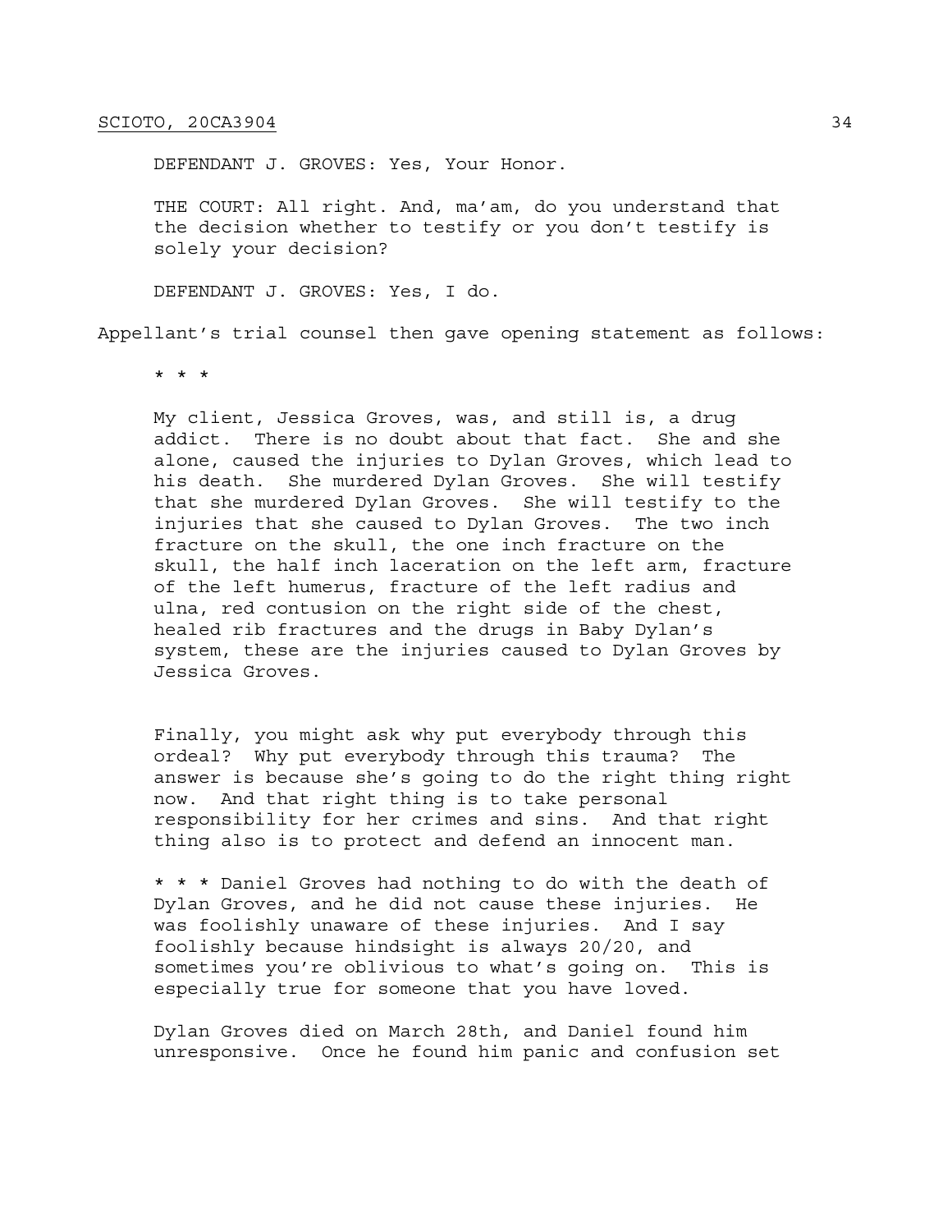DEFENDANT J. GROVES: Yes, Your Honor.

THE COURT: All right. And, ma'am, do you understand that the decision whether to testify or you don't testify is solely your decision?

DEFENDANT J. GROVES: Yes, I do.

Appellant's trial counsel then gave opening statement as follows:

> * * *
>
> My client, Jessica Groves, was, and still is, a drug addict. There is no doubt about that fact. She and she alone, caused the injuries to Dylan Groves, which lead to his death. She murdered Dylan Groves. She will testify that she murdered Dylan Groves. She will testify to the injuries that she caused to Dylan Groves. The two inch fracture on the skull, the one inch fracture on the skull, the half inch laceration on the left arm, fracture of the left humerus, fracture of the left radius and ulna, red contusion on the right side of the chest, healed rib fractures and the drugs in Baby Dylan's system, these are the injuries caused to Dylan Groves by Jessica Groves.
>
> Finally, you might ask why put everybody through this ordeal? Why put everybody through this trauma? The answer is because she's going to do the right thing right now. And that right thing is to take personal responsibility for her crimes and sins. And that right thing also is to protect and defend an innocent man.
>
> * * * Daniel Groves had nothing to do with the death of Dylan Groves, and he did not cause these injuries. He was foolishly unaware of these injuries. And I say foolishly because hindsight is always 20/20, and sometimes you're oblivious to what's going on. This is especially true for someone that you have loved.
>
> Dylan Groves died on March 28th, and Daniel found him unresponsive. Once he found him panic and confusion set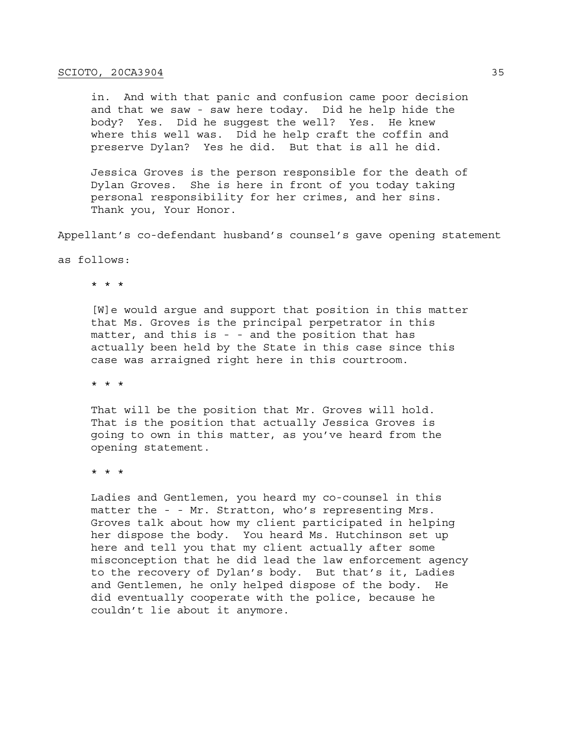> in. And with that panic and confusion came poor decision and that we saw - saw here today. Did he help hide the body? Yes. Did he suggest the well? Yes. He knew where this well was. Did he help craft the coffin and preserve Dylan? Yes he did. But that is all he did.
>
> Jessica Groves is the person responsible for the death of Dylan Groves. She is here in front of you today taking personal responsibility for her crimes, and her sins. Thank you, Your Honor.

Appellant's co-defendant husband's counsel's gave opening statement as follows:

> * * *
>
> [W]e would argue and support that position in this matter that Ms. Groves is the principal perpetrator in this matter, and this is - - and the position that has actually been held by the State in this case since this case was arraigned right here in this courtroom.
>
> * * *
>
> That will be the position that Mr. Groves will hold. That is the position that actually Jessica Groves is going to own in this matter, as you've heard from the opening statement.
>
> * * *
>
> Ladies and Gentlemen, you heard my co-counsel in this matter the - - Mr. Stratton, who's representing Mrs. Groves talk about how my client participated in helping her dispose the body. You heard Ms. Hutchinson set up here and tell you that my client actually after some misconception that he did lead the law enforcement agency to the recovery of Dylan's body. But that's it, Ladies and Gentlemen, he only helped dispose of the body. He did eventually cooperate with the police, because he couldn't lie about it anymore.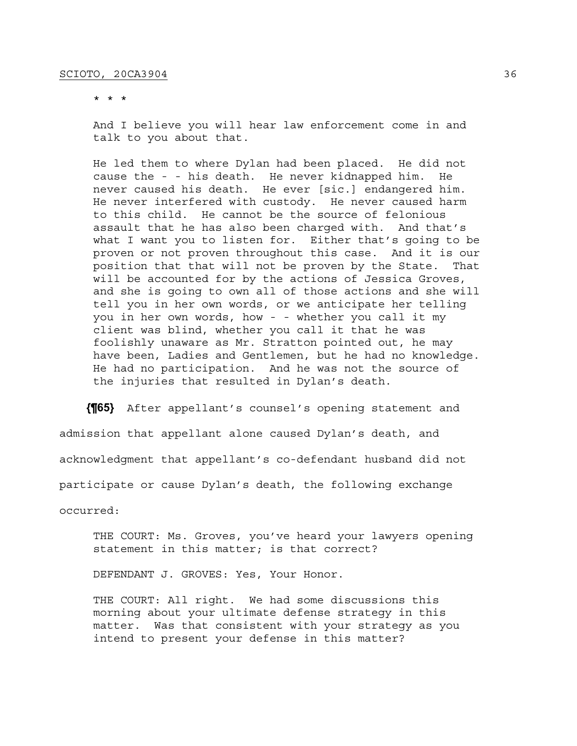* * *

> And I believe you will hear law enforcement come in and talk to you about that.
>
> He led them to where Dylan had been placed. He did not cause the - - his death. He never kidnapped him. He never caused his death. He ever [sic.] endangered him. He never interfered with custody. He never caused harm to this child. He cannot be the source of felonious assault that he has also been charged with. And that's what I want you to listen for. Either that's going to be proven or not proven throughout this case. And it is our position that that will not be proven by the State. That will be accounted for by the actions of Jessica Groves, and she is going to own all of those actions and she will tell you in her own words, or we anticipate her telling you in her own words, how - - whether you call it my client was blind, whether you call it that he was foolishly unaware as Mr. Stratton pointed out, he may have been, Ladies and Gentlemen, but he had no knowledge. He had no participation. And he was not the source of the injuries that resulted in Dylan's death.

**{¶65}** After appellant's counsel's opening statement and admission that appellant alone caused Dylan's death, and acknowledgment that appellant's co-defendant husband did not participate or cause Dylan's death, the following exchange occurred:

> THE COURT: Ms. Groves, you've heard your lawyers opening statement in this matter; is that correct?
>
> DEFENDANT J. GROVES: Yes, Your Honor.
>
> THE COURT: All right. We had some discussions this morning about your ultimate defense strategy in this matter. Was that consistent with your strategy as you intend to present your defense in this matter?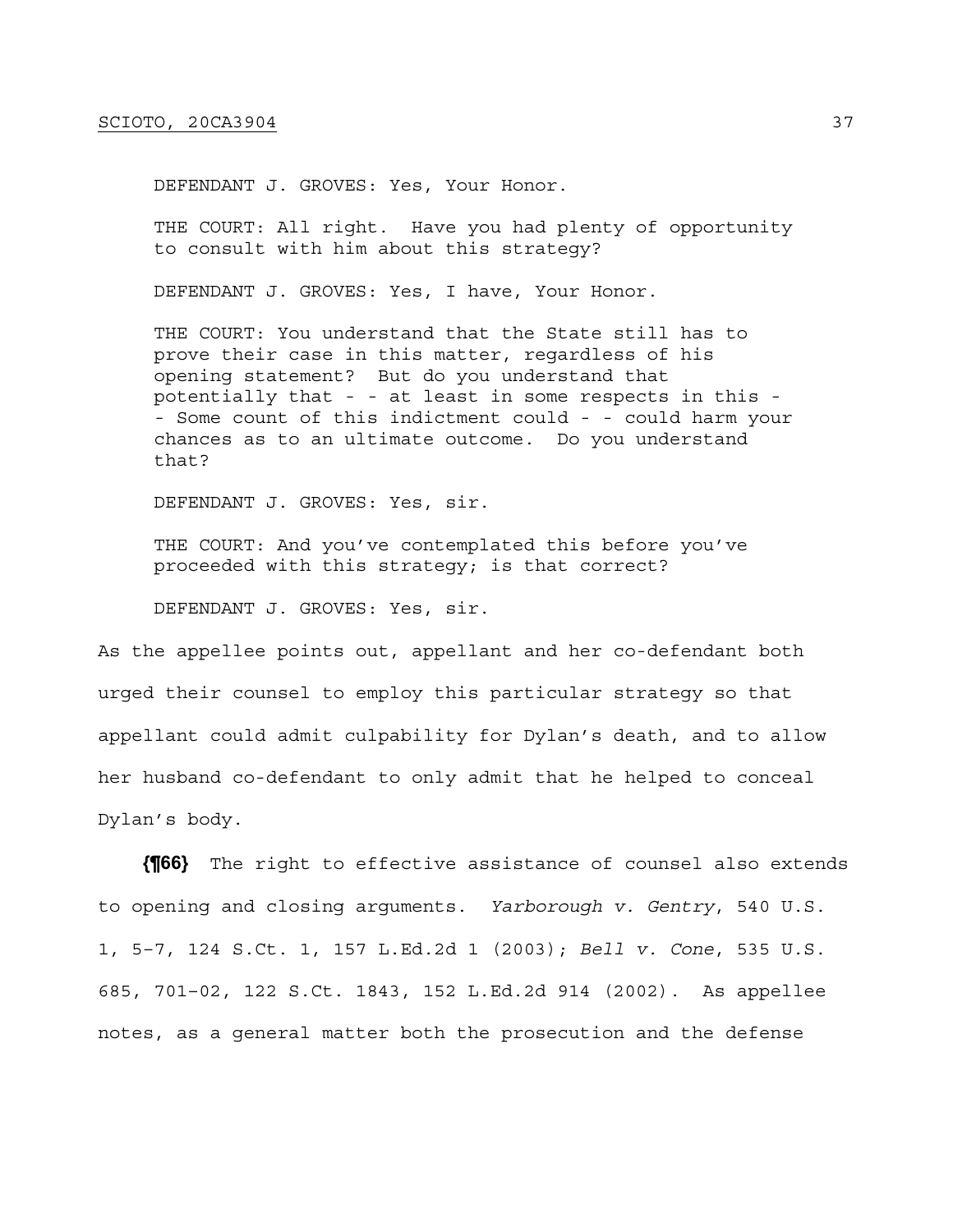DEFENDANT J. GROVES: Yes, Your Honor.

THE COURT: All right. Have you had plenty of opportunity to consult with him about this strategy?

DEFENDANT J. GROVES: Yes, I have, Your Honor.

THE COURT: You understand that the State still has to prove their case in this matter, regardless of his opening statement? But do you understand that potentially that - - at least in some respects in this - - Some count of this indictment could - - could harm your chances as to an ultimate outcome. Do you understand that?

DEFENDANT J. GROVES: Yes, sir.

THE COURT: And you've contemplated this before you've proceeded with this strategy; is that correct?

DEFENDANT J. GROVES: Yes, sir.

As the appellee points out, appellant and her co-defendant both urged their counsel to employ this particular strategy so that appellant could admit culpability for Dylan's death, and to allow her husband co-defendant to only admit that he helped to conceal Dylan's body.

**{¶66}** The right to effective assistance of counsel also extends to opening and closing arguments. *Yarborough v. Gentry*, 540 U.S. 1, 5–7, 124 S.Ct. 1, 157 L.Ed.2d 1 (2003); *Bell v. Cone*, 535 U.S. 685, 701–02, 122 S.Ct. 1843, 152 L.Ed.2d 914 (2002). As appellee notes, as a general matter both the prosecution and the defense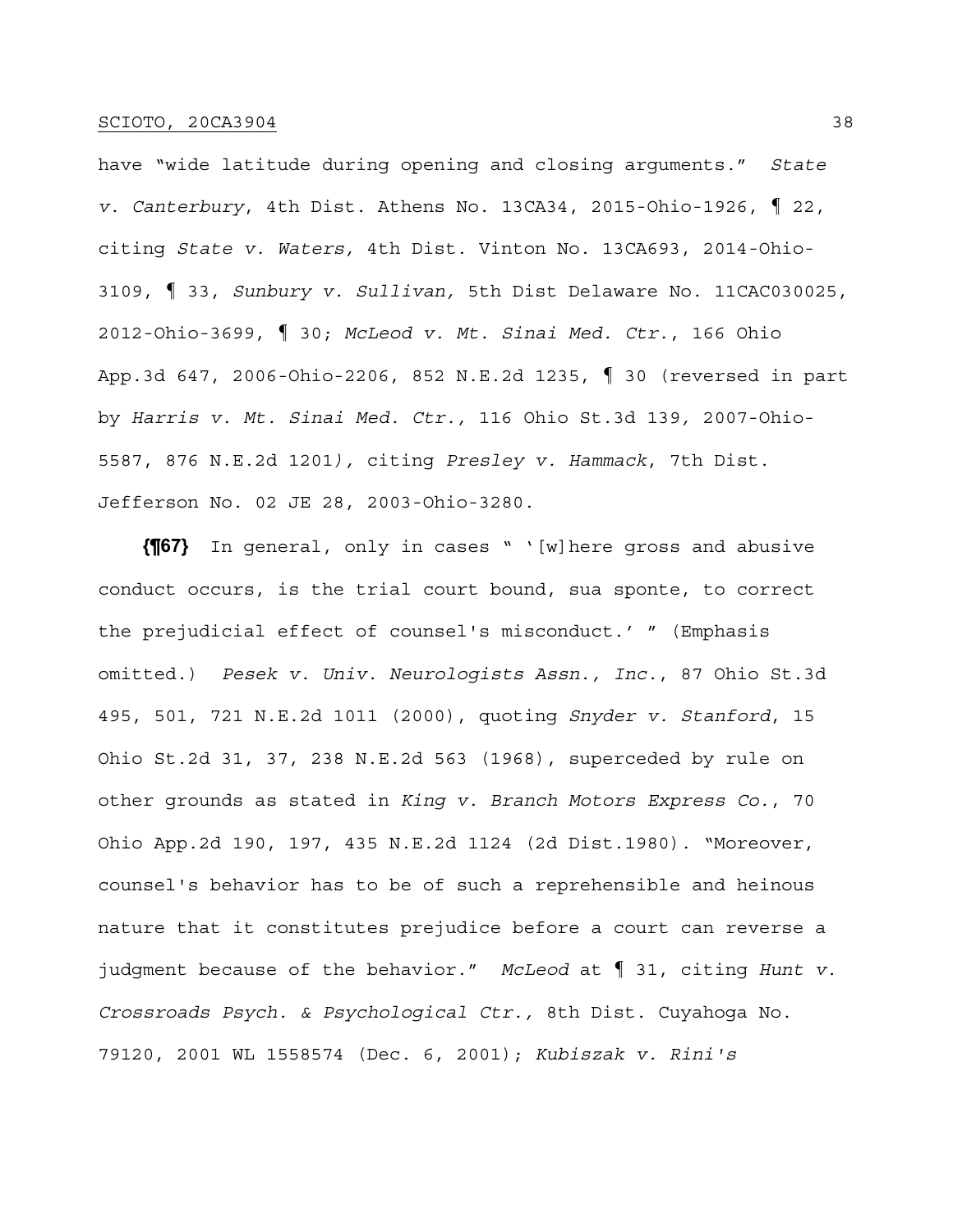have "wide latitude during opening and closing arguments." *State v. Canterbury*, 4th Dist. Athens No. 13CA34, 2015-Ohio-1926, ¶ 22, citing *State v. Waters,* 4th Dist. Vinton No. 13CA693, 2014-Ohio-3109, ¶ 33, *Sunbury v. Sullivan,* 5th Dist Delaware No. 11CAC030025, 2012-Ohio-3699, ¶ 30; *McLeod v. Mt. Sinai Med. Ctr.*, 166 Ohio App.3d 647, 2006-Ohio-2206, 852 N.E.2d 1235, ¶ 30 (reversed in part by *Harris v. Mt. Sinai Med. Ctr.,* 116 Ohio St.3d 139, 2007-Ohio-5587, 876 N.E.2d 1201), citing *Presley v. Hammack*, 7th Dist. Jefferson No. 02 JE 28, 2003-Ohio-3280.

**{¶67}** In general, only in cases " '[w]here gross and abusive conduct occurs, is the trial court bound, sua sponte, to correct the prejudicial effect of counsel's misconduct.' " (Emphasis omitted.) *Pesek v. Univ. Neurologists Assn., Inc.*, 87 Ohio St.3d 495, 501, 721 N.E.2d 1011 (2000), quoting *Snyder v. Stanford*, 15 Ohio St.2d 31, 37, 238 N.E.2d 563 (1968), superceded by rule on other grounds as stated in *King v. Branch Motors Express Co.*, 70 Ohio App.2d 190, 197, 435 N.E.2d 1124 (2d Dist.1980). "Moreover, counsel's behavior has to be of such a reprehensible and heinous nature that it constitutes prejudice before a court can reverse a judgment because of the behavior." *McLeod* at ¶ 31, citing *Hunt v. Crossroads Psych. & Psychological Ctr.,* 8th Dist. Cuyahoga No. 79120, 2001 WL 1558574 (Dec. 6, 2001); *Kubiszak v. Rini's*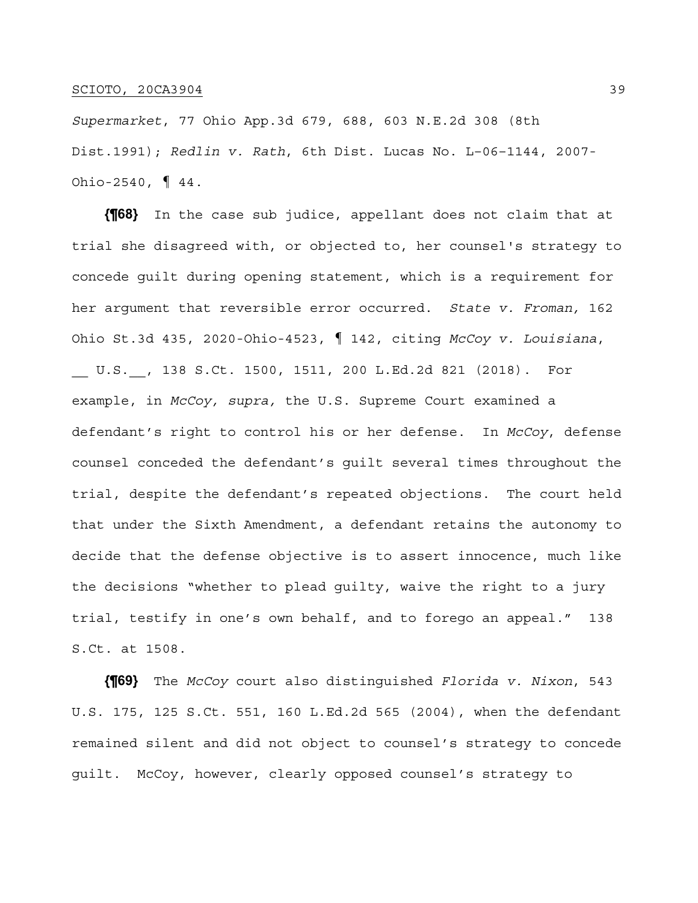*Supermarket*, 77 Ohio App.3d 679, 688, 603 N.E.2d 308 (8th Dist.1991); *Redlin v. Rath*, 6th Dist. Lucas No. L–06–1144, 2007-Ohio-2540, ¶ 44.

**{¶68}** In the case sub judice, appellant does not claim that at trial she disagreed with, or objected to, her counsel's strategy to concede guilt during opening statement, which is a requirement for her argument that reversible error occurred. *State v. Froman,* 162 Ohio St.3d 435, 2020-Ohio-4523, ¶ 142, citing *McCoy v. Louisiana*, __ U.S.__, 138 S.Ct. 1500, 1511, 200 L.Ed.2d 821 (2018). For example, in *McCoy, supra,* the U.S. Supreme Court examined a defendant's right to control his or her defense. In *McCoy*, defense counsel conceded the defendant's guilt several times throughout the trial, despite the defendant's repeated objections. The court held that under the Sixth Amendment, a defendant retains the autonomy to decide that the defense objective is to assert innocence, much like the decisions "whether to plead guilty, waive the right to a jury trial, testify in one's own behalf, and to forego an appeal." 138 S.Ct. at 1508.

**{¶69}** The *McCoy* court also distinguished *Florida v. Nixon*, 543 U.S. 175, 125 S.Ct. 551, 160 L.Ed.2d 565 (2004), when the defendant remained silent and did not object to counsel's strategy to concede guilt. McCoy, however, clearly opposed counsel's strategy to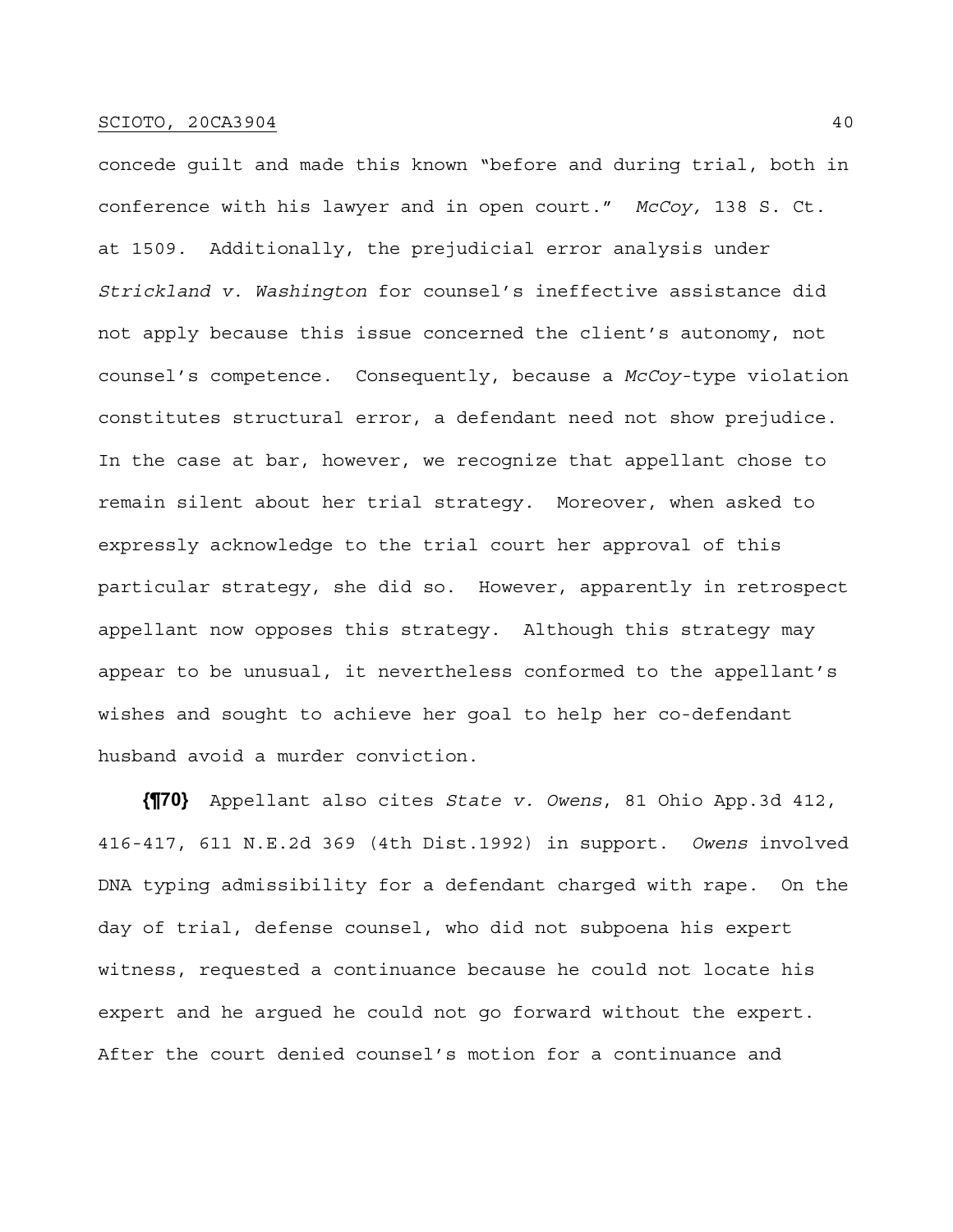concede guilt and made this known "before and during trial, both in conference with his lawyer and in open court." *McCoy,* 138 S. Ct. at 1509. Additionally, the prejudicial error analysis under *Strickland v. Washington* for counsel's ineffective assistance did not apply because this issue concerned the client's autonomy, not counsel's competence. Consequently, because a *McCoy*-type violation constitutes structural error, a defendant need not show prejudice. In the case at bar, however, we recognize that appellant chose to remain silent about her trial strategy. Moreover, when asked to expressly acknowledge to the trial court her approval of this particular strategy, she did so. However, apparently in retrospect appellant now opposes this strategy. Although this strategy may appear to be unusual, it nevertheless conformed to the appellant's wishes and sought to achieve her goal to help her co-defendant husband avoid a murder conviction.

**{¶70}** Appellant also cites *State v. Owens*, 81 Ohio App.3d 412, 416-417, 611 N.E.2d 369 (4th Dist.1992) in support. *Owens* involved DNA typing admissibility for a defendant charged with rape. On the day of trial, defense counsel, who did not subpoena his expert witness, requested a continuance because he could not locate his expert and he argued he could not go forward without the expert. After the court denied counsel's motion for a continuance and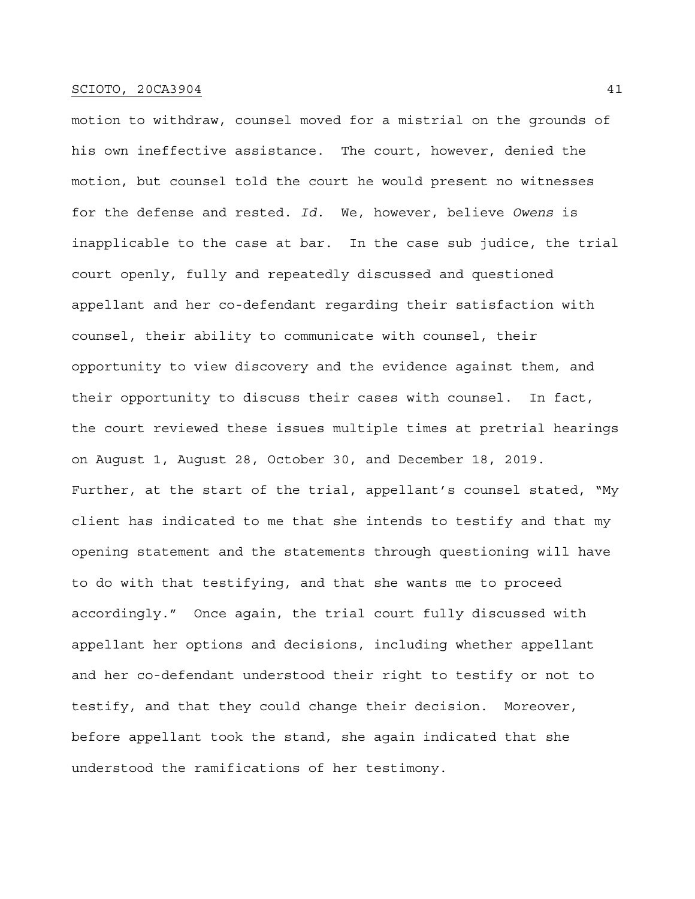motion to withdraw, counsel moved for a mistrial on the grounds of his own ineffective assistance. The court, however, denied the motion, but counsel told the court he would present no witnesses for the defense and rested. *Id.* We, however, believe *Owens* is inapplicable to the case at bar. In the case sub judice, the trial court openly, fully and repeatedly discussed and questioned appellant and her co-defendant regarding their satisfaction with counsel, their ability to communicate with counsel, their opportunity to view discovery and the evidence against them, and their opportunity to discuss their cases with counsel. In fact, the court reviewed these issues multiple times at pretrial hearings on August 1, August 28, October 30, and December 18, 2019. Further, at the start of the trial, appellant's counsel stated, "My client has indicated to me that she intends to testify and that my opening statement and the statements through questioning will have to do with that testifying, and that she wants me to proceed accordingly." Once again, the trial court fully discussed with appellant her options and decisions, including whether appellant and her co-defendant understood their right to testify or not to testify, and that they could change their decision. Moreover, before appellant took the stand, she again indicated that she understood the ramifications of her testimony.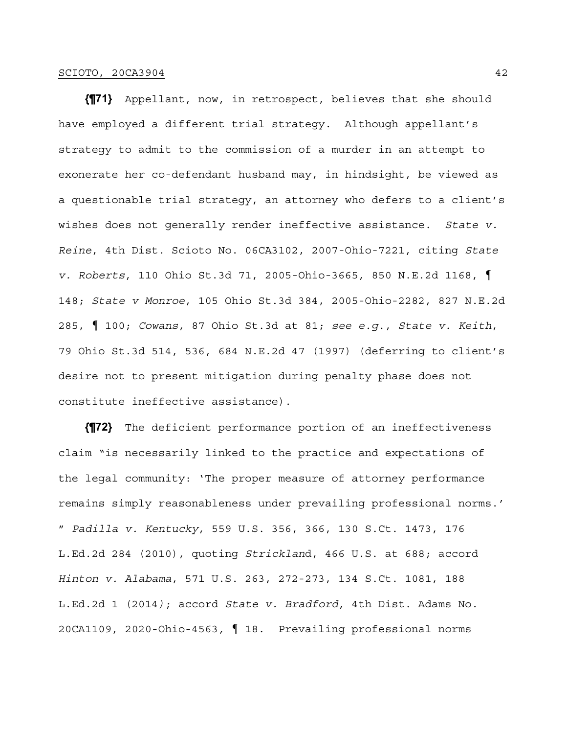**{¶71}** Appellant, now, in retrospect, believes that she should have employed a different trial strategy. Although appellant's strategy to admit to the commission of a murder in an attempt to exonerate her co-defendant husband may, in hindsight, be viewed as a questionable trial strategy, an attorney who defers to a client's wishes does not generally render ineffective assistance. *State v. Reine*, 4th Dist. Scioto No. 06CA3102, 2007-Ohio-7221, citing *State v. Roberts*, 110 Ohio St.3d 71, 2005-Ohio-3665, 850 N.E.2d 1168, ¶ 148; *State v Monroe*, 105 Ohio St.3d 384, 2005-Ohio-2282, 827 N.E.2d 285, ¶ 100; *Cowans*, 87 Ohio St.3d at 81; *see e.g.*, *State v. Keith*, 79 Ohio St.3d 514, 536, 684 N.E.2d 47 (1997) (deferring to client's desire not to present mitigation during penalty phase does not constitute ineffective assistance).

**{¶72}** The deficient performance portion of an ineffectiveness claim "is necessarily linked to the practice and expectations of the legal community: 'The proper measure of attorney performance remains simply reasonableness under prevailing professional norms.' " *Padilla v. Kentucky*, 559 U.S. 356, 366, 130 S.Ct. 1473, 176 L.Ed.2d 284 (2010), quoting *Strickland*, 466 U.S. at 688; accord *Hinton v. Alabama*, 571 U.S. 263, 272-273, 134 S.Ct. 1081, 188 L.Ed.2d 1 (2014); accord *State v. Bradford,* 4th Dist. Adams No. 20CA1109, 2020-Ohio-4563, ¶ 18. Prevailing professional norms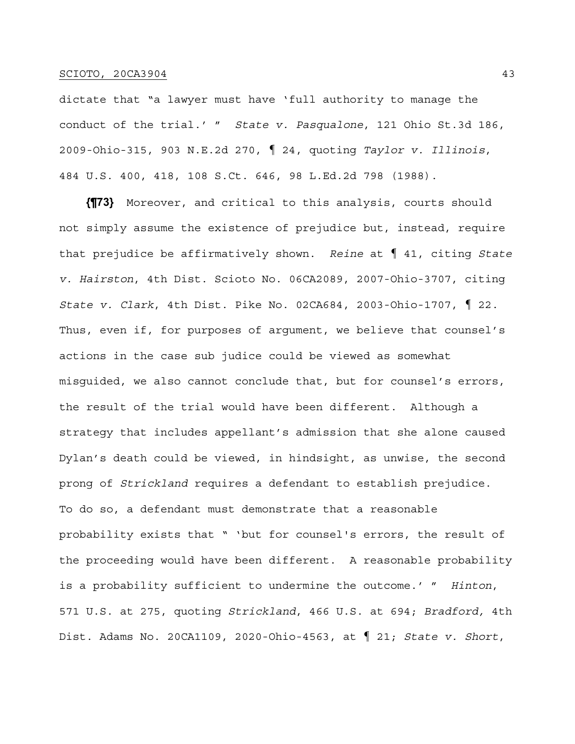dictate that "a lawyer must have 'full authority to manage the conduct of the trial.' " *State v. Pasqualone*, 121 Ohio St.3d 186, 2009-Ohio-315, 903 N.E.2d 270, ¶ 24, quoting *Taylor v. Illinois*, 484 U.S. 400, 418, 108 S.Ct. 646, 98 L.Ed.2d 798 (1988).

**{¶73}** Moreover, and critical to this analysis, courts should not simply assume the existence of prejudice but, instead, require that prejudice be affirmatively shown. *Reine* at ¶ 41, citing *State v. Hairston*, 4th Dist. Scioto No. 06CA2089, 2007-Ohio-3707, citing *State v. Clark*, 4th Dist. Pike No. 02CA684, 2003-Ohio-1707, ¶ 22. Thus, even if, for purposes of argument, we believe that counsel's actions in the case sub judice could be viewed as somewhat misguided, we also cannot conclude that, but for counsel's errors, the result of the trial would have been different. Although a strategy that includes appellant's admission that she alone caused Dylan's death could be viewed, in hindsight, as unwise, the second prong of *Strickland* requires a defendant to establish prejudice. To do so, a defendant must demonstrate that a reasonable probability exists that " 'but for counsel's errors, the result of the proceeding would have been different. A reasonable probability is a probability sufficient to undermine the outcome.' " *Hinton*, 571 U.S. at 275, quoting *Strickland*, 466 U.S. at 694; *Bradford,* 4th Dist. Adams No. 20CA1109, 2020-Ohio-4563, at ¶ 21; *State v. Short*,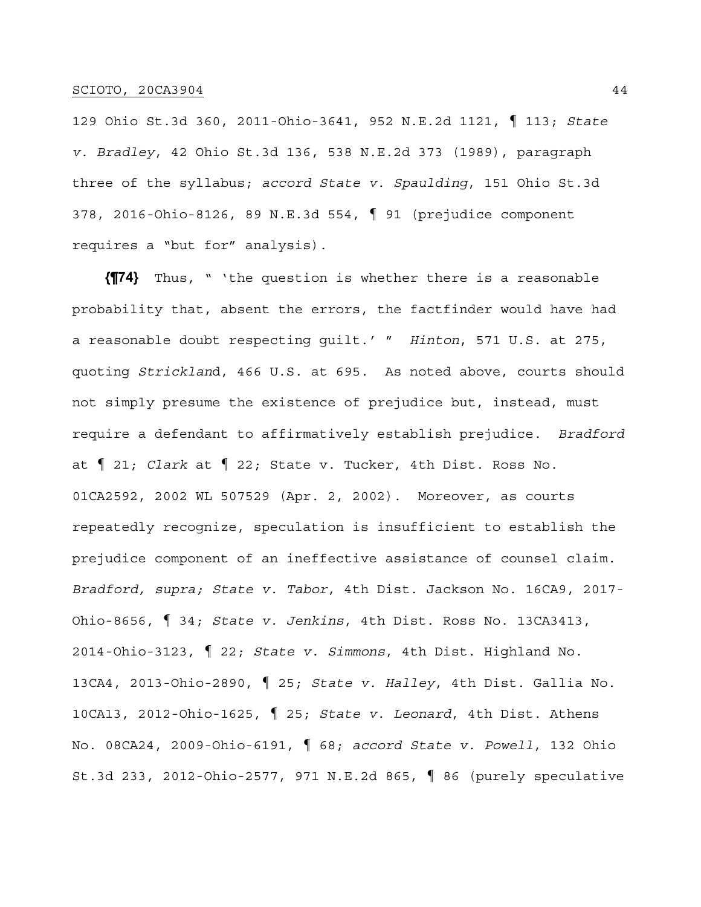129 Ohio St.3d 360, 2011-Ohio-3641, 952 N.E.2d 1121, ¶ 113; *State v. Bradley*, 42 Ohio St.3d 136, 538 N.E.2d 373 (1989), paragraph three of the syllabus; *accord State v. Spaulding*, 151 Ohio St.3d 378, 2016-Ohio-8126, 89 N.E.3d 554, ¶ 91 (prejudice component requires a "but for" analysis).

**{¶74}** Thus, " 'the question is whether there is a reasonable probability that, absent the errors, the factfinder would have had a reasonable doubt respecting guilt.' " *Hinton*, 571 U.S. at 275, quoting *Strickland*, 466 U.S. at 695. As noted above, courts should not simply presume the existence of prejudice but, instead, must require a defendant to affirmatively establish prejudice. *Bradford* at ¶ 21; *Clark* at ¶ 22; State v. Tucker, 4th Dist. Ross No. 01CA2592, 2002 WL 507529 (Apr. 2, 2002). Moreover, as courts repeatedly recognize, speculation is insufficient to establish the prejudice component of an ineffective assistance of counsel claim. *Bradford, supra; State v. Tabor*, 4th Dist. Jackson No. 16CA9, 2017-Ohio-8656, ¶ 34; *State v. Jenkins*, 4th Dist. Ross No. 13CA3413, 2014-Ohio-3123, ¶ 22; *State v. Simmons*, 4th Dist. Highland No. 13CA4, 2013-Ohio-2890, ¶ 25; *State v. Halley*, 4th Dist. Gallia No. 10CA13, 2012-Ohio-1625, ¶ 25; *State v. Leonard*, 4th Dist. Athens No. 08CA24, 2009-Ohio-6191, ¶ 68; *accord State v. Powell*, 132 Ohio St.3d 233, 2012-Ohio-2577, 971 N.E.2d 865, ¶ 86 (purely speculative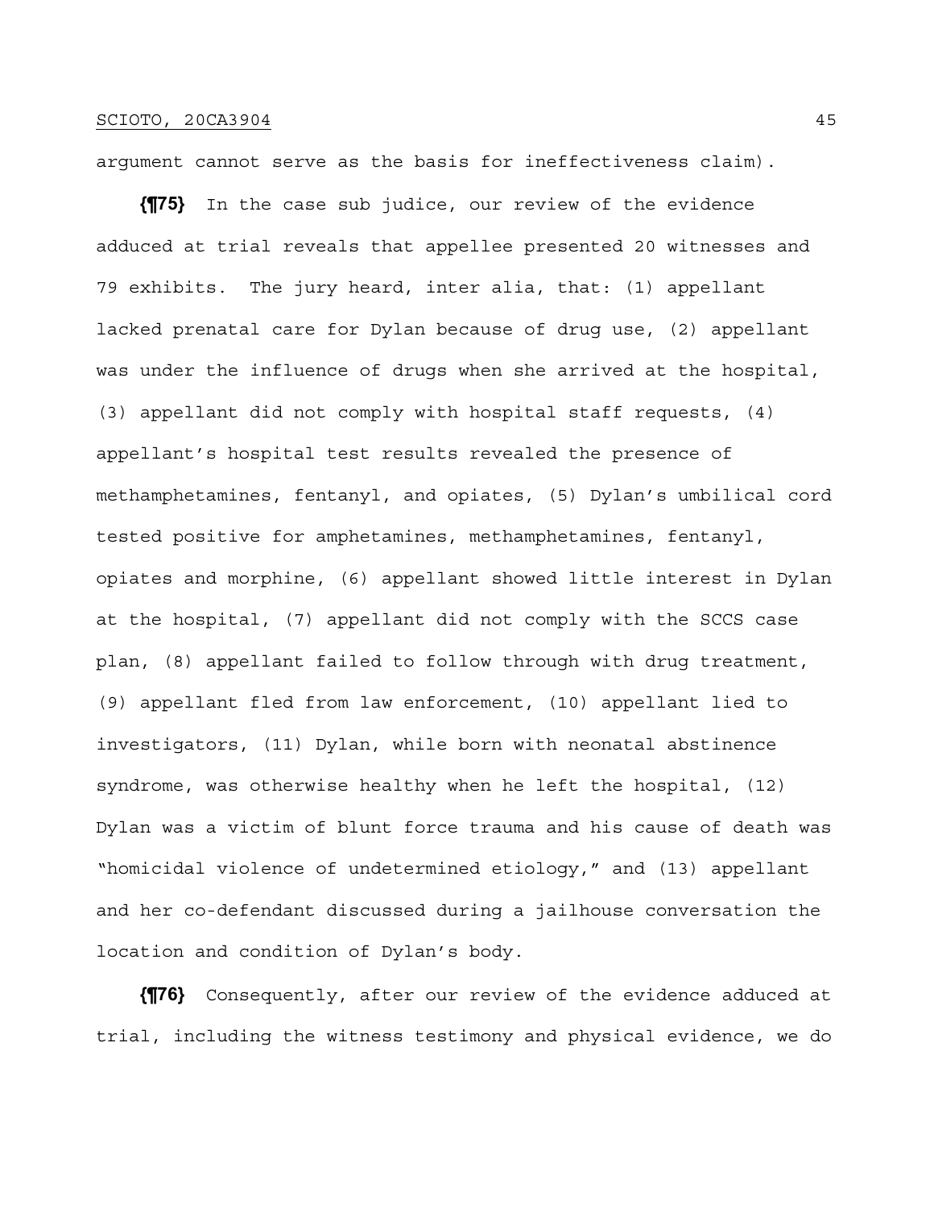argument cannot serve as the basis for ineffectiveness claim).

**{¶75}** In the case sub judice, our review of the evidence adduced at trial reveals that appellee presented 20 witnesses and 79 exhibits. The jury heard, inter alia, that: (1) appellant lacked prenatal care for Dylan because of drug use, (2) appellant was under the influence of drugs when she arrived at the hospital, (3) appellant did not comply with hospital staff requests, (4) appellant's hospital test results revealed the presence of methamphetamines, fentanyl, and opiates, (5) Dylan's umbilical cord tested positive for amphetamines, methamphetamines, fentanyl, opiates and morphine, (6) appellant showed little interest in Dylan at the hospital, (7) appellant did not comply with the SCCS case plan, (8) appellant failed to follow through with drug treatment, (9) appellant fled from law enforcement, (10) appellant lied to investigators, (11) Dylan, while born with neonatal abstinence syndrome, was otherwise healthy when he left the hospital, (12) Dylan was a victim of blunt force trauma and his cause of death was "homicidal violence of undetermined etiology," and (13) appellant and her co-defendant discussed during a jailhouse conversation the location and condition of Dylan's body.

**{¶76}** Consequently, after our review of the evidence adduced at trial, including the witness testimony and physical evidence, we do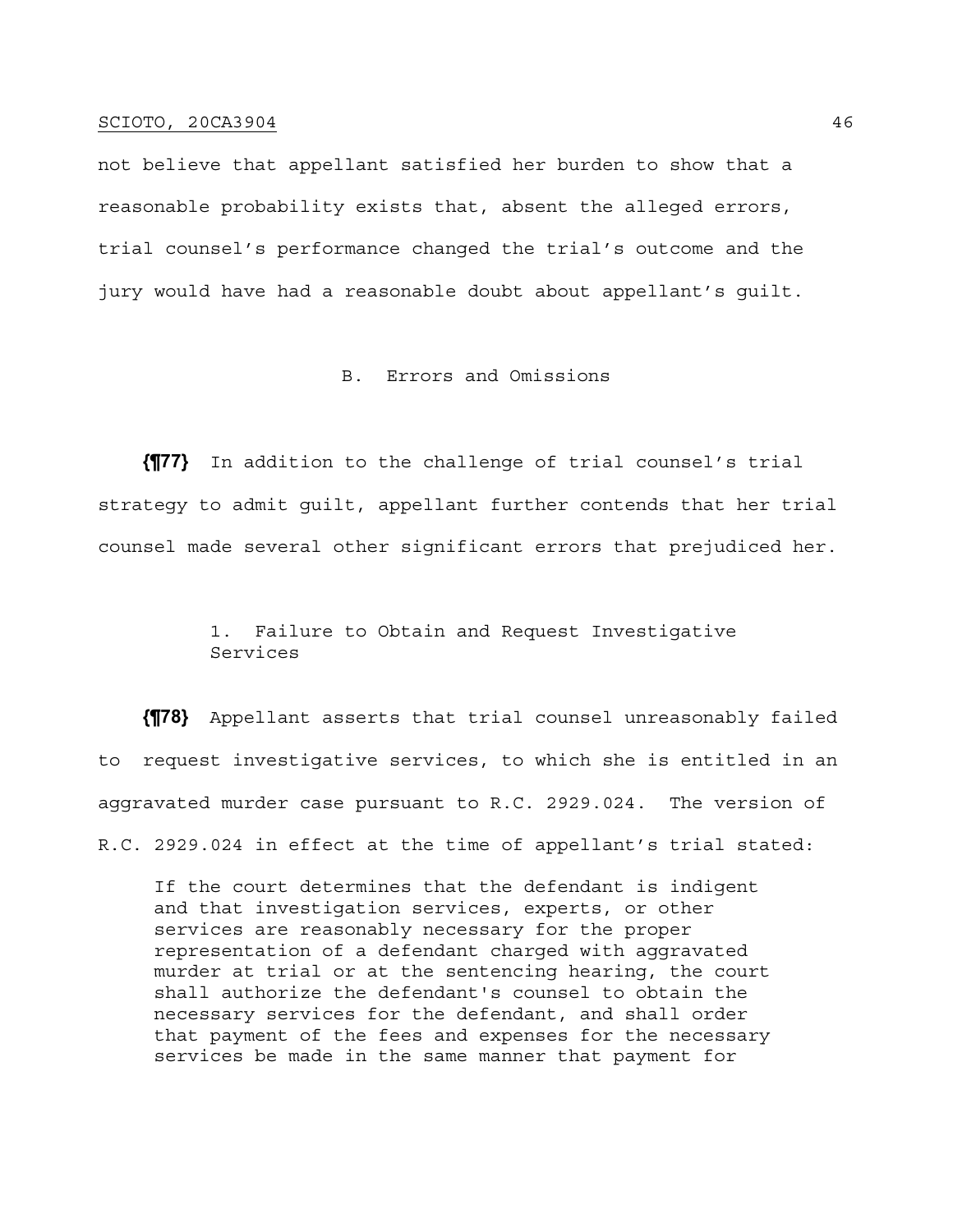not believe that appellant satisfied her burden to show that a reasonable probability exists that, absent the alleged errors, trial counsel's performance changed the trial's outcome and the jury would have had a reasonable doubt about appellant's guilt.

B. Errors and Omissions

**{¶77}** In addition to the challenge of trial counsel's trial strategy to admit guilt, appellant further contends that her trial counsel made several other significant errors that prejudiced her.

1. Failure to Obtain and Request Investigative Services

**{¶78}** Appellant asserts that trial counsel unreasonably failed to request investigative services, to which she is entitled in an aggravated murder case pursuant to R.C. 2929.024. The version of R.C. 2929.024 in effect at the time of appellant's trial stated:

> If the court determines that the defendant is indigent and that investigation services, experts, or other services are reasonably necessary for the proper representation of a defendant charged with aggravated murder at trial or at the sentencing hearing, the court shall authorize the defendant's counsel to obtain the necessary services for the defendant, and shall order that payment of the fees and expenses for the necessary services be made in the same manner that payment for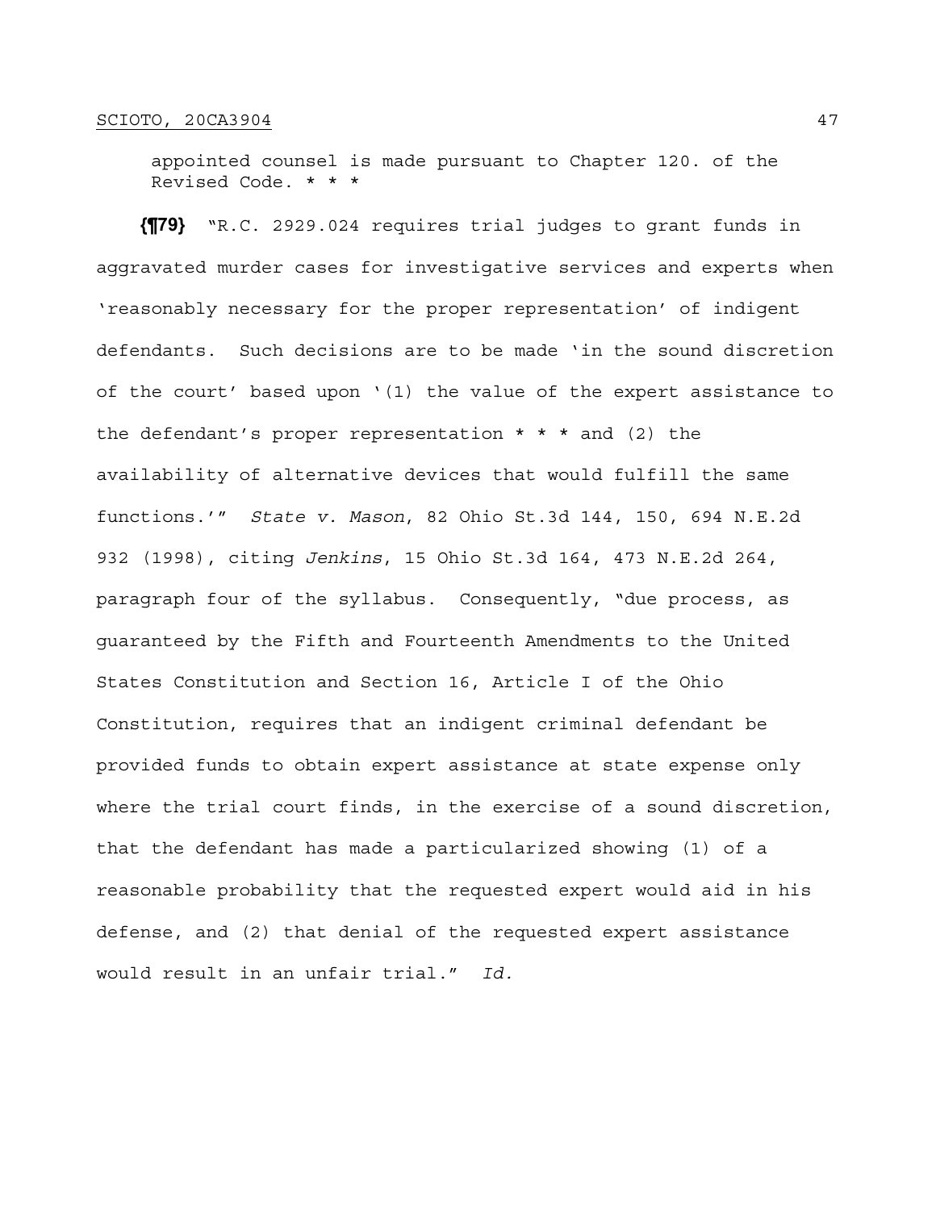appointed counsel is made pursuant to Chapter 120. of the Revised Code. * * *

**{¶79}** "R.C. 2929.024 requires trial judges to grant funds in aggravated murder cases for investigative services and experts when 'reasonably necessary for the proper representation' of indigent defendants. Such decisions are to be made 'in the sound discretion of the court' based upon '(1) the value of the expert assistance to the defendant's proper representation * * * and (2) the availability of alternative devices that would fulfill the same functions.'" *State v. Mason*, 82 Ohio St.3d 144, 150, 694 N.E.2d 932 (1998), citing *Jenkins*, 15 Ohio St.3d 164, 473 N.E.2d 264, paragraph four of the syllabus. Consequently, "due process, as guaranteed by the Fifth and Fourteenth Amendments to the United States Constitution and Section 16, Article I of the Ohio Constitution, requires that an indigent criminal defendant be provided funds to obtain expert assistance at state expense only where the trial court finds, in the exercise of a sound discretion, that the defendant has made a particularized showing (1) of a reasonable probability that the requested expert would aid in his defense, and (2) that denial of the requested expert assistance would result in an unfair trial." *Id.*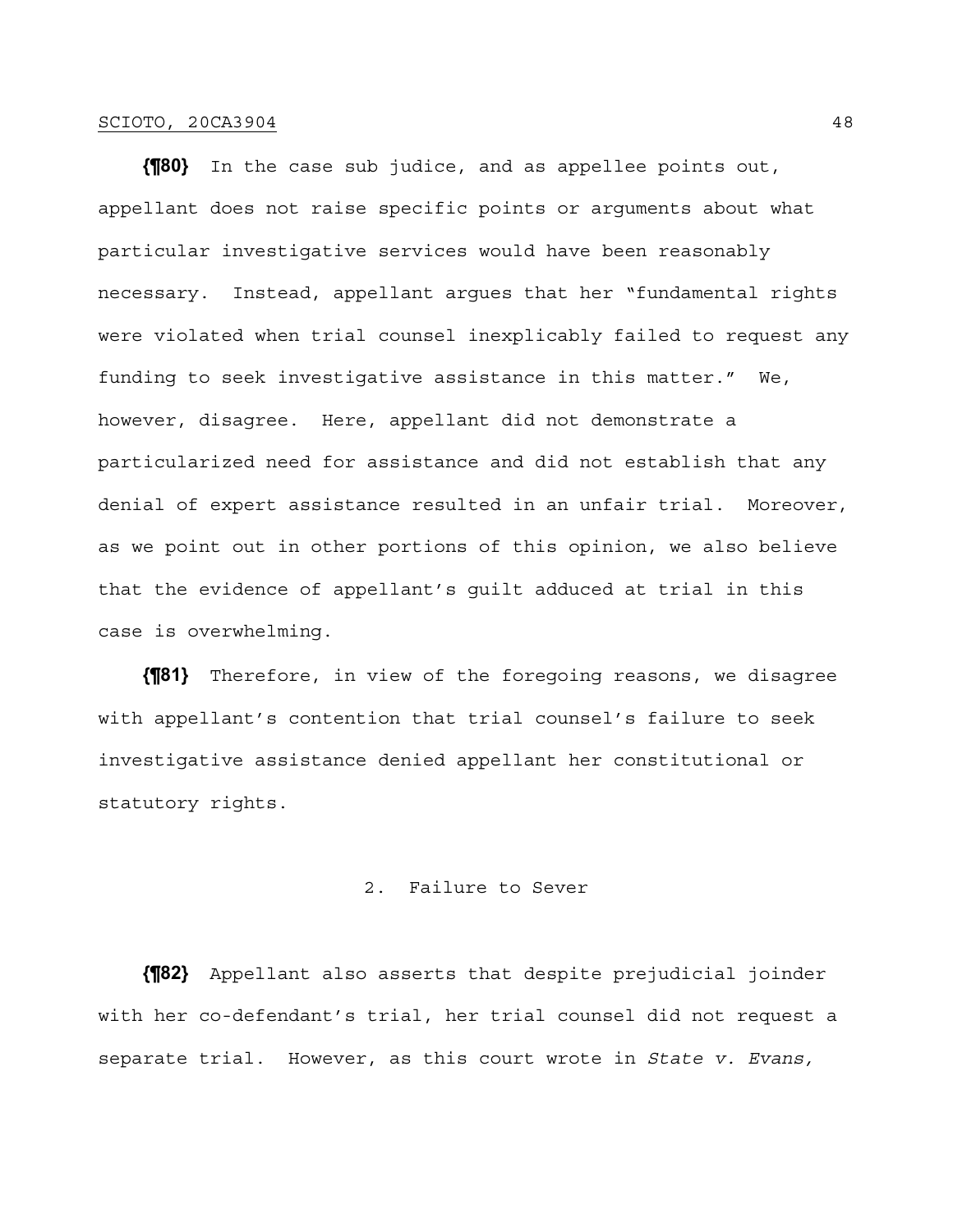**{¶80}** In the case sub judice, and as appellee points out, appellant does not raise specific points or arguments about what particular investigative services would have been reasonably necessary. Instead, appellant argues that her "fundamental rights were violated when trial counsel inexplicably failed to request any funding to seek investigative assistance in this matter." We, however, disagree. Here, appellant did not demonstrate a particularized need for assistance and did not establish that any denial of expert assistance resulted in an unfair trial. Moreover, as we point out in other portions of this opinion, we also believe that the evidence of appellant's guilt adduced at trial in this case is overwhelming.

**{¶81}** Therefore, in view of the foregoing reasons, we disagree with appellant's contention that trial counsel's failure to seek investigative assistance denied appellant her constitutional or statutory rights.

2. Failure to Sever

**{¶82}** Appellant also asserts that despite prejudicial joinder with her co-defendant's trial, her trial counsel did not request a separate trial. However, as this court wrote in *State v. Evans,*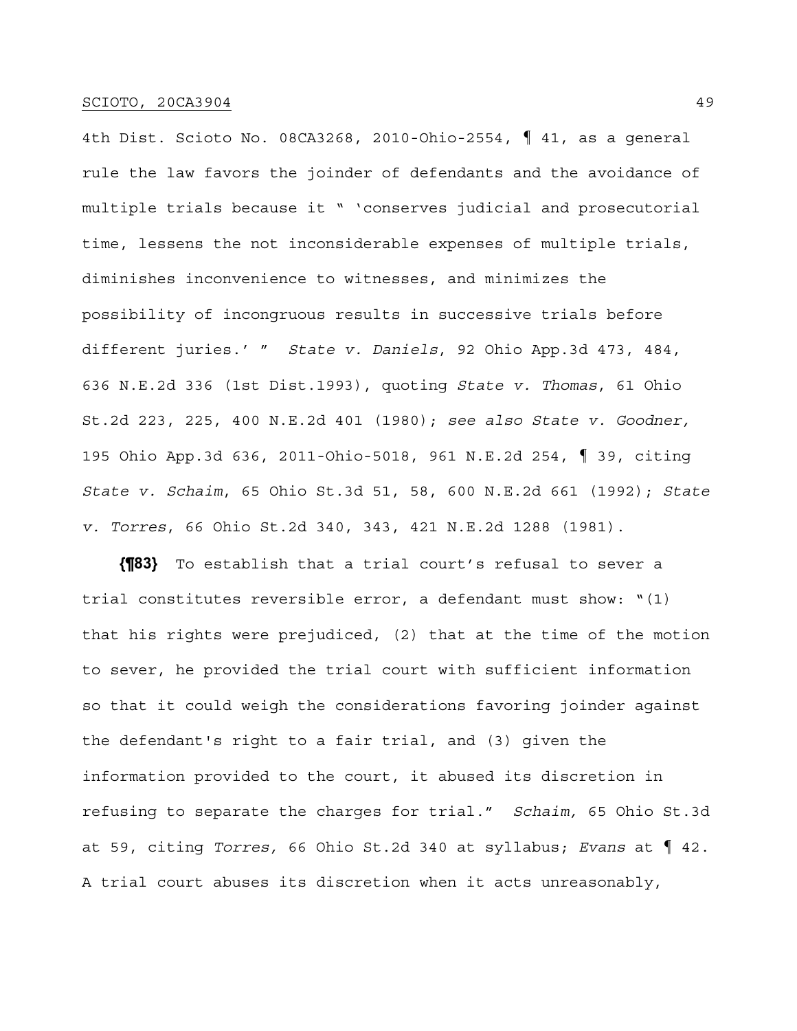4th Dist. Scioto No. 08CA3268, 2010-Ohio-2554, ¶ 41, as a general rule the law favors the joinder of defendants and the avoidance of multiple trials because it " 'conserves judicial and prosecutorial time, lessens the not inconsiderable expenses of multiple trials, diminishes inconvenience to witnesses, and minimizes the possibility of incongruous results in successive trials before different juries.' " *State v. Daniels*, 92 Ohio App.3d 473, 484, 636 N.E.2d 336 (1st Dist.1993), quoting *State v. Thomas*, 61 Ohio St.2d 223, 225, 400 N.E.2d 401 (1980); *see also State v. Goodner,* 195 Ohio App.3d 636, 2011-Ohio-5018, 961 N.E.2d 254, ¶ 39, citing *State v. Schaim*, 65 Ohio St.3d 51, 58, 600 N.E.2d 661 (1992); *State v. Torres*, 66 Ohio St.2d 340, 343, 421 N.E.2d 1288 (1981).

**{¶83}** To establish that a trial court's refusal to sever a trial constitutes reversible error, a defendant must show: "(1) that his rights were prejudiced, (2) that at the time of the motion to sever, he provided the trial court with sufficient information so that it could weigh the considerations favoring joinder against the defendant's right to a fair trial, and (3) given the information provided to the court, it abused its discretion in refusing to separate the charges for trial." *Schaim,* 65 Ohio St.3d at 59, citing *Torres,* 66 Ohio St.2d 340 at syllabus; *Evans* at ¶ 42. A trial court abuses its discretion when it acts unreasonably,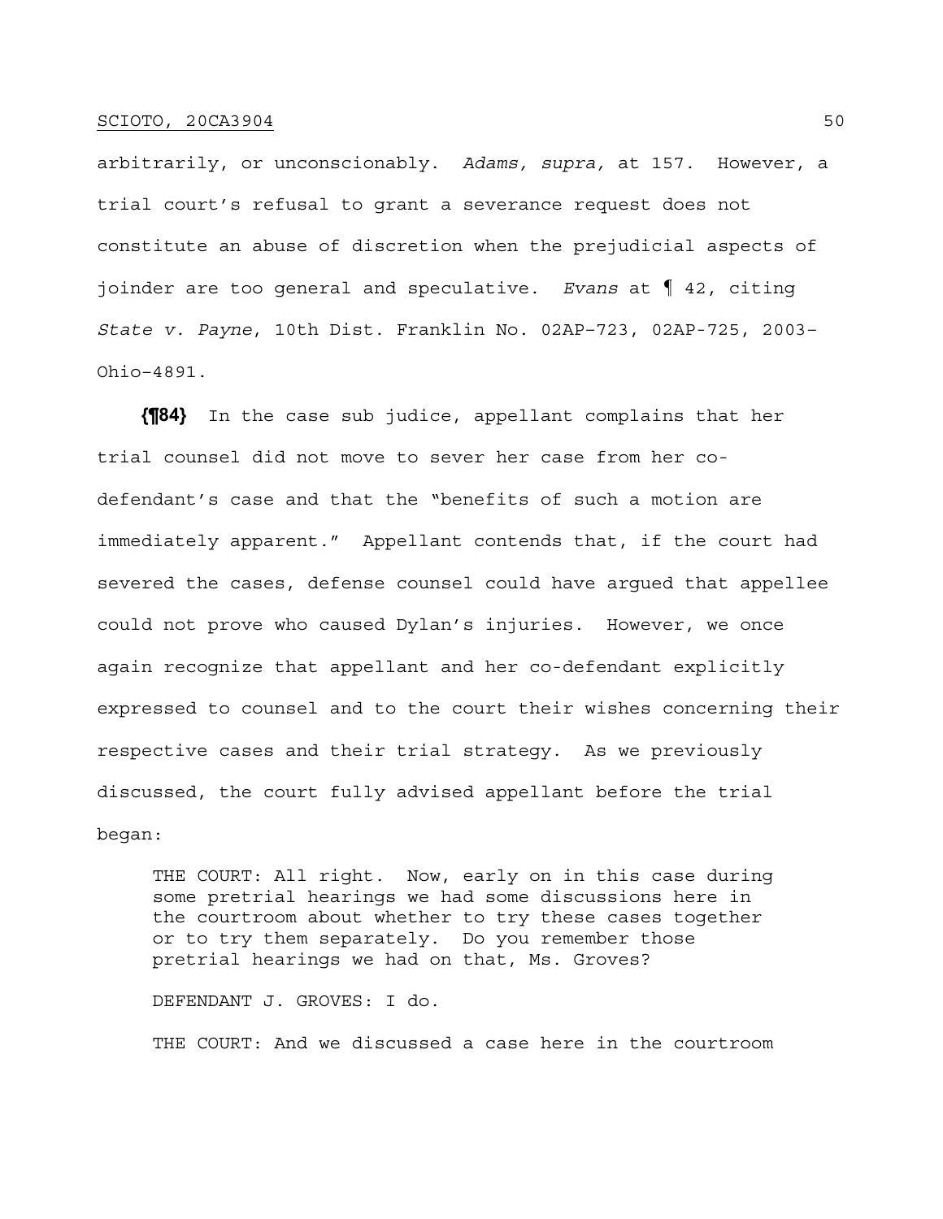arbitrarily, or unconscionably. *Adams, supra,* at 157. However, a trial court's refusal to grant a severance request does not constitute an abuse of discretion when the prejudicial aspects of joinder are too general and speculative. *Evans* at ¶ 42, citing *State v. Payne*, 10th Dist. Franklin No. 02AP-723, 02AP-725, 2003-Ohio-4891.

**{¶84}** In the case sub judice, appellant complains that her trial counsel did not move to sever her case from her co-defendant's case and that the "benefits of such a motion are immediately apparent." Appellant contends that, if the court had severed the cases, defense counsel could have argued that appellee could not prove who caused Dylan's injuries. However, we once again recognize that appellant and her co-defendant explicitly expressed to counsel and to the court their wishes concerning their respective cases and their trial strategy. As we previously discussed, the court fully advised appellant before the trial began:

> THE COURT: All right. Now, early on in this case during some pretrial hearings we had some discussions here in the courtroom about whether to try these cases together or to try them separately. Do you remember those pretrial hearings we had on that, Ms. Groves?
>
> DEFENDANT J. GROVES: I do.
>
> THE COURT: And we discussed a case here in the courtroom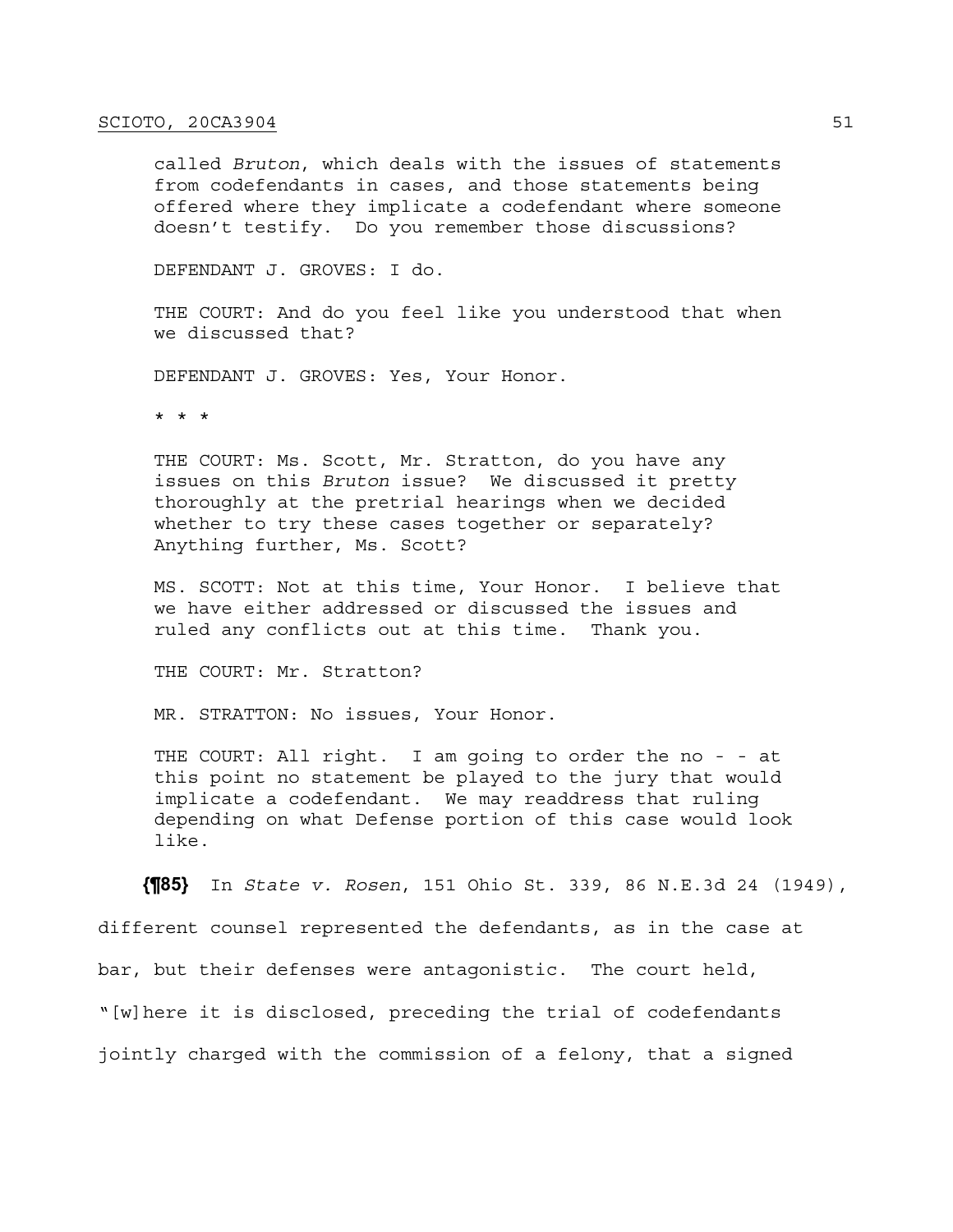called *Bruton*, which deals with the issues of statements from codefendants in cases, and those statements being offered where they implicate a codefendant where someone doesn't testify. Do you remember those discussions?

DEFENDANT J. GROVES: I do.

THE COURT: And do you feel like you understood that when we discussed that?

DEFENDANT J. GROVES: Yes, Your Honor.

\* \* \*

THE COURT: Ms. Scott, Mr. Stratton, do you have any issues on this *Bruton* issue? We discussed it pretty thoroughly at the pretrial hearings when we decided whether to try these cases together or separately? Anything further, Ms. Scott?

MS. SCOTT: Not at this time, Your Honor. I believe that we have either addressed or discussed the issues and ruled any conflicts out at this time. Thank you.

THE COURT: Mr. Stratton?

MR. STRATTON: No issues, Your Honor.

THE COURT: All right. I am going to order the no - - at this point no statement be played to the jury that would implicate a codefendant. We may readdress that ruling depending on what Defense portion of this case would look like.

**{¶85}** In *State v. Rosen*, 151 Ohio St. 339, 86 N.E.3d 24 (1949), different counsel represented the defendants, as in the case at bar, but their defenses were antagonistic. The court held, "[w]here it is disclosed, preceding the trial of codefendants jointly charged with the commission of a felony, that a signed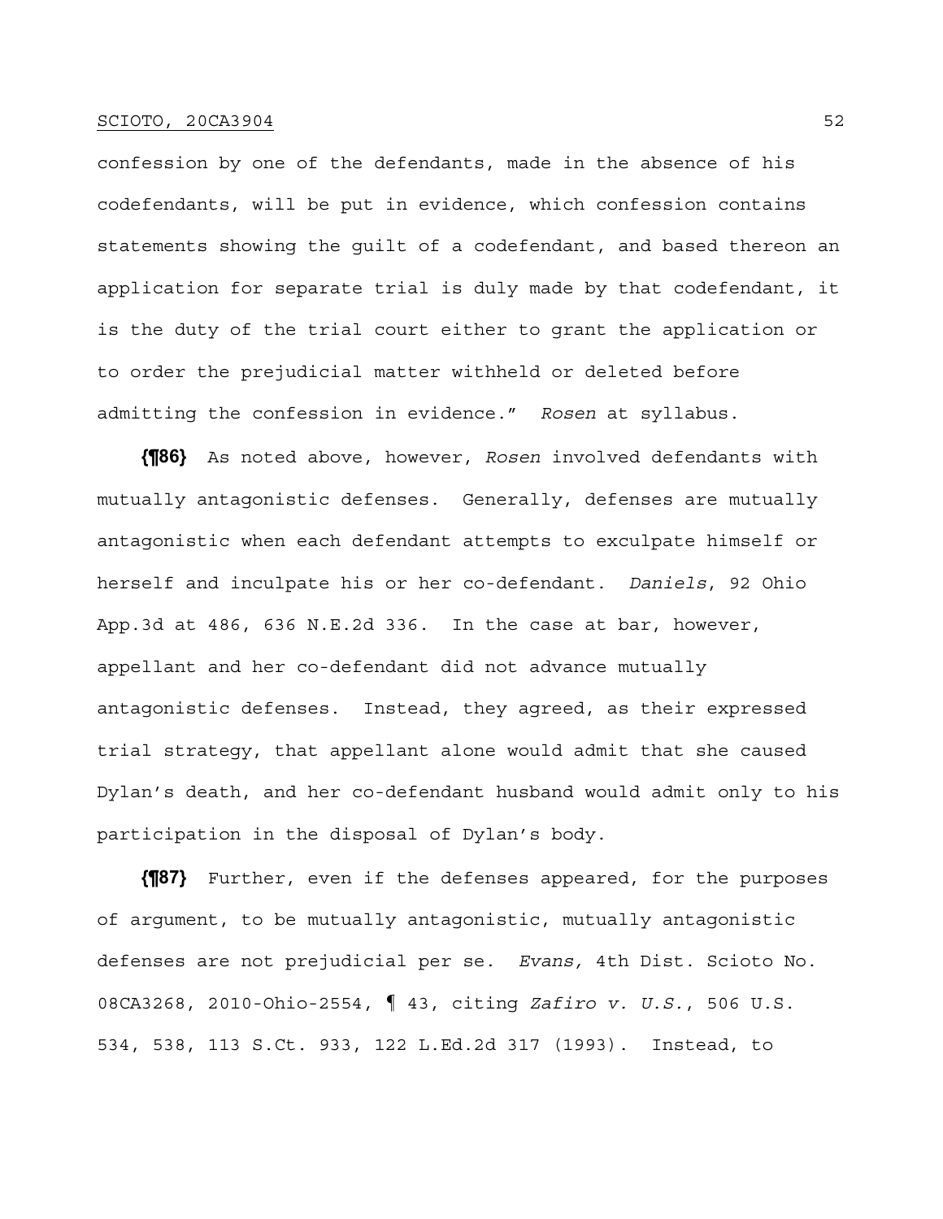confession by one of the defendants, made in the absence of his codefendants, will be put in evidence, which confession contains statements showing the guilt of a codefendant, and based thereon an application for separate trial is duly made by that codefendant, it is the duty of the trial court either to grant the application or to order the prejudicial matter withheld or deleted before admitting the confession in evidence." *Rosen* at syllabus.

**{¶86}** As noted above, however, *Rosen* involved defendants with mutually antagonistic defenses. Generally, defenses are mutually antagonistic when each defendant attempts to exculpate himself or herself and inculpate his or her co-defendant. *Daniels*, 92 Ohio App.3d at 486, 636 N.E.2d 336. In the case at bar, however, appellant and her co-defendant did not advance mutually antagonistic defenses. Instead, they agreed, as their expressed trial strategy, that appellant alone would admit that she caused Dylan's death, and her co-defendant husband would admit only to his participation in the disposal of Dylan's body.

**{¶87}** Further, even if the defenses appeared, for the purposes of argument, to be mutually antagonistic, mutually antagonistic defenses are not prejudicial per se. *Evans,* 4th Dist. Scioto No. 08CA3268, 2010-Ohio-2554, ¶ 43, citing *Zafiro v. U.S.*, 506 U.S. 534, 538, 113 S.Ct. 933, 122 L.Ed.2d 317 (1993). Instead, to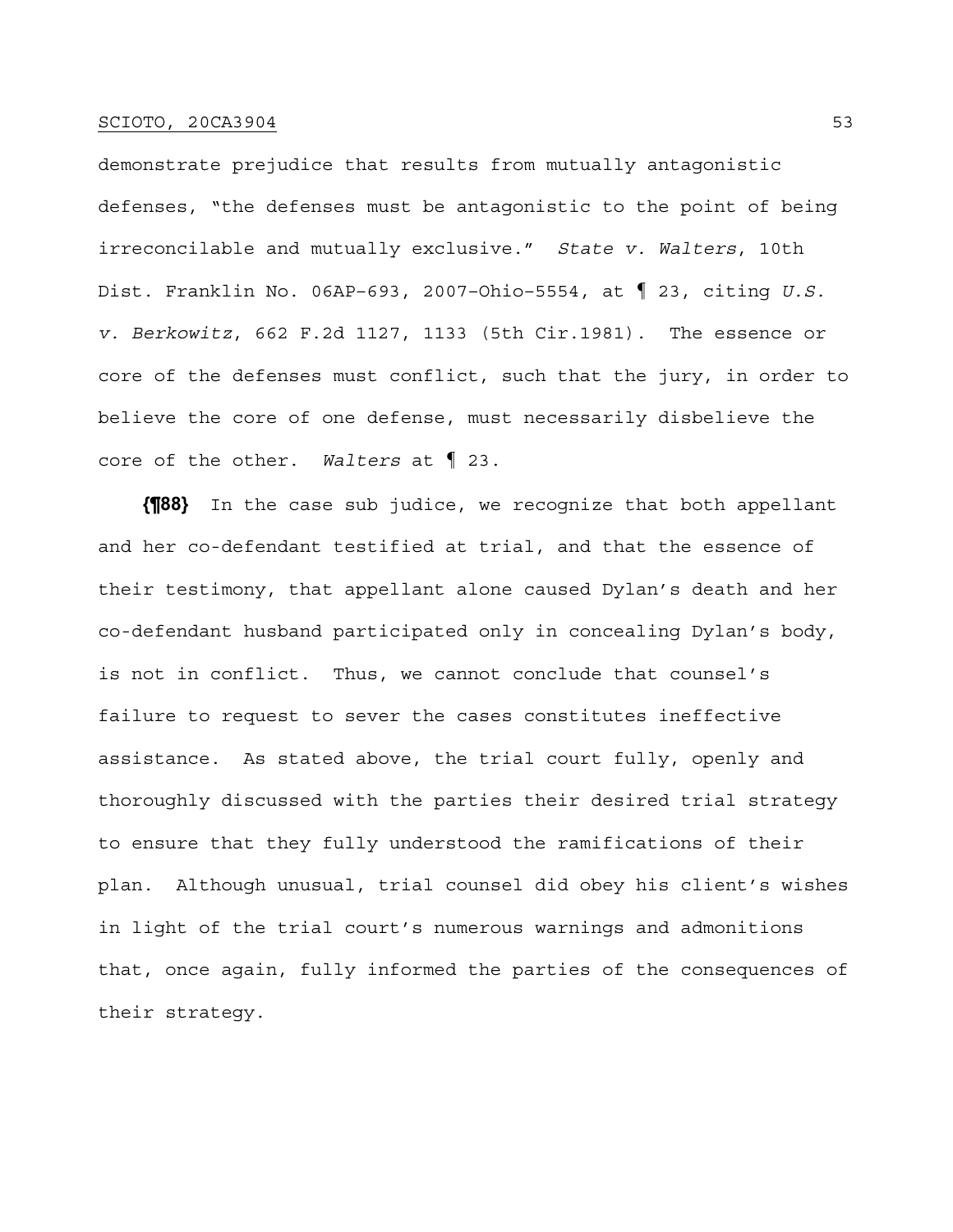demonstrate prejudice that results from mutually antagonistic defenses, "the defenses must be antagonistic to the point of being irreconcilable and mutually exclusive." *State v. Walters*, 10th Dist. Franklin No. 06AP-693, 2007-Ohio-5554, at ¶ 23, citing *U.S. v. Berkowitz*, 662 F.2d 1127, 1133 (5th Cir.1981). The essence or core of the defenses must conflict, such that the jury, in order to believe the core of one defense, must necessarily disbelieve the core of the other. *Walters* at ¶ 23.

**{¶88}** In the case sub judice, we recognize that both appellant and her co-defendant testified at trial, and that the essence of their testimony, that appellant alone caused Dylan's death and her co-defendant husband participated only in concealing Dylan's body, is not in conflict. Thus, we cannot conclude that counsel's failure to request to sever the cases constitutes ineffective assistance. As stated above, the trial court fully, openly and thoroughly discussed with the parties their desired trial strategy to ensure that they fully understood the ramifications of their plan. Although unusual, trial counsel did obey his client's wishes in light of the trial court's numerous warnings and admonitions that, once again, fully informed the parties of the consequences of their strategy.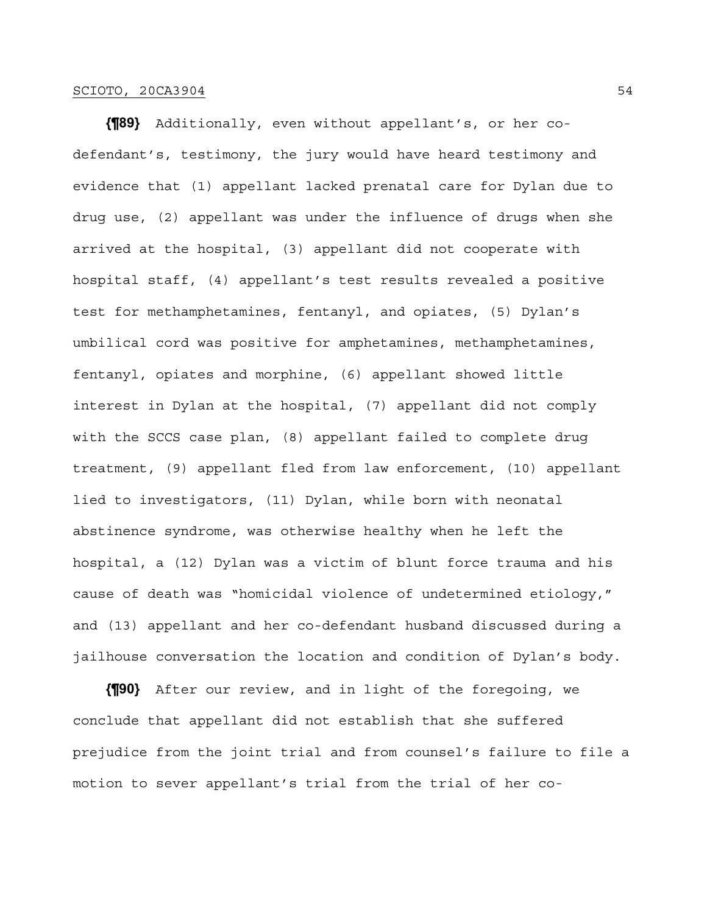**{¶89}** Additionally, even without appellant's, or her co-defendant's, testimony, the jury would have heard testimony and evidence that (1) appellant lacked prenatal care for Dylan due to drug use, (2) appellant was under the influence of drugs when she arrived at the hospital, (3) appellant did not cooperate with hospital staff, (4) appellant's test results revealed a positive test for methamphetamines, fentanyl, and opiates, (5) Dylan's umbilical cord was positive for amphetamines, methamphetamines, fentanyl, opiates and morphine, (6) appellant showed little interest in Dylan at the hospital, (7) appellant did not comply with the SCCS case plan, (8) appellant failed to complete drug treatment, (9) appellant fled from law enforcement, (10) appellant lied to investigators, (11) Dylan, while born with neonatal abstinence syndrome, was otherwise healthy when he left the hospital, a (12) Dylan was a victim of blunt force trauma and his cause of death was "homicidal violence of undetermined etiology," and (13) appellant and her co-defendant husband discussed during a jailhouse conversation the location and condition of Dylan's body.

**{¶90}** After our review, and in light of the foregoing, we conclude that appellant did not establish that she suffered prejudice from the joint trial and from counsel's failure to file a motion to sever appellant's trial from the trial of her co-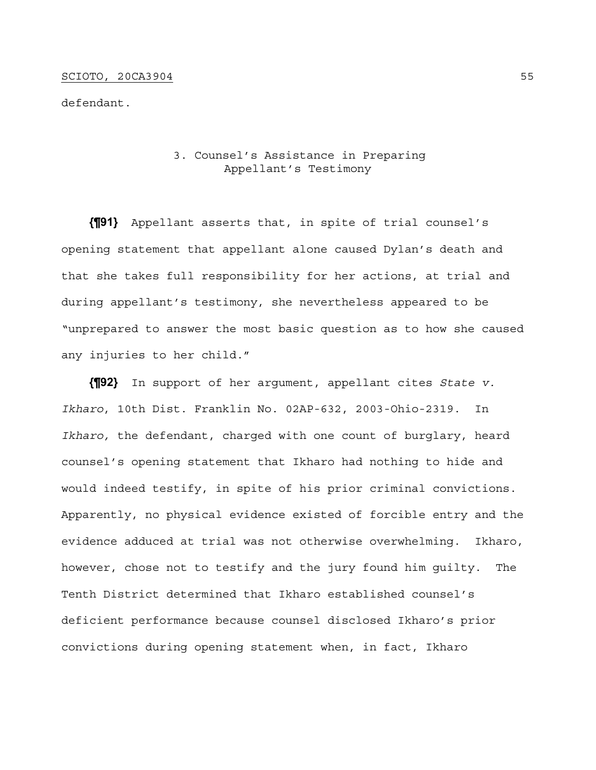defendant.

### 3. Counsel's Assistance in Preparing Appellant's Testimony

**{¶91}** Appellant asserts that, in spite of trial counsel's opening statement that appellant alone caused Dylan's death and that she takes full responsibility for her actions, at trial and during appellant's testimony, she nevertheless appeared to be "unprepared to answer the most basic question as to how she caused any injuries to her child."

**{¶92}** In support of her argument, appellant cites *State v. Ikharo*, 10th Dist. Franklin No. 02AP-632, 2003-Ohio-2319. In *Ikharo,* the defendant, charged with one count of burglary, heard counsel's opening statement that Ikharo had nothing to hide and would indeed testify, in spite of his prior criminal convictions. Apparently, no physical evidence existed of forcible entry and the evidence adduced at trial was not otherwise overwhelming. Ikharo, however, chose not to testify and the jury found him guilty. The Tenth District determined that Ikharo established counsel's deficient performance because counsel disclosed Ikharo's prior convictions during opening statement when, in fact, Ikharo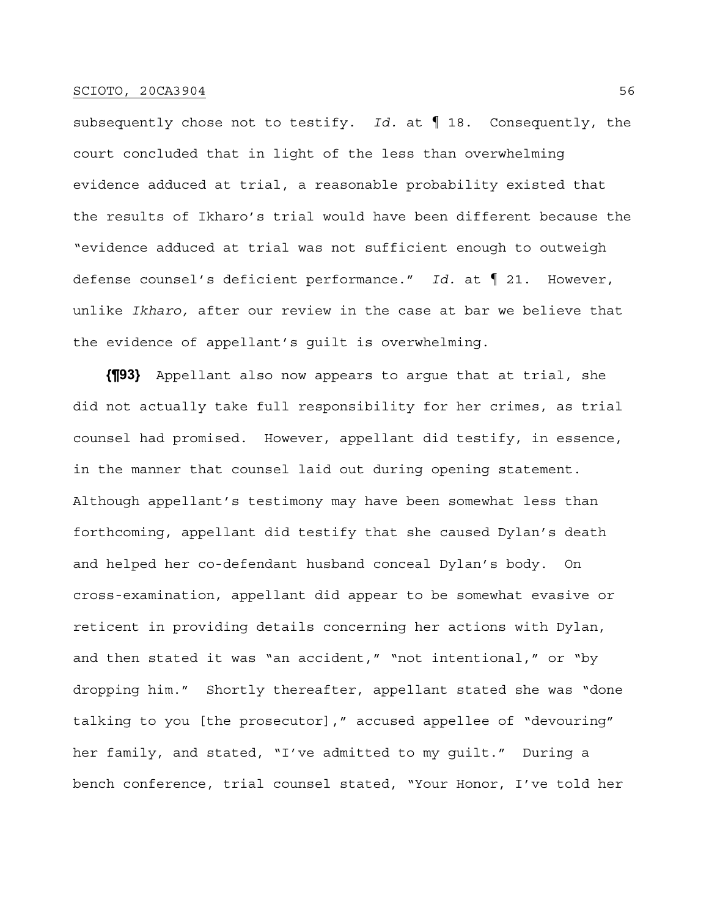subsequently chose not to testify. *Id.* at ¶ 18. Consequently, the court concluded that in light of the less than overwhelming evidence adduced at trial, a reasonable probability existed that the results of Ikharo's trial would have been different because the "evidence adduced at trial was not sufficient enough to outweigh defense counsel's deficient performance." *Id.* at ¶ 21. However, unlike *Ikharo,* after our review in the case at bar we believe that the evidence of appellant's guilt is overwhelming.

**{¶93}** Appellant also now appears to argue that at trial, she did not actually take full responsibility for her crimes, as trial counsel had promised. However, appellant did testify, in essence, in the manner that counsel laid out during opening statement. Although appellant's testimony may have been somewhat less than forthcoming, appellant did testify that she caused Dylan's death and helped her co-defendant husband conceal Dylan's body. On cross-examination, appellant did appear to be somewhat evasive or reticent in providing details concerning her actions with Dylan, and then stated it was "an accident," "not intentional," or "by dropping him." Shortly thereafter, appellant stated she was "done talking to you [the prosecutor]," accused appellee of "devouring" her family, and stated, "I've admitted to my guilt." During a bench conference, trial counsel stated, "Your Honor, I've told her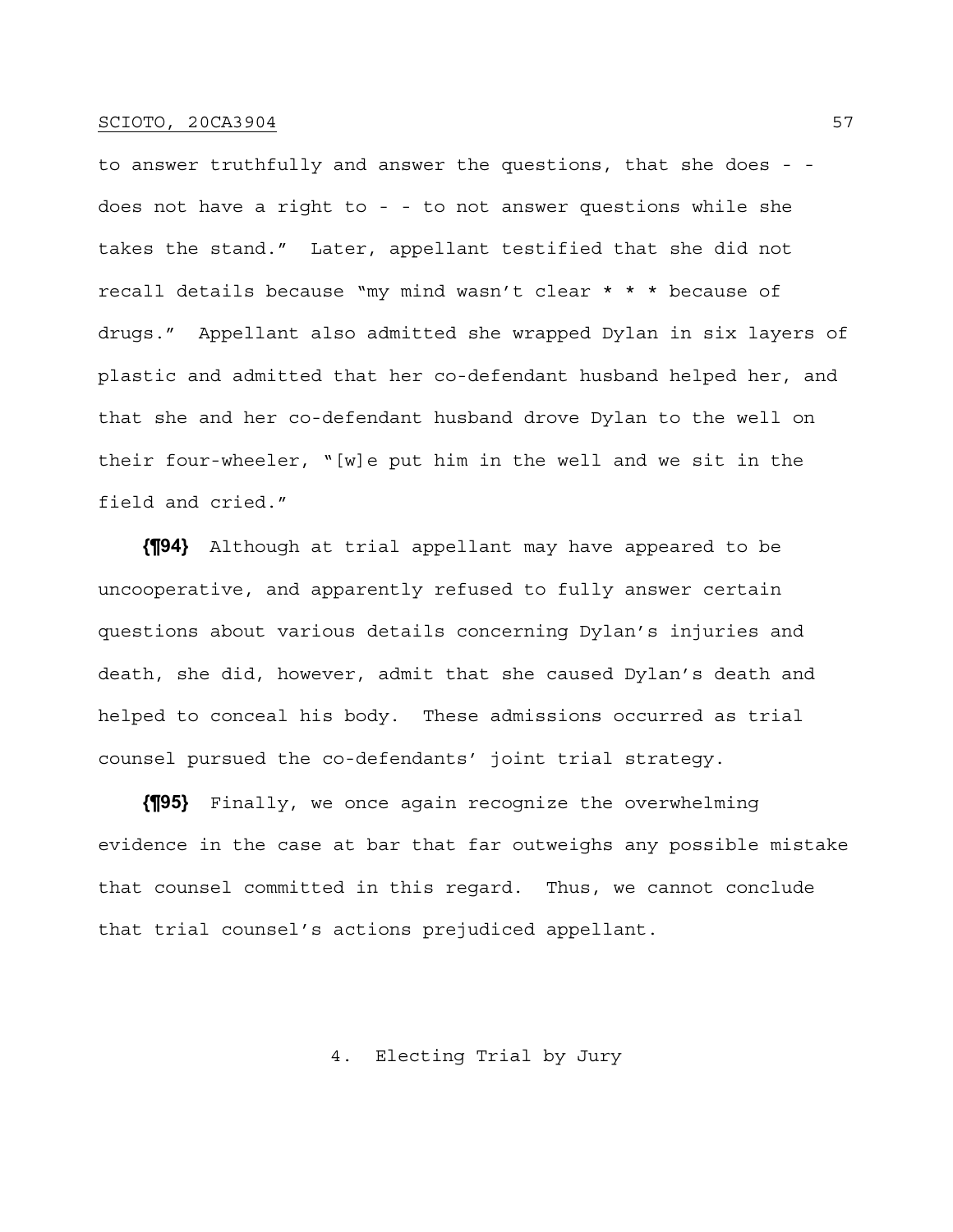to answer truthfully and answer the questions, that she does - - does not have a right to - - to not answer questions while she takes the stand." Later, appellant testified that she did not recall details because "my mind wasn't clear * * * because of drugs." Appellant also admitted she wrapped Dylan in six layers of plastic and admitted that her co-defendant husband helped her, and that she and her co-defendant husband drove Dylan to the well on their four-wheeler, "[w]e put him in the well and we sit in the field and cried."

**{¶94}** Although at trial appellant may have appeared to be uncooperative, and apparently refused to fully answer certain questions about various details concerning Dylan's injuries and death, she did, however, admit that she caused Dylan's death and helped to conceal his body. These admissions occurred as trial counsel pursued the co-defendants' joint trial strategy.

**{¶95}** Finally, we once again recognize the overwhelming evidence in the case at bar that far outweighs any possible mistake that counsel committed in this regard. Thus, we cannot conclude that trial counsel's actions prejudiced appellant.

4. Electing Trial by Jury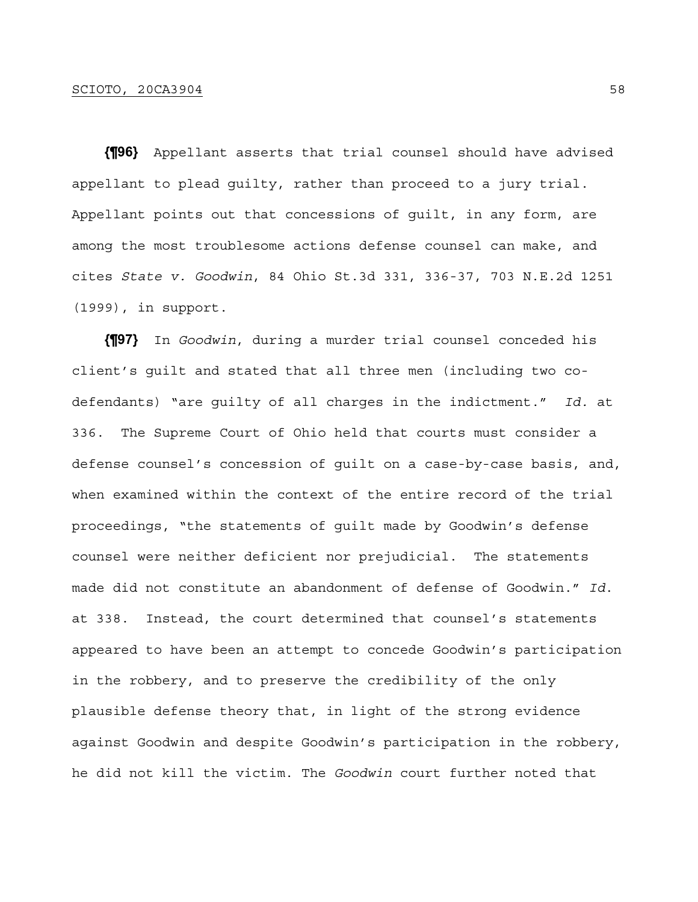**{¶96}** Appellant asserts that trial counsel should have advised appellant to plead guilty, rather than proceed to a jury trial. Appellant points out that concessions of guilt, in any form, are among the most troublesome actions defense counsel can make, and cites *State v. Goodwin*, 84 Ohio St.3d 331, 336-37, 703 N.E.2d 1251 (1999), in support.

**{¶97}** In *Goodwin*, during a murder trial counsel conceded his client's guilt and stated that all three men (including two co-defendants) "are guilty of all charges in the indictment." *Id.* at 336. The Supreme Court of Ohio held that courts must consider a defense counsel's concession of guilt on a case-by-case basis, and, when examined within the context of the entire record of the trial proceedings, "the statements of guilt made by Goodwin's defense counsel were neither deficient nor prejudicial. The statements made did not constitute an abandonment of defense of Goodwin." *Id.* at 338. Instead, the court determined that counsel's statements appeared to have been an attempt to concede Goodwin's participation in the robbery, and to preserve the credibility of the only plausible defense theory that, in light of the strong evidence against Goodwin and despite Goodwin's participation in the robbery, he did not kill the victim. The *Goodwin* court further noted that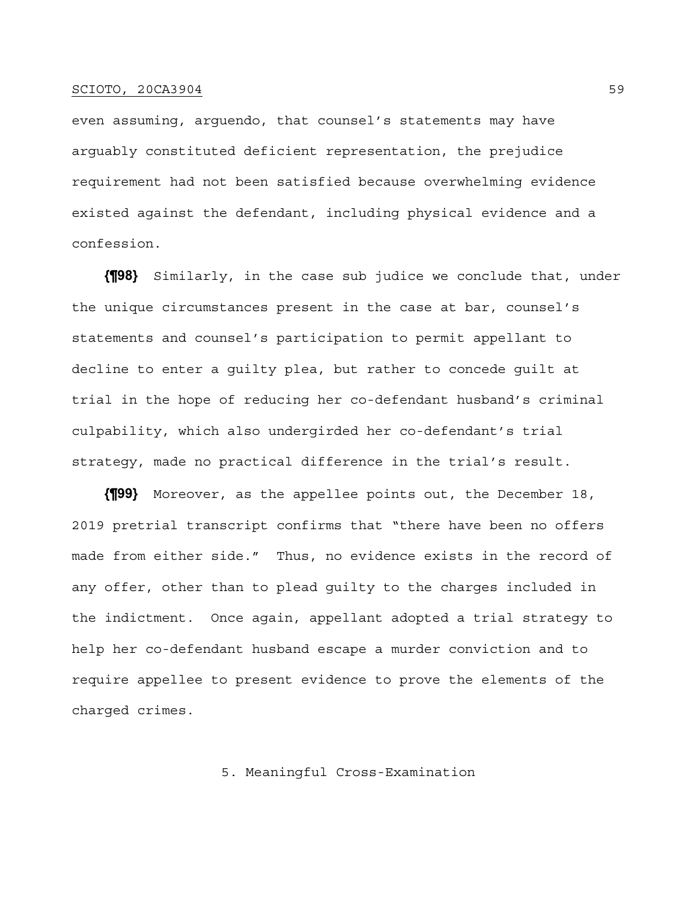even assuming, arguendo, that counsel's statements may have arguably constituted deficient representation, the prejudice requirement had not been satisfied because overwhelming evidence existed against the defendant, including physical evidence and a confession.

**{¶98}** Similarly, in the case sub judice we conclude that, under the unique circumstances present in the case at bar, counsel's statements and counsel's participation to permit appellant to decline to enter a guilty plea, but rather to concede guilt at trial in the hope of reducing her co-defendant husband's criminal culpability, which also undergirded her co-defendant's trial strategy, made no practical difference in the trial's result.

**{¶99}** Moreover, as the appellee points out, the December 18, 2019 pretrial transcript confirms that "there have been no offers made from either side." Thus, no evidence exists in the record of any offer, other than to plead guilty to the charges included in the indictment. Once again, appellant adopted a trial strategy to help her co-defendant husband escape a murder conviction and to require appellee to present evidence to prove the elements of the charged crimes.

5. Meaningful Cross-Examination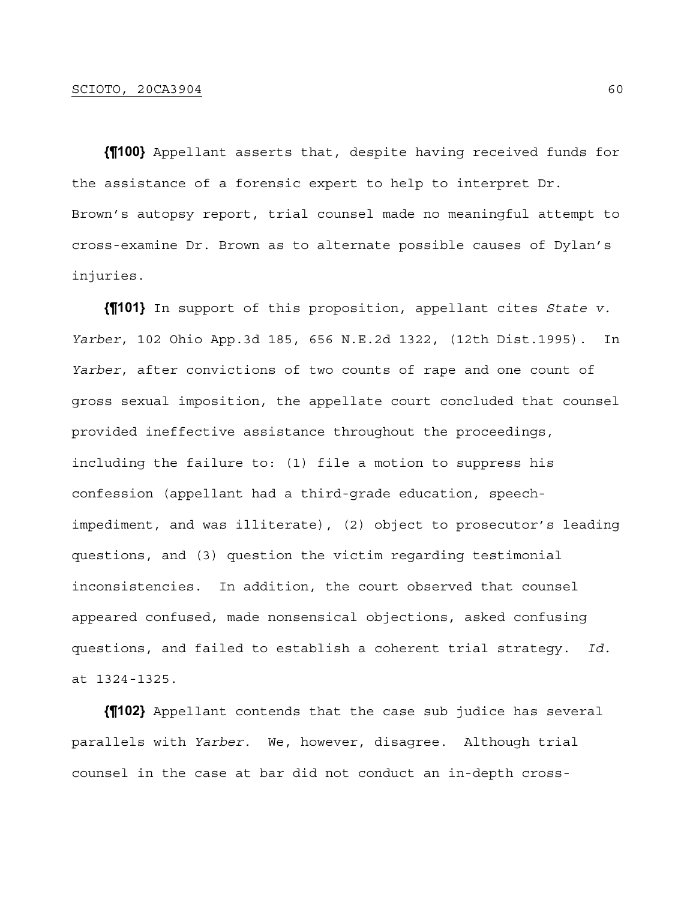**{¶100}** Appellant asserts that, despite having received funds for the assistance of a forensic expert to help to interpret Dr. Brown's autopsy report, trial counsel made no meaningful attempt to cross-examine Dr. Brown as to alternate possible causes of Dylan's injuries.

**{¶101}** In support of this proposition, appellant cites *State v. Yarber*, 102 Ohio App.3d 185, 656 N.E.2d 1322, (12th Dist.1995). In *Yarber*, after convictions of two counts of rape and one count of gross sexual imposition, the appellate court concluded that counsel provided ineffective assistance throughout the proceedings, including the failure to: (1) file a motion to suppress his confession (appellant had a third-grade education, speech-impediment, and was illiterate), (2) object to prosecutor's leading questions, and (3) question the victim regarding testimonial inconsistencies. In addition, the court observed that counsel appeared confused, made nonsensical objections, asked confusing questions, and failed to establish a coherent trial strategy. *Id.* at 1324-1325.

**{¶102}** Appellant contends that the case sub judice has several parallels with *Yarber.* We, however, disagree. Although trial counsel in the case at bar did not conduct an in-depth cross-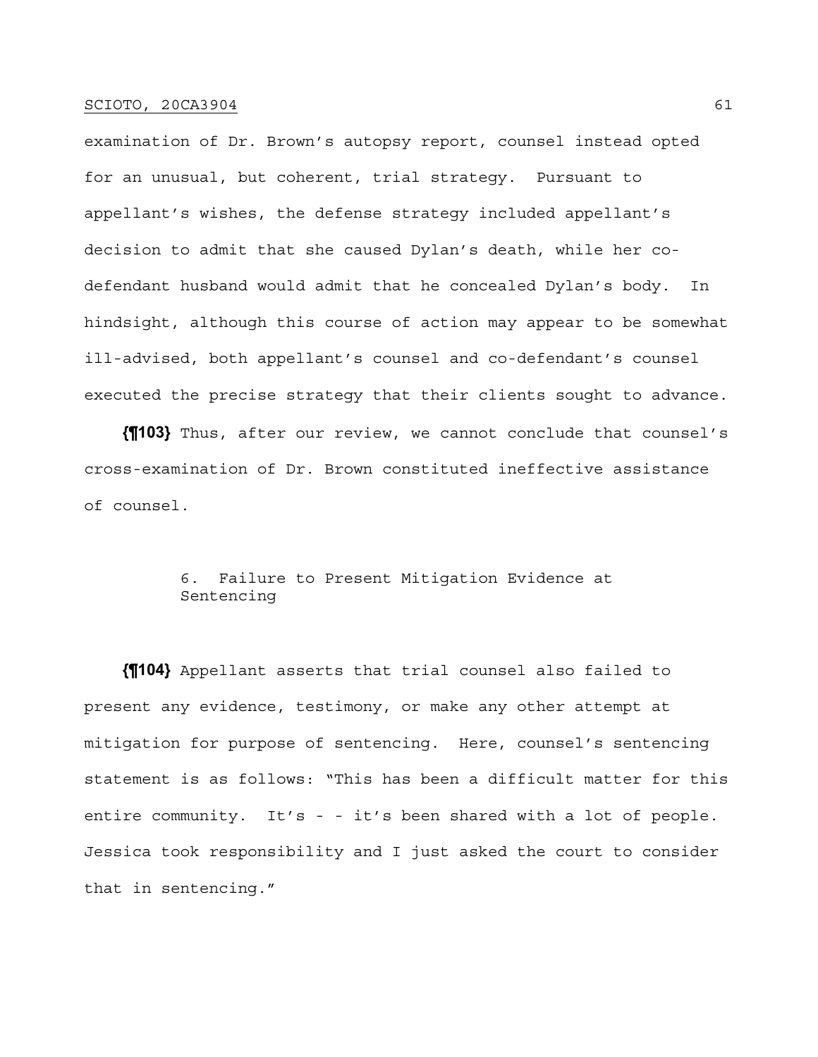examination of Dr. Brown's autopsy report, counsel instead opted for an unusual, but coherent, trial strategy. Pursuant to appellant's wishes, the defense strategy included appellant's decision to admit that she caused Dylan's death, while her co-defendant husband would admit that he concealed Dylan's body. In hindsight, although this course of action may appear to be somewhat ill-advised, both appellant's counsel and co-defendant's counsel executed the precise strategy that their clients sought to advance.

**{¶103}** Thus, after our review, we cannot conclude that counsel's cross-examination of Dr. Brown constituted ineffective assistance of counsel.

6. Failure to Present Mitigation Evidence at Sentencing

**{¶104}** Appellant asserts that trial counsel also failed to present any evidence, testimony, or make any other attempt at mitigation for purpose of sentencing. Here, counsel's sentencing statement is as follows: "This has been a difficult matter for this entire community. It's - - it's been shared with a lot of people. Jessica took responsibility and I just asked the court to consider that in sentencing."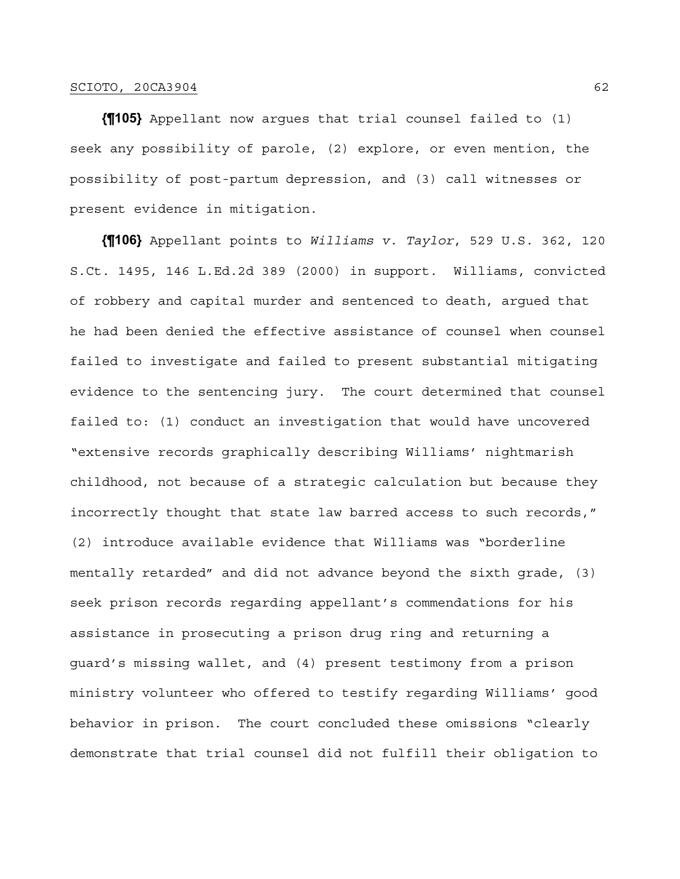**{¶105}** Appellant now argues that trial counsel failed to (1) seek any possibility of parole, (2) explore, or even mention, the possibility of post-partum depression, and (3) call witnesses or present evidence in mitigation.

**{¶106}** Appellant points to *Williams v. Taylor*, 529 U.S. 362, 120 S.Ct. 1495, 146 L.Ed.2d 389 (2000) in support. Williams, convicted of robbery and capital murder and sentenced to death, argued that he had been denied the effective assistance of counsel when counsel failed to investigate and failed to present substantial mitigating evidence to the sentencing jury. The court determined that counsel failed to: (1) conduct an investigation that would have uncovered "extensive records graphically describing Williams' nightmarish childhood, not because of a strategic calculation but because they incorrectly thought that state law barred access to such records," (2) introduce available evidence that Williams was "borderline mentally retarded" and did not advance beyond the sixth grade, (3) seek prison records regarding appellant's commendations for his assistance in prosecuting a prison drug ring and returning a guard's missing wallet, and (4) present testimony from a prison ministry volunteer who offered to testify regarding Williams' good behavior in prison. The court concluded these omissions "clearly demonstrate that trial counsel did not fulfill their obligation to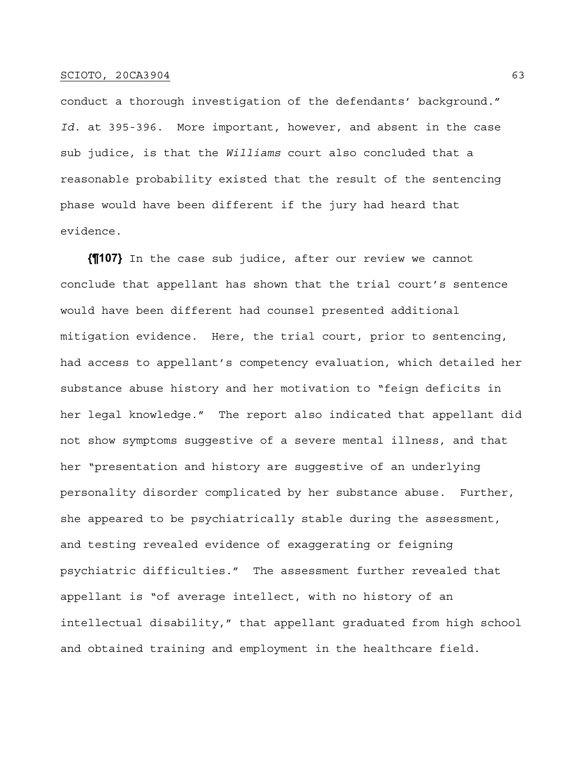conduct a thorough investigation of the defendants' background." *Id.* at 395-396. More important, however, and absent in the case sub judice, is that the *Williams* court also concluded that a reasonable probability existed that the result of the sentencing phase would have been different if the jury had heard that evidence.

**{¶107}** In the case sub judice, after our review we cannot conclude that appellant has shown that the trial court's sentence would have been different had counsel presented additional mitigation evidence. Here, the trial court, prior to sentencing, had access to appellant's competency evaluation, which detailed her substance abuse history and her motivation to "feign deficits in her legal knowledge." The report also indicated that appellant did not show symptoms suggestive of a severe mental illness, and that her "presentation and history are suggestive of an underlying personality disorder complicated by her substance abuse. Further, she appeared to be psychiatrically stable during the assessment, and testing revealed evidence of exaggerating or feigning psychiatric difficulties." The assessment further revealed that appellant is "of average intellect, with no history of an intellectual disability," that appellant graduated from high school and obtained training and employment in the healthcare field.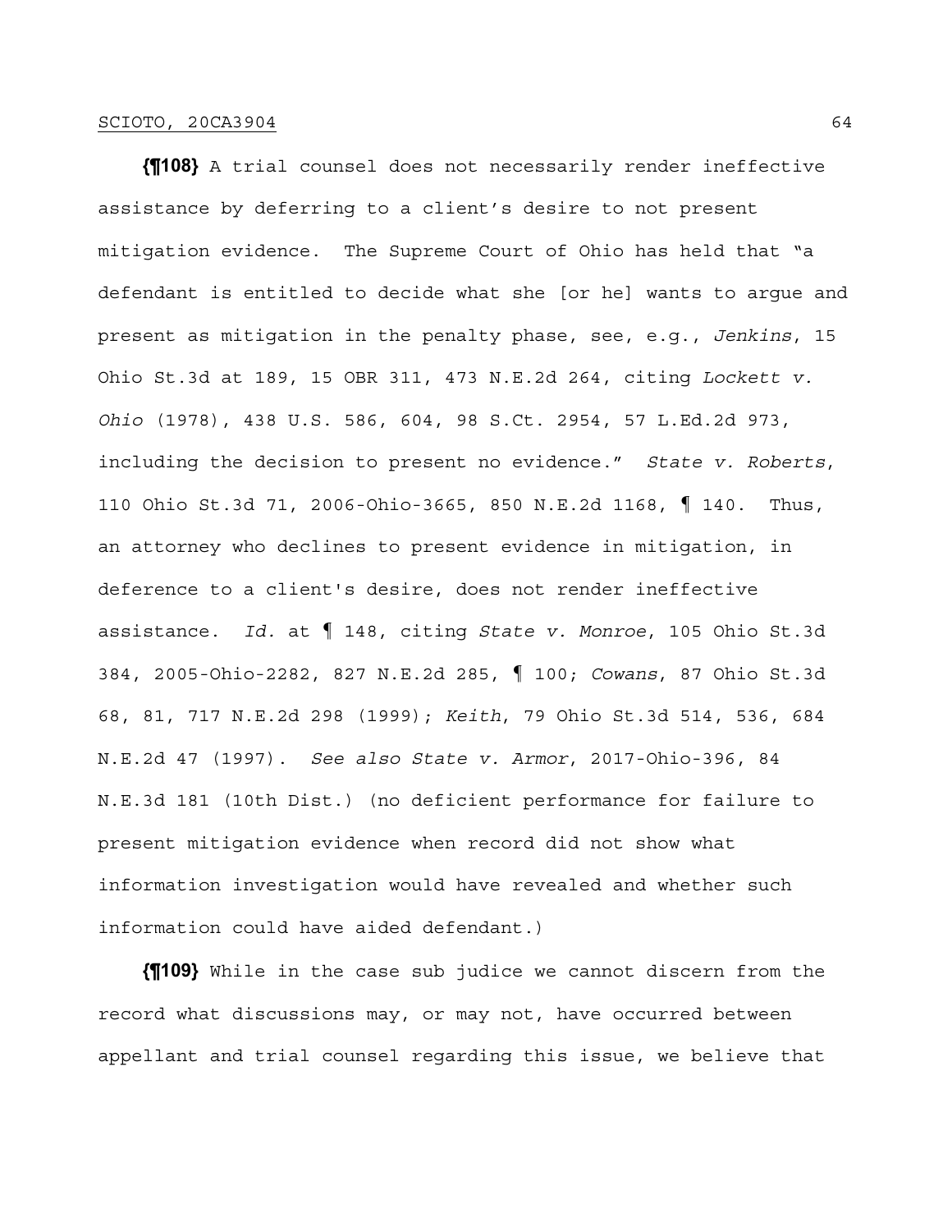**{¶108}** A trial counsel does not necessarily render ineffective assistance by deferring to a client's desire to not present mitigation evidence. The Supreme Court of Ohio has held that "a defendant is entitled to decide what she [or he] wants to argue and present as mitigation in the penalty phase, see, e.g., *Jenkins*, 15 Ohio St.3d at 189, 15 OBR 311, 473 N.E.2d 264, citing *Lockett v. Ohio* (1978), 438 U.S. 586, 604, 98 S.Ct. 2954, 57 L.Ed.2d 973, including the decision to present no evidence." *State v. Roberts*, 110 Ohio St.3d 71, 2006-Ohio-3665, 850 N.E.2d 1168, ¶ 140. Thus, an attorney who declines to present evidence in mitigation, in deference to a client's desire, does not render ineffective assistance. *Id.* at ¶ 148, citing *State v. Monroe*, 105 Ohio St.3d 384, 2005-Ohio-2282, 827 N.E.2d 285, ¶ 100; *Cowans*, 87 Ohio St.3d 68, 81, 717 N.E.2d 298 (1999); *Keith*, 79 Ohio St.3d 514, 536, 684 N.E.2d 47 (1997). *See also State v. Armor*, 2017-Ohio-396, 84 N.E.3d 181 (10th Dist.) (no deficient performance for failure to present mitigation evidence when record did not show what information investigation would have revealed and whether such information could have aided defendant.)

**{¶109}** While in the case sub judice we cannot discern from the record what discussions may, or may not, have occurred between appellant and trial counsel regarding this issue, we believe that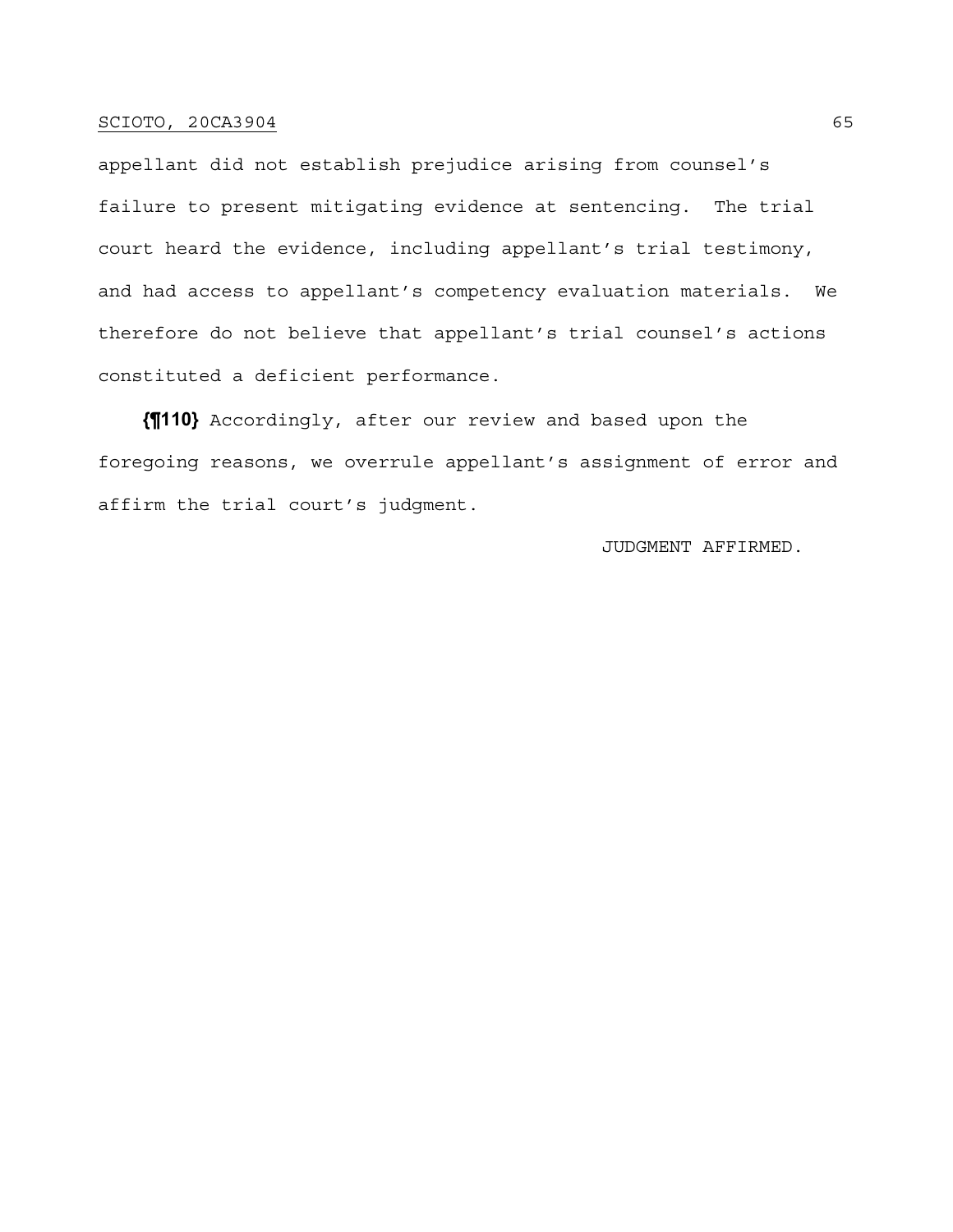appellant did not establish prejudice arising from counsel's failure to present mitigating evidence at sentencing. The trial court heard the evidence, including appellant's trial testimony, and had access to appellant's competency evaluation materials. We therefore do not believe that appellant's trial counsel's actions constituted a deficient performance.

**{¶110}** Accordingly, after our review and based upon the foregoing reasons, we overrule appellant's assignment of error and affirm the trial court's judgment.

JUDGMENT AFFIRMED.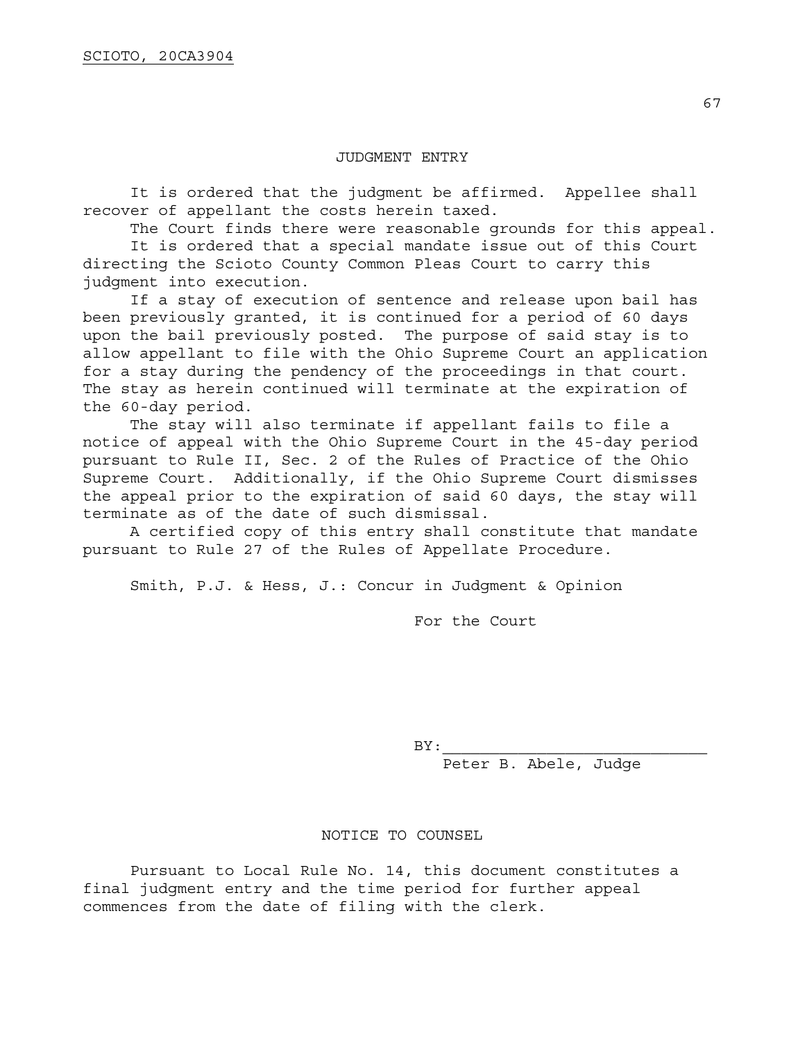# JUDGMENT ENTRY

It is ordered that the judgment be affirmed. Appellee shall recover of appellant the costs herein taxed.

The Court finds there were reasonable grounds for this appeal.

It is ordered that a special mandate issue out of this Court directing the Scioto County Common Pleas Court to carry this judgment into execution.

If a stay of execution of sentence and release upon bail has been previously granted, it is continued for a period of 60 days upon the bail previously posted. The purpose of said stay is to allow appellant to file with the Ohio Supreme Court an application for a stay during the pendency of the proceedings in that court. The stay as herein continued will terminate at the expiration of the 60-day period.

The stay will also terminate if appellant fails to file a notice of appeal with the Ohio Supreme Court in the 45-day period pursuant to Rule II, Sec. 2 of the Rules of Practice of the Ohio Supreme Court. Additionally, if the Ohio Supreme Court dismisses the appeal prior to the expiration of said 60 days, the stay will terminate as of the date of such dismissal.

A certified copy of this entry shall constitute that mandate pursuant to Rule 27 of the Rules of Appellate Procedure.

Smith, P.J. & Hess, J.: Concur in Judgment & Opinion

For the Court

BY:_____________________________
Peter B. Abele, Judge

## NOTICE TO COUNSEL

Pursuant to Local Rule No. 14, this document constitutes a final judgment entry and the time period for further appeal commences from the date of filing with the clerk.